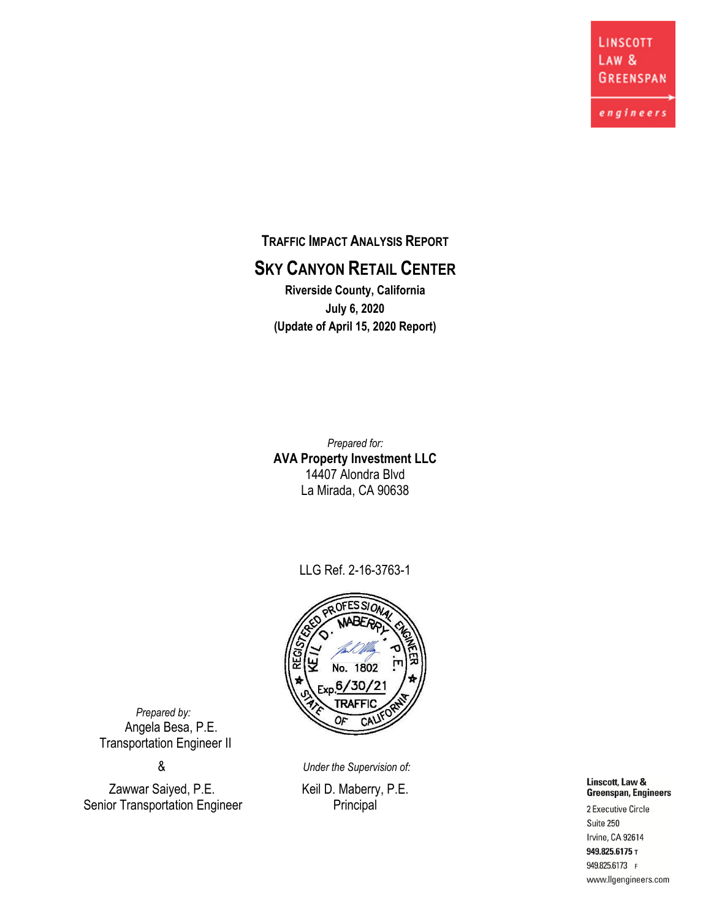Linscott Law & Greenspan engineers

# Traffic Impact Analysis Report

## Sky Canyon Retail Center

**Riverside County, California**
**July 6, 2020**
**(Update of April 15, 2020 Report)**

*Prepared for:*
**AVA Property Investment LLC**
14407 Alondra Blvd
La Mirada, CA 90638

LLG Ref. 2-16-3763-1

REGISTERED PROFESSIONAL ENGINEER
KEIL D. MABERRY, P.E.
No. 1802
Exp. 6/30/21
TRAFFIC
STATE OF CALIFORNIA

*Prepared by:*
Angela Besa, P.E.
Transportation Engineer II

&

Zawwar Saiyed, P.E.
Senior Transportation Engineer

*Under the Supervision of:*
Keil D. Maberry, P.E.
Principal

**Linscott, Law & Greenspan, Engineers**
2 Executive Circle
Suite 250
Irvine, CA 92614
**949.825.6175 T**
949.825.6173 F
www.llgengineers.com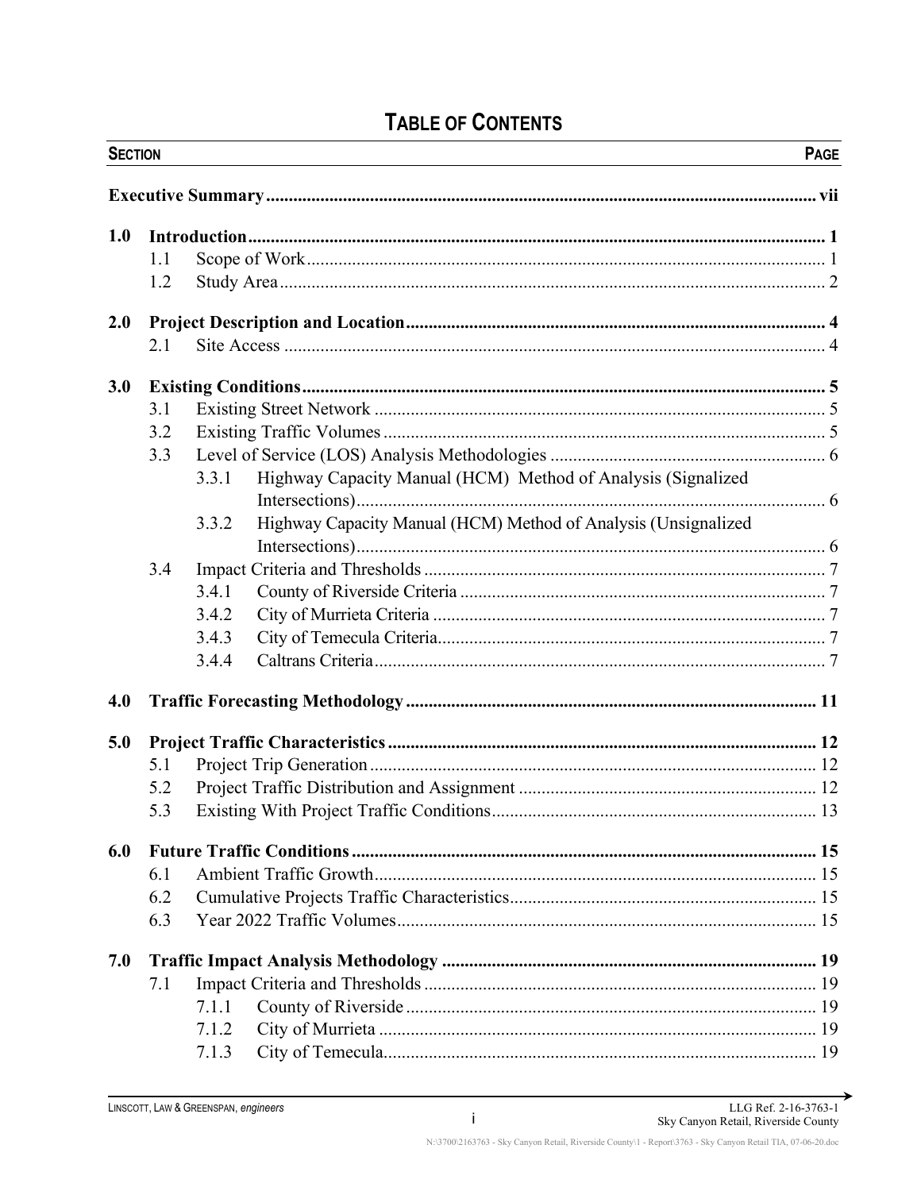# TABLE OF CONTENTS

| SECTION | | | PAGE |
|---|---|---|---|
| **Executive Summary** | | | **vii** |
| **1.0** | **Introduction** | | **1** |
| | 1.1 | Scope of Work | 1 |
| | 1.2 | Study Area | 2 |
| **2.0** | **Project Description and Location** | | **4** |
| | 2.1 | Site Access | 4 |
| **3.0** | **Existing Conditions** | | **5** |
| | 3.1 | Existing Street Network | 5 |
| | 3.2 | Existing Traffic Volumes | 5 |
| | 3.3 | Level of Service (LOS) Analysis Methodologies | 6 |
| | | 3.3.1 Highway Capacity Manual (HCM) Method of Analysis (Signalized Intersections) | 6 |
| | | 3.3.2 Highway Capacity Manual (HCM) Method of Analysis (Unsignalized Intersections) | 6 |
| | 3.4 | Impact Criteria and Thresholds | 7 |
| | | 3.4.1 County of Riverside Criteria | 7 |
| | | 3.4.2 City of Murrieta Criteria | 7 |
| | | 3.4.3 City of Temecula Criteria | 7 |
| | | 3.4.4 Caltrans Criteria | 7 |
| **4.0** | **Traffic Forecasting Methodology** | | **11** |
| **5.0** | **Project Traffic Characteristics** | | **12** |
| | 5.1 | Project Trip Generation | 12 |
| | 5.2 | Project Traffic Distribution and Assignment | 12 |
| | 5.3 | Existing With Project Traffic Conditions | 13 |
| **6.0** | **Future Traffic Conditions** | | **15** |
| | 6.1 | Ambient Traffic Growth | 15 |
| | 6.2 | Cumulative Projects Traffic Characteristics | 15 |
| | 6.3 | Year 2022 Traffic Volumes | 15 |
| **7.0** | **Traffic Impact Analysis Methodology** | | **19** |
| | 7.1 | Impact Criteria and Thresholds | 19 |
| | | 7.1.1 County of Riverside | 19 |
| | | 7.1.2 City of Murrieta | 19 |
| | | 7.1.3 City of Temecula | 19 |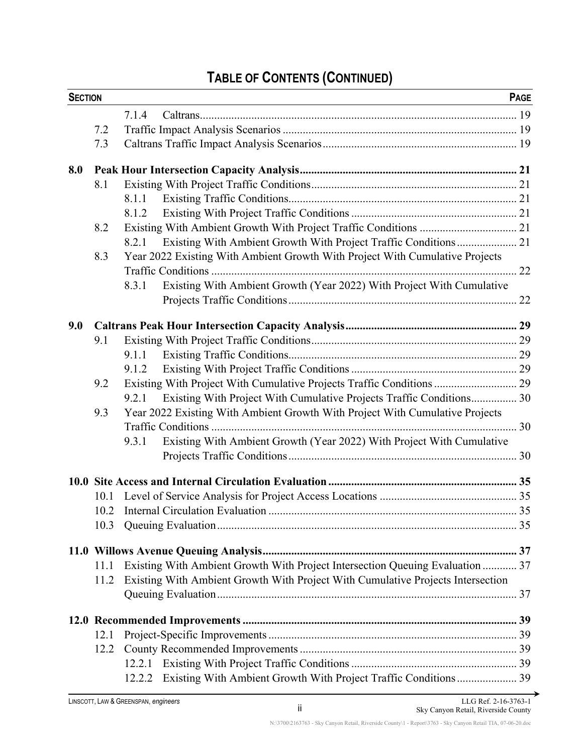# TABLE OF CONTENTS (CONTINUED)

| SECTION | | | PAGE |
|---|---|---|---|
| | | 7.1.4 Caltrans | 19 |
| | 7.2 | Traffic Impact Analysis Scenarios | 19 |
| | 7.3 | Caltrans Traffic Impact Analysis Scenarios | 19 |
| **8.0** | **Peak Hour Intersection Capacity Analysis** | | **21** |
| | 8.1 | Existing With Project Traffic Conditions | 21 |
| | | 8.1.1 Existing Traffic Conditions | 21 |
| | | 8.1.2 Existing With Project Traffic Conditions | 21 |
| | 8.2 | Existing With Ambient Growth With Project Traffic Conditions | 21 |
| | | 8.2.1 Existing With Ambient Growth With Project Traffic Conditions | 21 |
| | 8.3 | Year 2022 Existing With Ambient Growth With Project With Cumulative Projects Traffic Conditions | 22 |
| | | 8.3.1 Existing With Ambient Growth (Year 2022) With Project With Cumulative Projects Traffic Conditions | 22 |
| **9.0** | **Caltrans Peak Hour Intersection Capacity Analysis** | | **29** |
| | 9.1 | Existing With Project Traffic Conditions | 29 |
| | | 9.1.1 Existing Traffic Conditions | 29 |
| | | 9.1.2 Existing With Project Traffic Conditions | 29 |
| | 9.2 | Existing With Project With Cumulative Projects Traffic Conditions | 29 |
| | | 9.2.1 Existing With Project With Cumulative Projects Traffic Conditions | 30 |
| | 9.3 | Year 2022 Existing With Ambient Growth With Project With Cumulative Projects Traffic Conditions | 30 |
| | | 9.3.1 Existing With Ambient Growth (Year 2022) With Project With Cumulative Projects Traffic Conditions | 30 |
| **10.0** | **Site Access and Internal Circulation Evaluation** | | **35** |
| | 10.1 | Level of Service Analysis for Project Access Locations | 35 |
| | 10.2 | Internal Circulation Evaluation | 35 |
| | 10.3 | Queuing Evaluation | 35 |
| **11.0** | **Willows Avenue Queuing Analysis** | | **37** |
| | 11.1 | Existing With Ambient Growth With Project Intersection Queuing Evaluation | 37 |
| | 11.2 | Existing With Ambient Growth With Project With Cumulative Projects Intersection Queuing Evaluation | 37 |
| **12.0** | **Recommended Improvements** | | **39** |
| | 12.1 | Project-Specific Improvements | 39 |
| | 12.2 | County Recommended Improvements | 39 |
| | | 12.2.1 Existing With Project Traffic Conditions | 39 |
| | | 12.2.2 Existing With Ambient Growth With Project Traffic Conditions | 39 |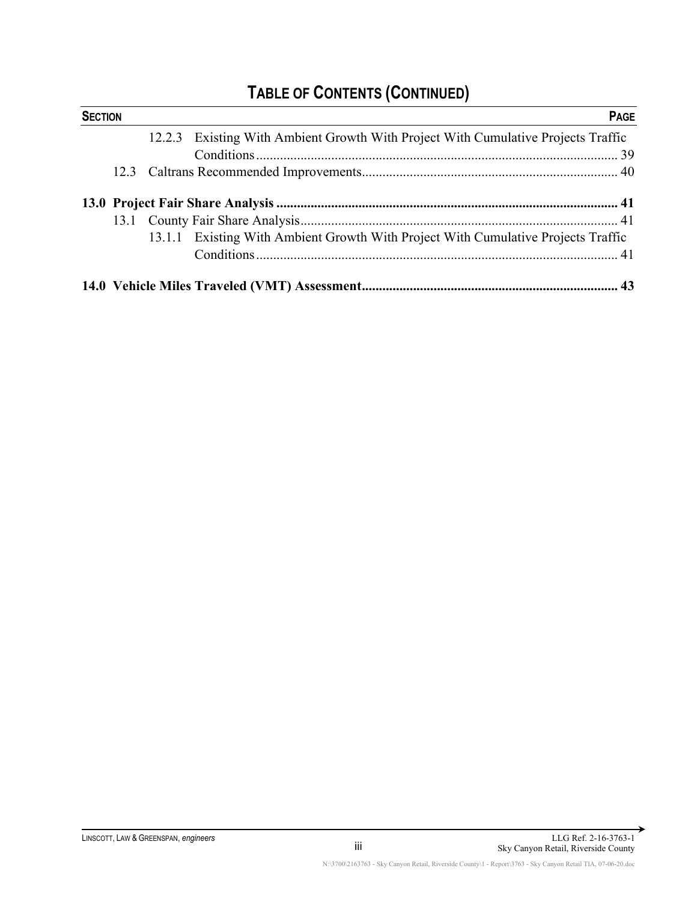# TABLE OF CONTENTS (CONTINUED)

| SECTION | PAGE |
|---|---|
| 12.2.3 Existing With Ambient Growth With Project With Cumulative Projects Traffic Conditions | 39 |
| 12.3 Caltrans Recommended Improvements | 40 |
| **13.0 Project Fair Share Analysis** | **41** |
| 13.1 County Fair Share Analysis | 41 |
| 13.1.1 Existing With Ambient Growth With Project With Cumulative Projects Traffic Conditions | 41 |
| **14.0 Vehicle Miles Traveled (VMT) Assessment** | **43** |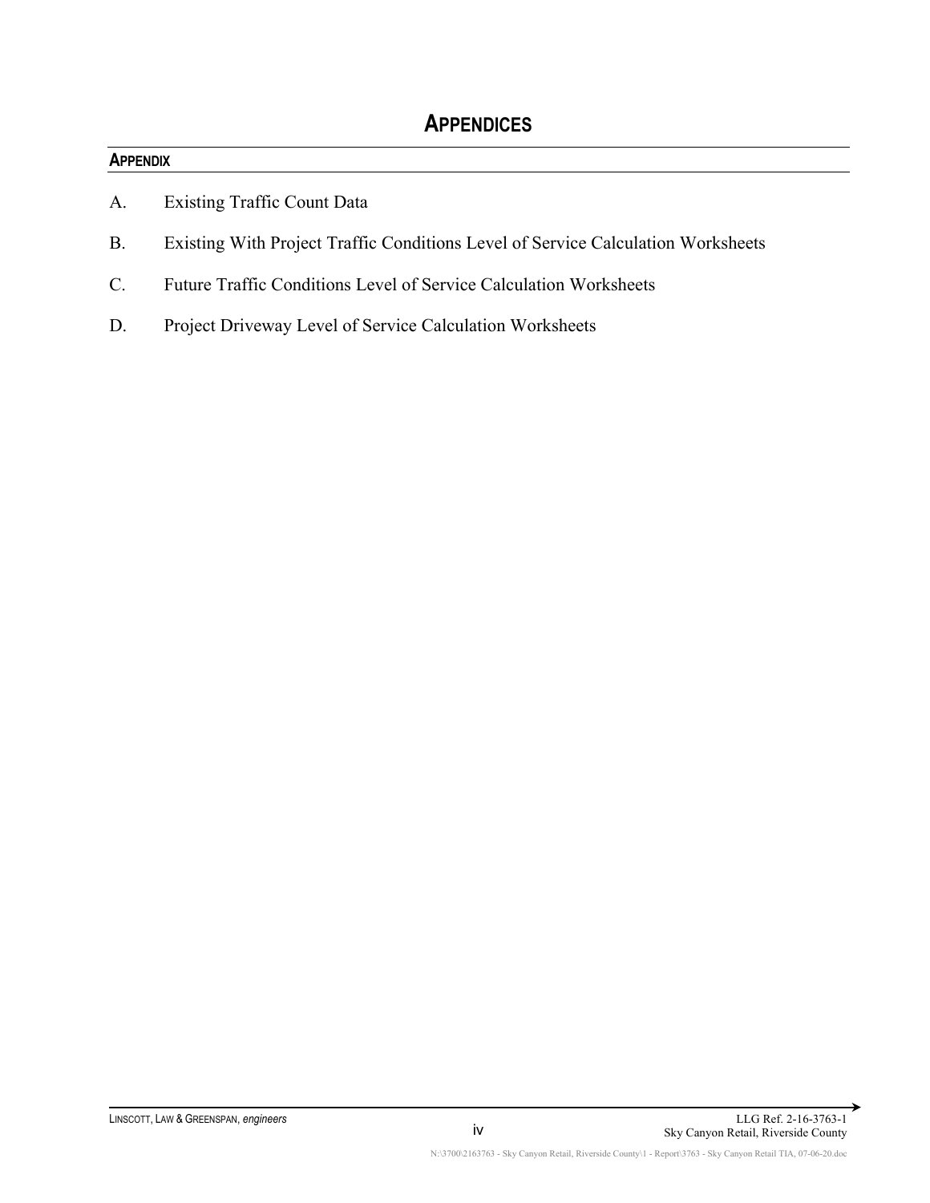# APPENDICES

**APPENDIX**

A. Existing Traffic Count Data

B. Existing With Project Traffic Conditions Level of Service Calculation Worksheets

C. Future Traffic Conditions Level of Service Calculation Worksheets

D. Project Driveway Level of Service Calculation Worksheets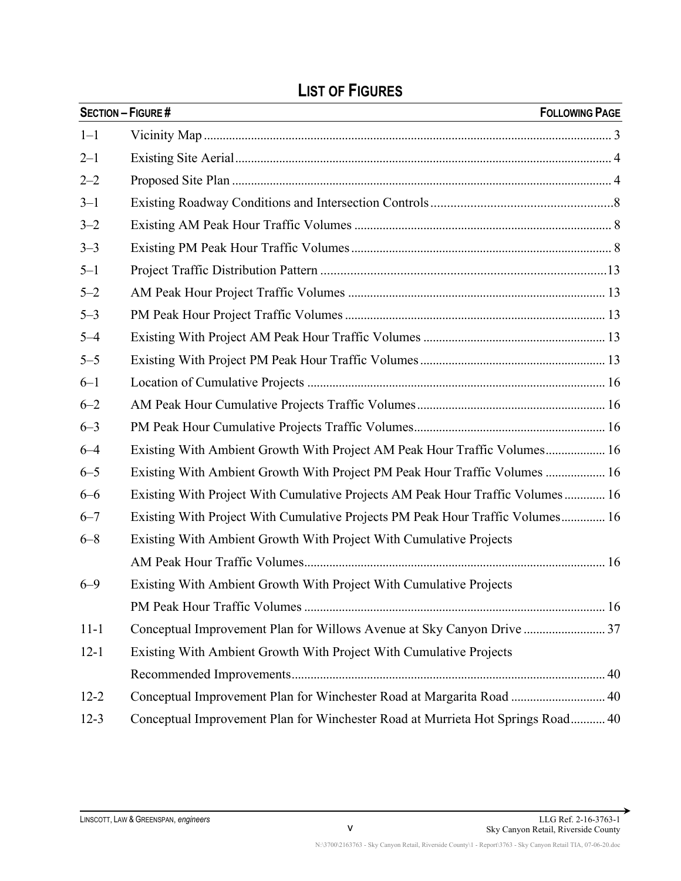## LIST OF FIGURES

| SECTION – FIGURE # | | FOLLOWING PAGE |
|---|---|---|
| 1–1 | Vicinity Map | 3 |
| 2–1 | Existing Site Aerial | 4 |
| 2–2 | Proposed Site Plan | 4 |
| 3–1 | Existing Roadway Conditions and Intersection Controls | 8 |
| 3–2 | Existing AM Peak Hour Traffic Volumes | 8 |
| 3–3 | Existing PM Peak Hour Traffic Volumes | 8 |
| 5–1 | Project Traffic Distribution Pattern | 13 |
| 5–2 | AM Peak Hour Project Traffic Volumes | 13 |
| 5–3 | PM Peak Hour Project Traffic Volumes | 13 |
| 5–4 | Existing With Project AM Peak Hour Traffic Volumes | 13 |
| 5–5 | Existing With Project PM Peak Hour Traffic Volumes | 13 |
| 6–1 | Location of Cumulative Projects | 16 |
| 6–2 | AM Peak Hour Cumulative Projects Traffic Volumes | 16 |
| 6–3 | PM Peak Hour Cumulative Projects Traffic Volumes | 16 |
| 6–4 | Existing With Ambient Growth With Project AM Peak Hour Traffic Volumes | 16 |
| 6–5 | Existing With Ambient Growth With Project PM Peak Hour Traffic Volumes | 16 |
| 6–6 | Existing With Project With Cumulative Projects AM Peak Hour Traffic Volumes | 16 |
| 6–7 | Existing With Project With Cumulative Projects PM Peak Hour Traffic Volumes | 16 |
| 6–8 | Existing With Ambient Growth With Project With Cumulative Projects AM Peak Hour Traffic Volumes | 16 |
| 6–9 | Existing With Ambient Growth With Project With Cumulative Projects PM Peak Hour Traffic Volumes | 16 |
| 11-1 | Conceptual Improvement Plan for Willows Avenue at Sky Canyon Drive | 37 |
| 12-1 | Existing With Ambient Growth With Project With Cumulative Projects Recommended Improvements | 40 |
| 12-2 | Conceptual Improvement Plan for Winchester Road at Margarita Road | 40 |
| 12-3 | Conceptual Improvement Plan for Winchester Road at Murrieta Hot Springs Road | 40 |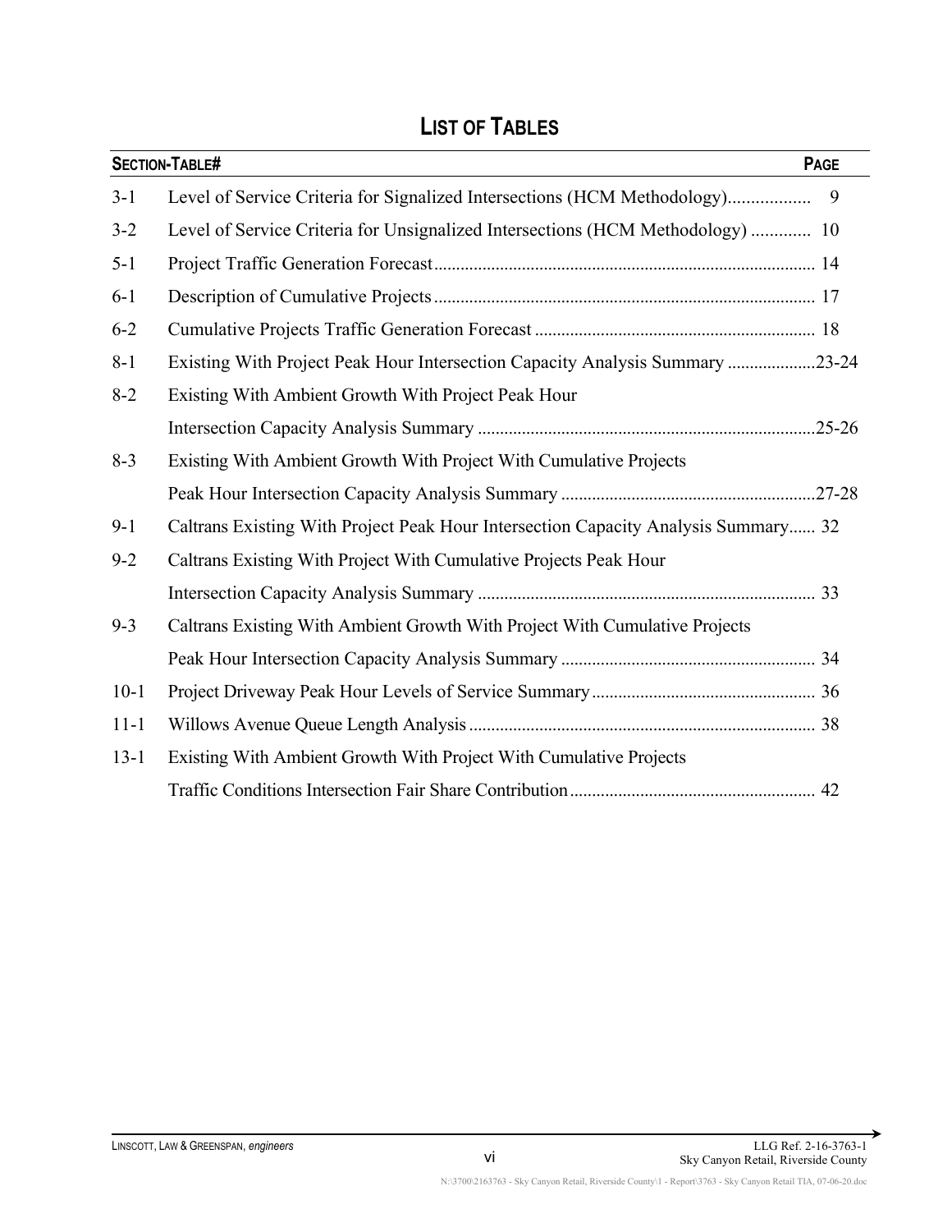# LIST OF TABLES

| SECTION-TABLE# | | PAGE |
|---|---|---|
| 3-1 | Level of Service Criteria for Signalized Intersections (HCM Methodology) | 9 |
| 3-2 | Level of Service Criteria for Unsignalized Intersections (HCM Methodology) | 10 |
| 5-1 | Project Traffic Generation Forecast | 14 |
| 6-1 | Description of Cumulative Projects | 17 |
| 6-2 | Cumulative Projects Traffic Generation Forecast | 18 |
| 8-1 | Existing With Project Peak Hour Intersection Capacity Analysis Summary | 23-24 |
| 8-2 | Existing With Ambient Growth With Project Peak Hour Intersection Capacity Analysis Summary | 25-26 |
| 8-3 | Existing With Ambient Growth With Project With Cumulative Projects Peak Hour Intersection Capacity Analysis Summary | 27-28 |
| 9-1 | Caltrans Existing With Project Peak Hour Intersection Capacity Analysis Summary | 32 |
| 9-2 | Caltrans Existing With Project With Cumulative Projects Peak Hour Intersection Capacity Analysis Summary | 33 |
| 9-3 | Caltrans Existing With Ambient Growth With Project With Cumulative Projects Peak Hour Intersection Capacity Analysis Summary | 34 |
| 10-1 | Project Driveway Peak Hour Levels of Service Summary | 36 |
| 11-1 | Willows Avenue Queue Length Analysis | 38 |
| 13-1 | Existing With Ambient Growth With Project With Cumulative Projects Traffic Conditions Intersection Fair Share Contribution | 42 |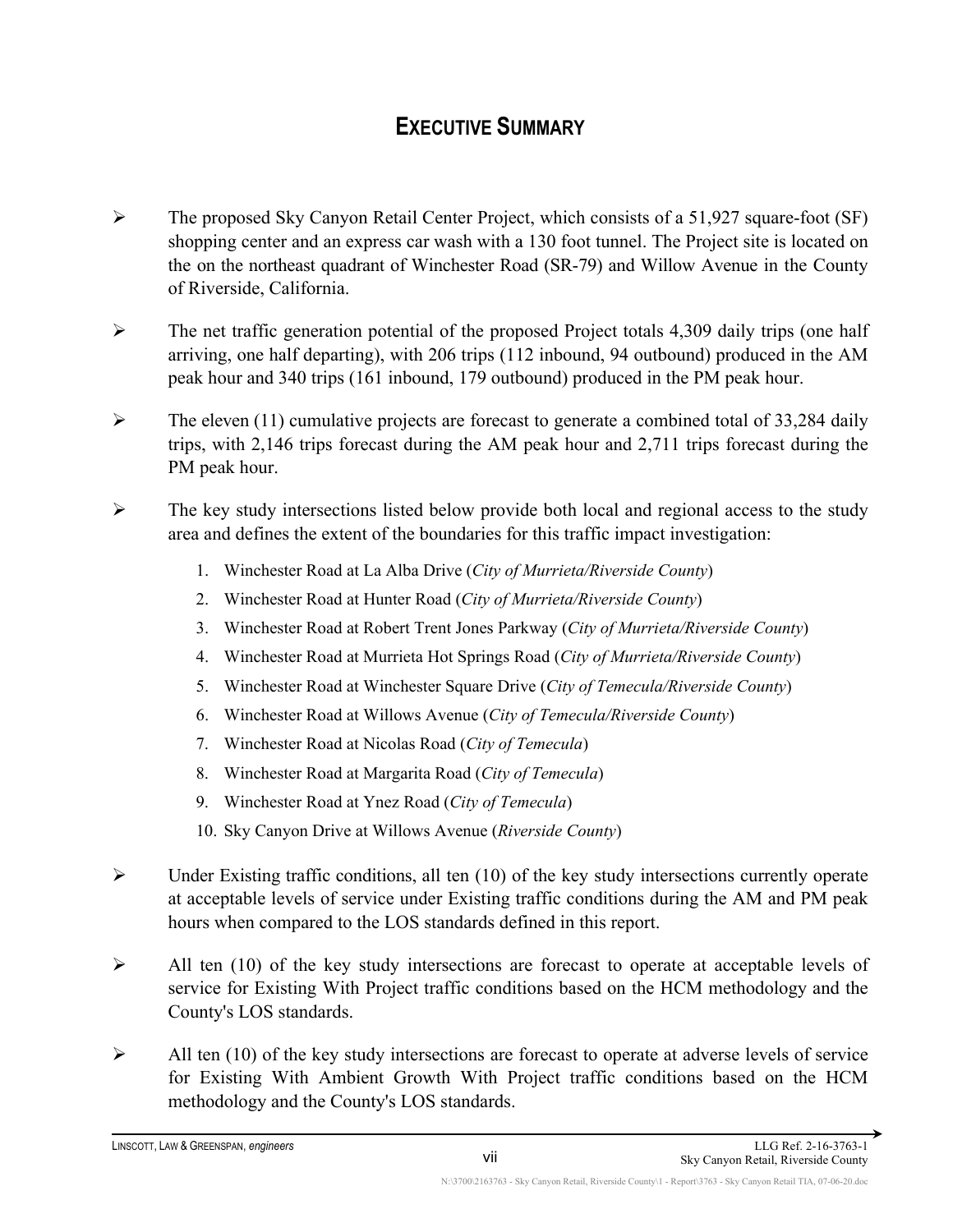# EXECUTIVE SUMMARY

- The proposed Sky Canyon Retail Center Project, which consists of a 51,927 square-foot (SF) shopping center and an express car wash with a 130 foot tunnel. The Project site is located on the on the northeast quadrant of Winchester Road (SR-79) and Willow Avenue in the County of Riverside, California.

- The net traffic generation potential of the proposed Project totals 4,309 daily trips (one half arriving, one half departing), with 206 trips (112 inbound, 94 outbound) produced in the AM peak hour and 340 trips (161 inbound, 179 outbound) produced in the PM peak hour.

- The eleven (11) cumulative projects are forecast to generate a combined total of 33,284 daily trips, with 2,146 trips forecast during the AM peak hour and 2,711 trips forecast during the PM peak hour.

- The key study intersections listed below provide both local and regional access to the study area and defines the extent of the boundaries for this traffic impact investigation:

  1. Winchester Road at La Alba Drive (*City of Murrieta/Riverside County*)
  2. Winchester Road at Hunter Road (*City of Murrieta/Riverside County*)
  3. Winchester Road at Robert Trent Jones Parkway (*City of Murrieta/Riverside County*)
  4. Winchester Road at Murrieta Hot Springs Road (*City of Murrieta/Riverside County*)
  5. Winchester Road at Winchester Square Drive (*City of Temecula/Riverside County*)
  6. Winchester Road at Willows Avenue (*City of Temecula/Riverside County*)
  7. Winchester Road at Nicolas Road (*City of Temecula*)
  8. Winchester Road at Margarita Road (*City of Temecula*)
  9. Winchester Road at Ynez Road (*City of Temecula*)
  10. Sky Canyon Drive at Willows Avenue (*Riverside County*)

- Under Existing traffic conditions, all ten (10) of the key study intersections currently operate at acceptable levels of service under Existing traffic conditions during the AM and PM peak hours when compared to the LOS standards defined in this report.

- All ten (10) of the key study intersections are forecast to operate at acceptable levels of service for Existing With Project traffic conditions based on the HCM methodology and the County's LOS standards.

- All ten (10) of the key study intersections are forecast to operate at adverse levels of service for Existing With Ambient Growth With Project traffic conditions based on the HCM methodology and the County's LOS standards.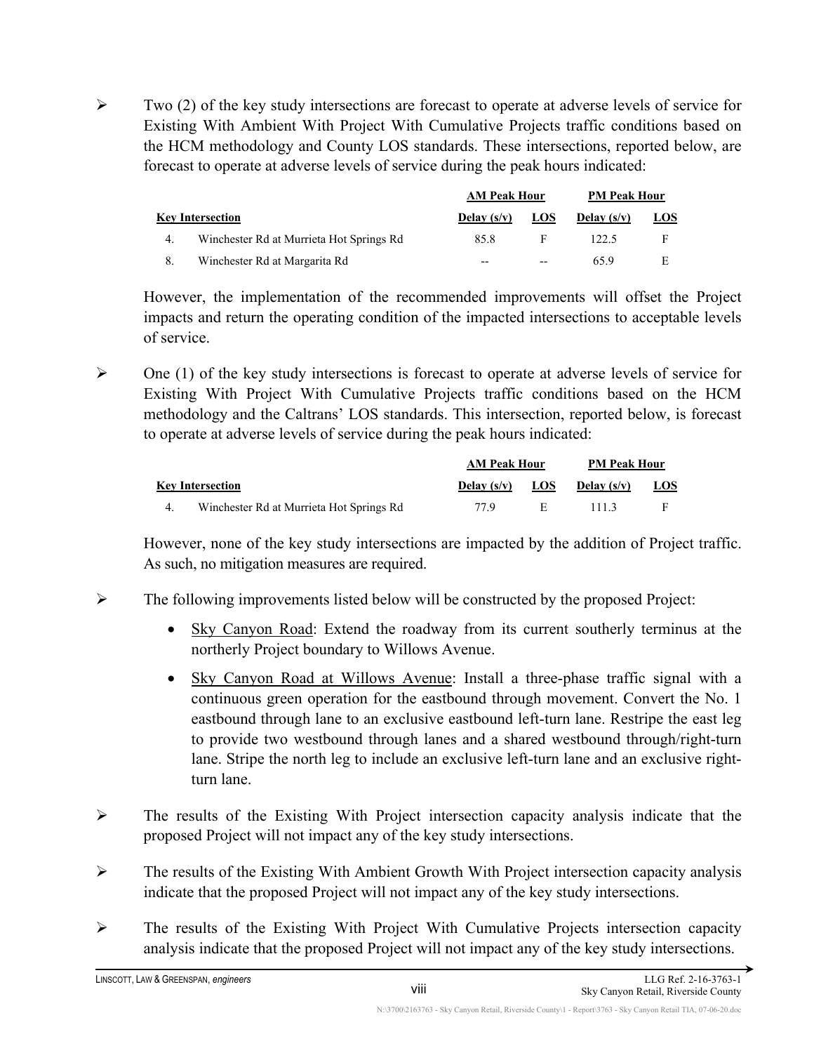- Two (2) of the key study intersections are forecast to operate at adverse levels of service for Existing With Ambient With Project With Cumulative Projects traffic conditions based on the HCM methodology and County LOS standards. These intersections, reported below, are forecast to operate at adverse levels of service during the peak hours indicated:

| Key Intersection | | AM Peak Hour | | PM Peak Hour | |
|---|---|---|---|---|---|
| | | Delay (s/v) | LOS | Delay (s/v) | LOS |
| 4. | Winchester Rd at Murrieta Hot Springs Rd | 85.8 | F | 122.5 | F |
| 8. | Winchester Rd at Margarita Rd | -- | -- | 65.9 | E |

  However, the implementation of the recommended improvements will offset the Project impacts and return the operating condition of the impacted intersections to acceptable levels of service.

- One (1) of the key study intersections is forecast to operate at adverse levels of service for Existing With Project With Cumulative Projects traffic conditions based on the HCM methodology and the Caltrans' LOS standards. This intersection, reported below, is forecast to operate at adverse levels of service during the peak hours indicated:

| Key Intersection | | AM Peak Hour | | PM Peak Hour | |
|---|---|---|---|---|---|
| | | Delay (s/v) | LOS | Delay (s/v) | LOS |
| 4. | Winchester Rd at Murrieta Hot Springs Rd | 77.9 | E | 111.3 | F |

  However, none of the key study intersections are impacted by the addition of Project traffic. As such, no mitigation measures are required.

- The following improvements listed below will be constructed by the proposed Project:
  - Sky Canyon Road: Extend the roadway from its current southerly terminus at the northerly Project boundary to Willows Avenue.
  - Sky Canyon Road at Willows Avenue: Install a three-phase traffic signal with a continuous green operation for the eastbound through movement. Convert the No. 1 eastbound through lane to an exclusive eastbound left-turn lane. Restripe the east leg to provide two westbound through lanes and a shared westbound through/right-turn lane. Stripe the north leg to include an exclusive left-turn lane and an exclusive right-turn lane.

- The results of the Existing With Project intersection capacity analysis indicate that the proposed Project will not impact any of the key study intersections.

- The results of the Existing With Ambient Growth With Project intersection capacity analysis indicate that the proposed Project will not impact any of the key study intersections.

- The results of the Existing With Project With Cumulative Projects intersection capacity analysis indicate that the proposed Project will not impact any of the key study intersections.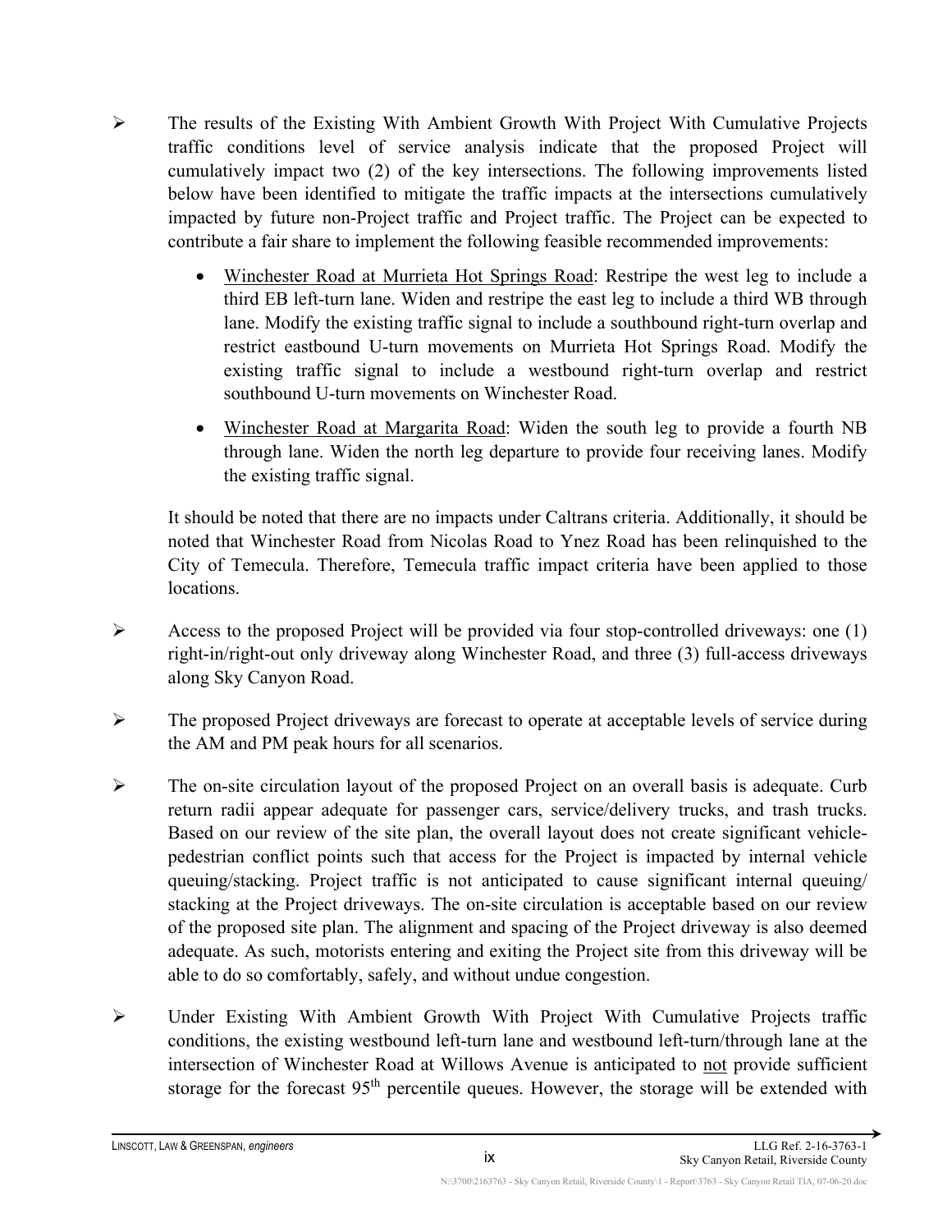- The results of the Existing With Ambient Growth With Project With Cumulative Projects traffic conditions level of service analysis indicate that the proposed Project will cumulatively impact two (2) of the key intersections. The following improvements listed below have been identified to mitigate the traffic impacts at the intersections cumulatively impacted by future non-Project traffic and Project traffic. The Project can be expected to contribute a fair share to implement the following feasible recommended improvements:

  - Winchester Road at Murrieta Hot Springs Road: Restripe the west leg to include a third EB left-turn lane. Widen and restripe the east leg to include a third WB through lane. Modify the existing traffic signal to include a southbound right-turn overlap and restrict eastbound U-turn movements on Murrieta Hot Springs Road. Modify the existing traffic signal to include a westbound right-turn overlap and restrict southbound U-turn movements on Winchester Road.

  - Winchester Road at Margarita Road: Widen the south leg to provide a fourth NB through lane. Widen the north leg departure to provide four receiving lanes. Modify the existing traffic signal.

  It should be noted that there are no impacts under Caltrans criteria. Additionally, it should be noted that Winchester Road from Nicolas Road to Ynez Road has been relinquished to the City of Temecula. Therefore, Temecula traffic impact criteria have been applied to those locations.

- Access to the proposed Project will be provided via four stop-controlled driveways: one (1) right-in/right-out only driveway along Winchester Road, and three (3) full-access driveways along Sky Canyon Road.

- The proposed Project driveways are forecast to operate at acceptable levels of service during the AM and PM peak hours for all scenarios.

- The on-site circulation layout of the proposed Project on an overall basis is adequate. Curb return radii appear adequate for passenger cars, service/delivery trucks, and trash trucks. Based on our review of the site plan, the overall layout does not create significant vehicle-pedestrian conflict points such that access for the Project is impacted by internal vehicle queuing/stacking. Project traffic is not anticipated to cause significant internal queuing/ stacking at the Project driveways. The on-site circulation is acceptable based on our review of the proposed site plan. The alignment and spacing of the Project driveway is also deemed adequate. As such, motorists entering and exiting the Project site from this driveway will be able to do so comfortably, safely, and without undue congestion.

- Under Existing With Ambient Growth With Project With Cumulative Projects traffic conditions, the existing westbound left-turn lane and westbound left-turn/through lane at the intersection of Winchester Road at Willows Avenue is anticipated to not provide sufficient storage for the forecast 95th percentile queues. However, the storage will be extended with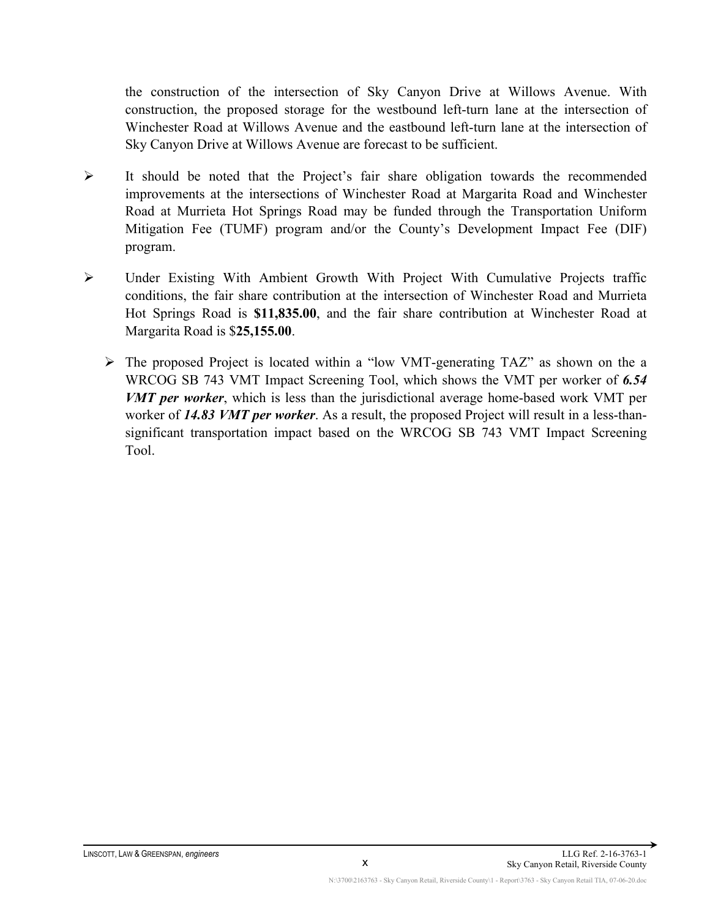the construction of the intersection of Sky Canyon Drive at Willows Avenue. With construction, the proposed storage for the westbound left-turn lane at the intersection of Winchester Road at Willows Avenue and the eastbound left-turn lane at the intersection of Sky Canyon Drive at Willows Avenue are forecast to be sufficient.

- It should be noted that the Project's fair share obligation towards the recommended improvements at the intersections of Winchester Road at Margarita Road and Winchester Road at Murrieta Hot Springs Road may be funded through the Transportation Uniform Mitigation Fee (TUMF) program and/or the County's Development Impact Fee (DIF) program.

- Under Existing With Ambient Growth With Project With Cumulative Projects traffic conditions, the fair share contribution at the intersection of Winchester Road and Murrieta Hot Springs Road is **$11,835.00**, and the fair share contribution at Winchester Road at Margarita Road is $**25,155.00**.

  - The proposed Project is located within a "low VMT-generating TAZ" as shown on the a WRCOG SB 743 VMT Impact Screening Tool, which shows the VMT per worker of ***6.54 VMT per worker***, which is less than the jurisdictional average home-based work VMT per worker of ***14.83 VMT per worker***. As a result, the proposed Project will result in a less-than-significant transportation impact based on the WRCOG SB 743 VMT Impact Screening Tool.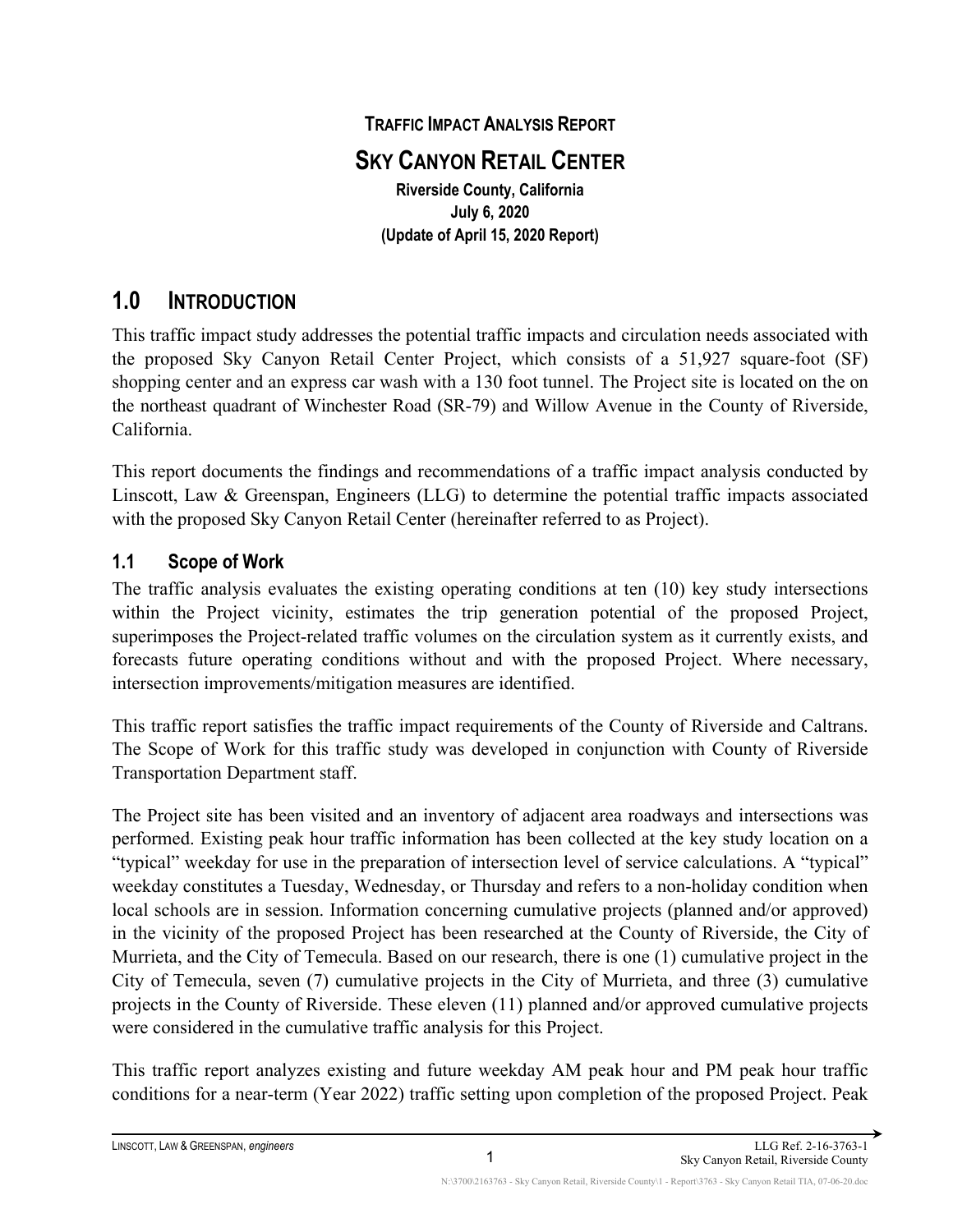**TRAFFIC IMPACT ANALYSIS REPORT**

## SKY CANYON RETAIL CENTER

**Riverside County, California**
**July 6, 2020**
**(Update of April 15, 2020 Report)**

# 1.0 INTRODUCTION

This traffic impact study addresses the potential traffic impacts and circulation needs associated with the proposed Sky Canyon Retail Center Project, which consists of a 51,927 square-foot (SF) shopping center and an express car wash with a 130 foot tunnel. The Project site is located on the on the northeast quadrant of Winchester Road (SR-79) and Willow Avenue in the County of Riverside, California.

This report documents the findings and recommendations of a traffic impact analysis conducted by Linscott, Law & Greenspan, Engineers (LLG) to determine the potential traffic impacts associated with the proposed Sky Canyon Retail Center (hereinafter referred to as Project).

## 1.1 Scope of Work

The traffic analysis evaluates the existing operating conditions at ten (10) key study intersections within the Project vicinity, estimates the trip generation potential of the proposed Project, superimposes the Project-related traffic volumes on the circulation system as it currently exists, and forecasts future operating conditions without and with the proposed Project. Where necessary, intersection improvements/mitigation measures are identified.

This traffic report satisfies the traffic impact requirements of the County of Riverside and Caltrans. The Scope of Work for this traffic study was developed in conjunction with County of Riverside Transportation Department staff.

The Project site has been visited and an inventory of adjacent area roadways and intersections was performed. Existing peak hour traffic information has been collected at the key study location on a "typical" weekday for use in the preparation of intersection level of service calculations. A "typical" weekday constitutes a Tuesday, Wednesday, or Thursday and refers to a non-holiday condition when local schools are in session. Information concerning cumulative projects (planned and/or approved) in the vicinity of the proposed Project has been researched at the County of Riverside, the City of Murrieta, and the City of Temecula. Based on our research, there is one (1) cumulative project in the City of Temecula, seven (7) cumulative projects in the City of Murrieta, and three (3) cumulative projects in the County of Riverside. These eleven (11) planned and/or approved cumulative projects were considered in the cumulative traffic analysis for this Project.

This traffic report analyzes existing and future weekday AM peak hour and PM peak hour traffic conditions for a near-term (Year 2022) traffic setting upon completion of the proposed Project. Peak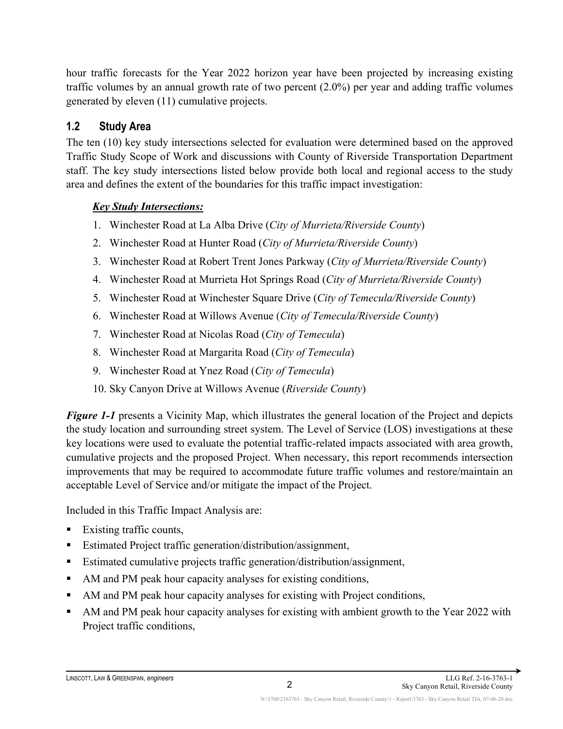hour traffic forecasts for the Year 2022 horizon year have been projected by increasing existing traffic volumes by an annual growth rate of two percent (2.0%) per year and adding traffic volumes generated by eleven (11) cumulative projects.

## 1.2 Study Area

The ten (10) key study intersections selected for evaluation were determined based on the approved Traffic Study Scope of Work and discussions with County of Riverside Transportation Department staff. The key study intersections listed below provide both local and regional access to the study area and defines the extent of the boundaries for this traffic impact investigation:

***Key Study Intersections:***

1. Winchester Road at La Alba Drive (*City of Murrieta/Riverside County*)
2. Winchester Road at Hunter Road (*City of Murrieta/Riverside County*)
3. Winchester Road at Robert Trent Jones Parkway (*City of Murrieta/Riverside County*)
4. Winchester Road at Murrieta Hot Springs Road (*City of Murrieta/Riverside County*)
5. Winchester Road at Winchester Square Drive (*City of Temecula/Riverside County*)
6. Winchester Road at Willows Avenue (*City of Temecula/Riverside County*)
7. Winchester Road at Nicolas Road (*City of Temecula*)
8. Winchester Road at Margarita Road (*City of Temecula*)
9. Winchester Road at Ynez Road (*City of Temecula*)
10. Sky Canyon Drive at Willows Avenue (*Riverside County*)

***Figure 1-1*** presents a Vicinity Map, which illustrates the general location of the Project and depicts the study location and surrounding street system. The Level of Service (LOS) investigations at these key locations were used to evaluate the potential traffic-related impacts associated with area growth, cumulative projects and the proposed Project. When necessary, this report recommends intersection improvements that may be required to accommodate future traffic volumes and restore/maintain an acceptable Level of Service and/or mitigate the impact of the Project.

Included in this Traffic Impact Analysis are:

- Existing traffic counts,
- Estimated Project traffic generation/distribution/assignment,
- Estimated cumulative projects traffic generation/distribution/assignment,
- AM and PM peak hour capacity analyses for existing conditions,
- AM and PM peak hour capacity analyses for existing with Project conditions,
- AM and PM peak hour capacity analyses for existing with ambient growth to the Year 2022 with Project traffic conditions,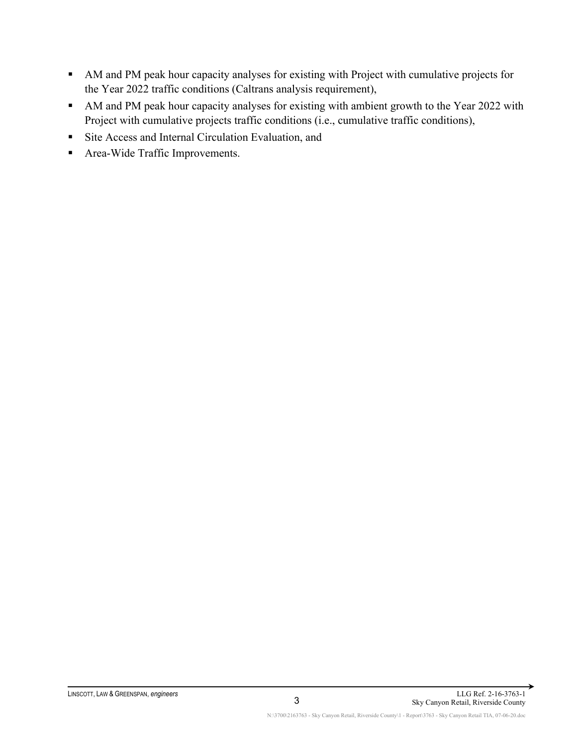- AM and PM peak hour capacity analyses for existing with Project with cumulative projects for the Year 2022 traffic conditions (Caltrans analysis requirement),
- AM and PM peak hour capacity analyses for existing with ambient growth to the Year 2022 with Project with cumulative projects traffic conditions (i.e., cumulative traffic conditions),
- Site Access and Internal Circulation Evaluation, and
- Area-Wide Traffic Improvements.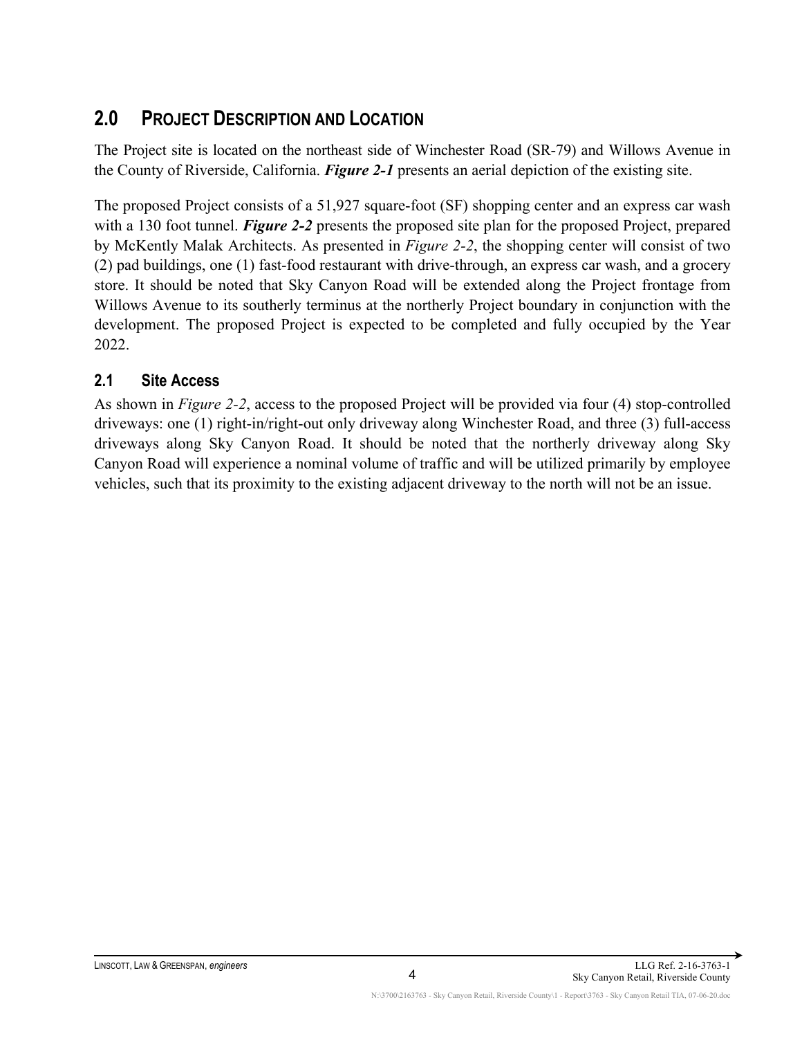## 2.0 Project Description and Location

The Project site is located on the northeast side of Winchester Road (SR-79) and Willows Avenue in the County of Riverside, California. ***Figure 2-1*** presents an aerial depiction of the existing site.

The proposed Project consists of a 51,927 square-foot (SF) shopping center and an express car wash with a 130 foot tunnel. ***Figure 2-2*** presents the proposed site plan for the proposed Project, prepared by McKently Malak Architects. As presented in *Figure 2-2*, the shopping center will consist of two (2) pad buildings, one (1) fast-food restaurant with drive-through, an express car wash, and a grocery store. It should be noted that Sky Canyon Road will be extended along the Project frontage from Willows Avenue to its southerly terminus at the northerly Project boundary in conjunction with the development. The proposed Project is expected to be completed and fully occupied by the Year 2022.

### 2.1 Site Access

As shown in *Figure 2-2*, access to the proposed Project will be provided via four (4) stop-controlled driveways: one (1) right-in/right-out only driveway along Winchester Road, and three (3) full-access driveways along Sky Canyon Road. It should be noted that the northerly driveway along Sky Canyon Road will experience a nominal volume of traffic and will be utilized primarily by employee vehicles, such that its proximity to the existing adjacent driveway to the north will not be an issue.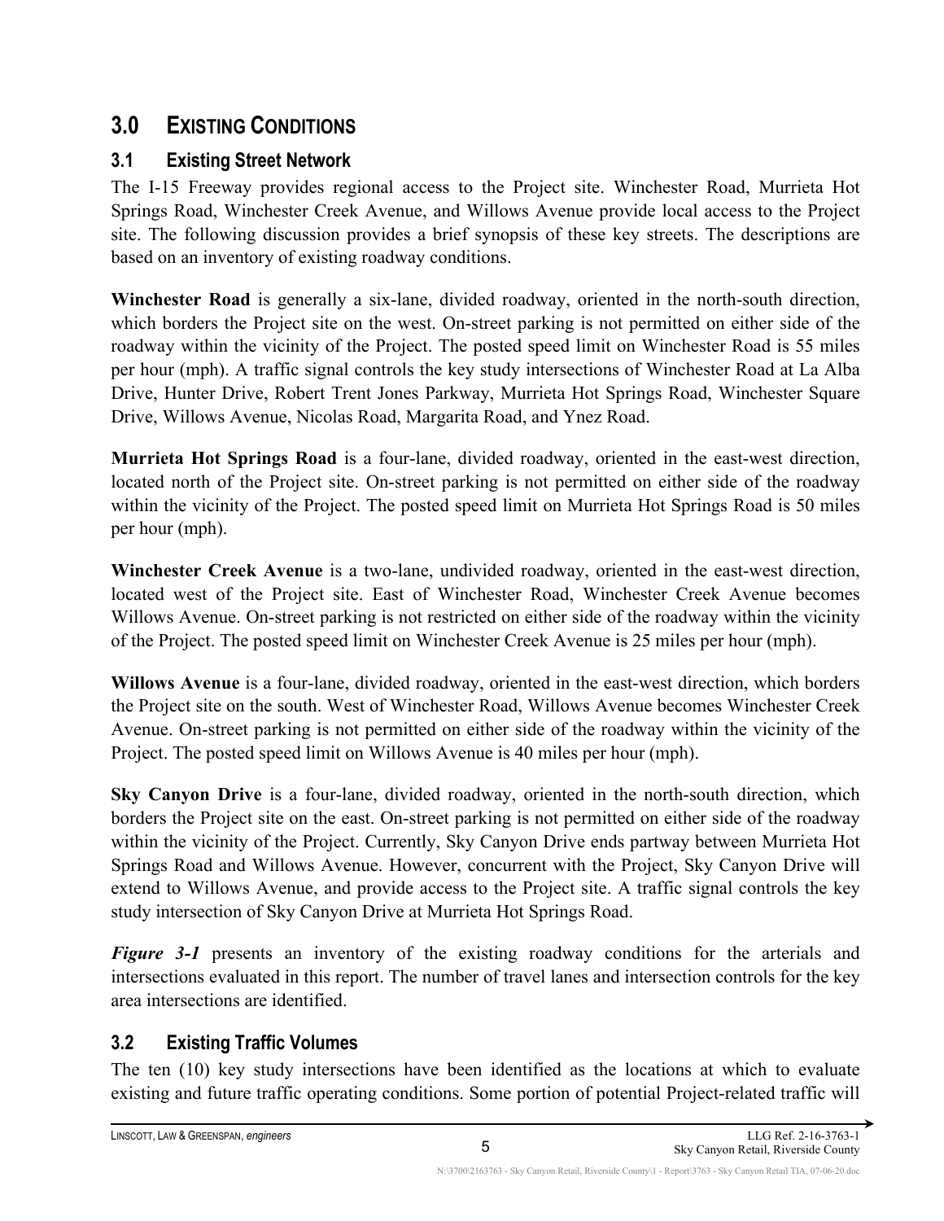# 3.0 EXISTING CONDITIONS

## 3.1 Existing Street Network

The I-15 Freeway provides regional access to the Project site. Winchester Road, Murrieta Hot Springs Road, Winchester Creek Avenue, and Willows Avenue provide local access to the Project site. The following discussion provides a brief synopsis of these key streets. The descriptions are based on an inventory of existing roadway conditions.

**Winchester Road** is generally a six-lane, divided roadway, oriented in the north-south direction, which borders the Project site on the west. On-street parking is not permitted on either side of the roadway within the vicinity of the Project. The posted speed limit on Winchester Road is 55 miles per hour (mph). A traffic signal controls the key study intersections of Winchester Road at La Alba Drive, Hunter Drive, Robert Trent Jones Parkway, Murrieta Hot Springs Road, Winchester Square Drive, Willows Avenue, Nicolas Road, Margarita Road, and Ynez Road.

**Murrieta Hot Springs Road** is a four-lane, divided roadway, oriented in the east-west direction, located north of the Project site. On-street parking is not permitted on either side of the roadway within the vicinity of the Project. The posted speed limit on Murrieta Hot Springs Road is 50 miles per hour (mph).

**Winchester Creek Avenue** is a two-lane, undivided roadway, oriented in the east-west direction, located west of the Project site. East of Winchester Road, Winchester Creek Avenue becomes Willows Avenue. On-street parking is not restricted on either side of the roadway within the vicinity of the Project. The posted speed limit on Winchester Creek Avenue is 25 miles per hour (mph).

**Willows Avenue** is a four-lane, divided roadway, oriented in the east-west direction, which borders the Project site on the south. West of Winchester Road, Willows Avenue becomes Winchester Creek Avenue. On-street parking is not permitted on either side of the roadway within the vicinity of the Project. The posted speed limit on Willows Avenue is 40 miles per hour (mph).

**Sky Canyon Drive** is a four-lane, divided roadway, oriented in the north-south direction, which borders the Project site on the east. On-street parking is not permitted on either side of the roadway within the vicinity of the Project. Currently, Sky Canyon Drive ends partway between Murrieta Hot Springs Road and Willows Avenue. However, concurrent with the Project, Sky Canyon Drive will extend to Willows Avenue, and provide access to the Project site. A traffic signal controls the key study intersection of Sky Canyon Drive at Murrieta Hot Springs Road.

***Figure 3-1*** presents an inventory of the existing roadway conditions for the arterials and intersections evaluated in this report. The number of travel lanes and intersection controls for the key area intersections are identified.

## 3.2 Existing Traffic Volumes

The ten (10) key study intersections have been identified as the locations at which to evaluate existing and future traffic operating conditions. Some portion of potential Project-related traffic will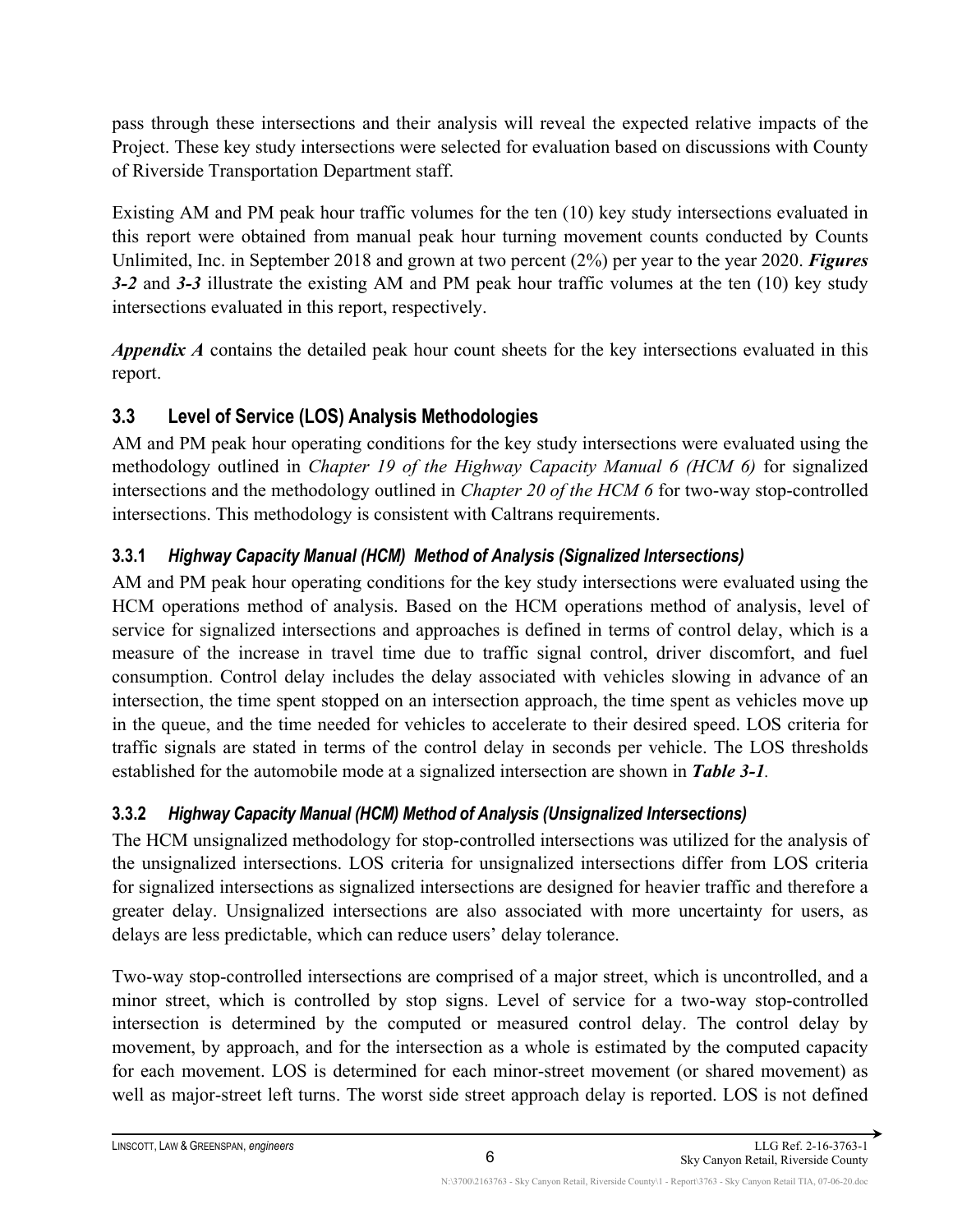pass through these intersections and their analysis will reveal the expected relative impacts of the Project. These key study intersections were selected for evaluation based on discussions with County of Riverside Transportation Department staff.

Existing AM and PM peak hour traffic volumes for the ten (10) key study intersections evaluated in this report were obtained from manual peak hour turning movement counts conducted by Counts Unlimited, Inc. in September 2018 and grown at two percent (2%) per year to the year 2020. ***Figures 3-2*** and ***3-3*** illustrate the existing AM and PM peak hour traffic volumes at the ten (10) key study intersections evaluated in this report, respectively.

***Appendix A*** contains the detailed peak hour count sheets for the key intersections evaluated in this report.

## 3.3 Level of Service (LOS) Analysis Methodologies

AM and PM peak hour operating conditions for the key study intersections were evaluated using the methodology outlined in *Chapter 19 of the Highway Capacity Manual 6 (HCM 6)* for signalized intersections and the methodology outlined in *Chapter 20 of the HCM 6* for two-way stop-controlled intersections. This methodology is consistent with Caltrans requirements.

### 3.3.1 *Highway Capacity Manual (HCM) Method of Analysis (Signalized Intersections)*

AM and PM peak hour operating conditions for the key study intersections were evaluated using the HCM operations method of analysis. Based on the HCM operations method of analysis, level of service for signalized intersections and approaches is defined in terms of control delay, which is a measure of the increase in travel time due to traffic signal control, driver discomfort, and fuel consumption. Control delay includes the delay associated with vehicles slowing in advance of an intersection, the time spent stopped on an intersection approach, the time spent as vehicles move up in the queue, and the time needed for vehicles to accelerate to their desired speed. LOS criteria for traffic signals are stated in terms of the control delay in seconds per vehicle. The LOS thresholds established for the automobile mode at a signalized intersection are shown in ***Table 3-1***.

### 3.3.2 *Highway Capacity Manual (HCM) Method of Analysis (Unsignalized Intersections)*

The HCM unsignalized methodology for stop-controlled intersections was utilized for the analysis of the unsignalized intersections. LOS criteria for unsignalized intersections differ from LOS criteria for signalized intersections as signalized intersections are designed for heavier traffic and therefore a greater delay. Unsignalized intersections are also associated with more uncertainty for users, as delays are less predictable, which can reduce users' delay tolerance.

Two-way stop-controlled intersections are comprised of a major street, which is uncontrolled, and a minor street, which is controlled by stop signs. Level of service for a two-way stop-controlled intersection is determined by the computed or measured control delay. The control delay by movement, by approach, and for the intersection as a whole is estimated by the computed capacity for each movement. LOS is determined for each minor-street movement (or shared movement) as well as major-street left turns. The worst side street approach delay is reported. LOS is not defined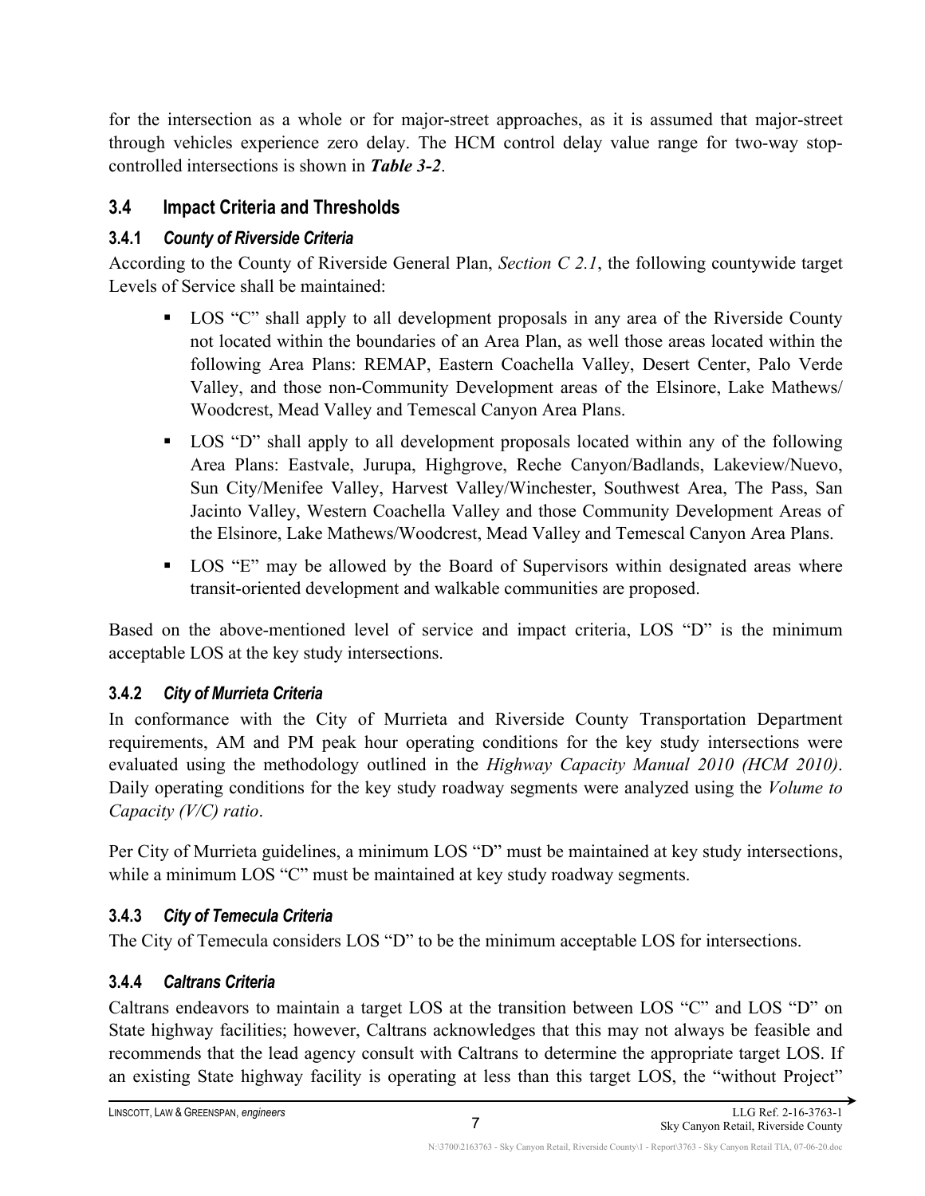for the intersection as a whole or for major-street approaches, as it is assumed that major-street through vehicles experience zero delay. The HCM control delay value range for two-way stop-controlled intersections is shown in ***Table 3-2***.

## 3.4 Impact Criteria and Thresholds

### 3.4.1 *County of Riverside Criteria*

According to the County of Riverside General Plan, *Section C 2.1*, the following countywide target Levels of Service shall be maintained:

- LOS "C" shall apply to all development proposals in any area of the Riverside County not located within the boundaries of an Area Plan, as well those areas located within the following Area Plans: REMAP, Eastern Coachella Valley, Desert Center, Palo Verde Valley, and those non-Community Development areas of the Elsinore, Lake Mathews/ Woodcrest, Mead Valley and Temescal Canyon Area Plans.
- LOS "D" shall apply to all development proposals located within any of the following Area Plans: Eastvale, Jurupa, Highgrove, Reche Canyon/Badlands, Lakeview/Nuevo, Sun City/Menifee Valley, Harvest Valley/Winchester, Southwest Area, The Pass, San Jacinto Valley, Western Coachella Valley and those Community Development Areas of the Elsinore, Lake Mathews/Woodcrest, Mead Valley and Temescal Canyon Area Plans.
- LOS "E" may be allowed by the Board of Supervisors within designated areas where transit-oriented development and walkable communities are proposed.

Based on the above-mentioned level of service and impact criteria, LOS "D" is the minimum acceptable LOS at the key study intersections.

### 3.4.2 *City of Murrieta Criteria*

In conformance with the City of Murrieta and Riverside County Transportation Department requirements, AM and PM peak hour operating conditions for the key study intersections were evaluated using the methodology outlined in the *Highway Capacity Manual 2010 (HCM 2010)*. Daily operating conditions for the key study roadway segments were analyzed using the *Volume to Capacity (V/C) ratio*.

Per City of Murrieta guidelines, a minimum LOS "D" must be maintained at key study intersections, while a minimum LOS "C" must be maintained at key study roadway segments.

### 3.4.3 *City of Temecula Criteria*

The City of Temecula considers LOS "D" to be the minimum acceptable LOS for intersections.

### 3.4.4 *Caltrans Criteria*

Caltrans endeavors to maintain a target LOS at the transition between LOS "C" and LOS "D" on State highway facilities; however, Caltrans acknowledges that this may not always be feasible and recommends that the lead agency consult with Caltrans to determine the appropriate target LOS. If an existing State highway facility is operating at less than this target LOS, the "without Project"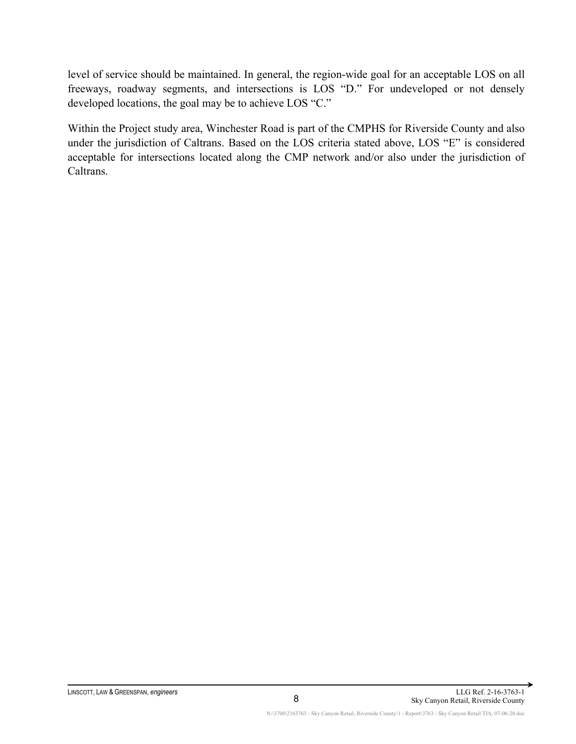level of service should be maintained. In general, the region-wide goal for an acceptable LOS on all freeways, roadway segments, and intersections is LOS "D." For undeveloped or not densely developed locations, the goal may be to achieve LOS "C."

Within the Project study area, Winchester Road is part of the CMPHS for Riverside County and also under the jurisdiction of Caltrans. Based on the LOS criteria stated above, LOS "E" is considered acceptable for intersections located along the CMP network and/or also under the jurisdiction of Caltrans.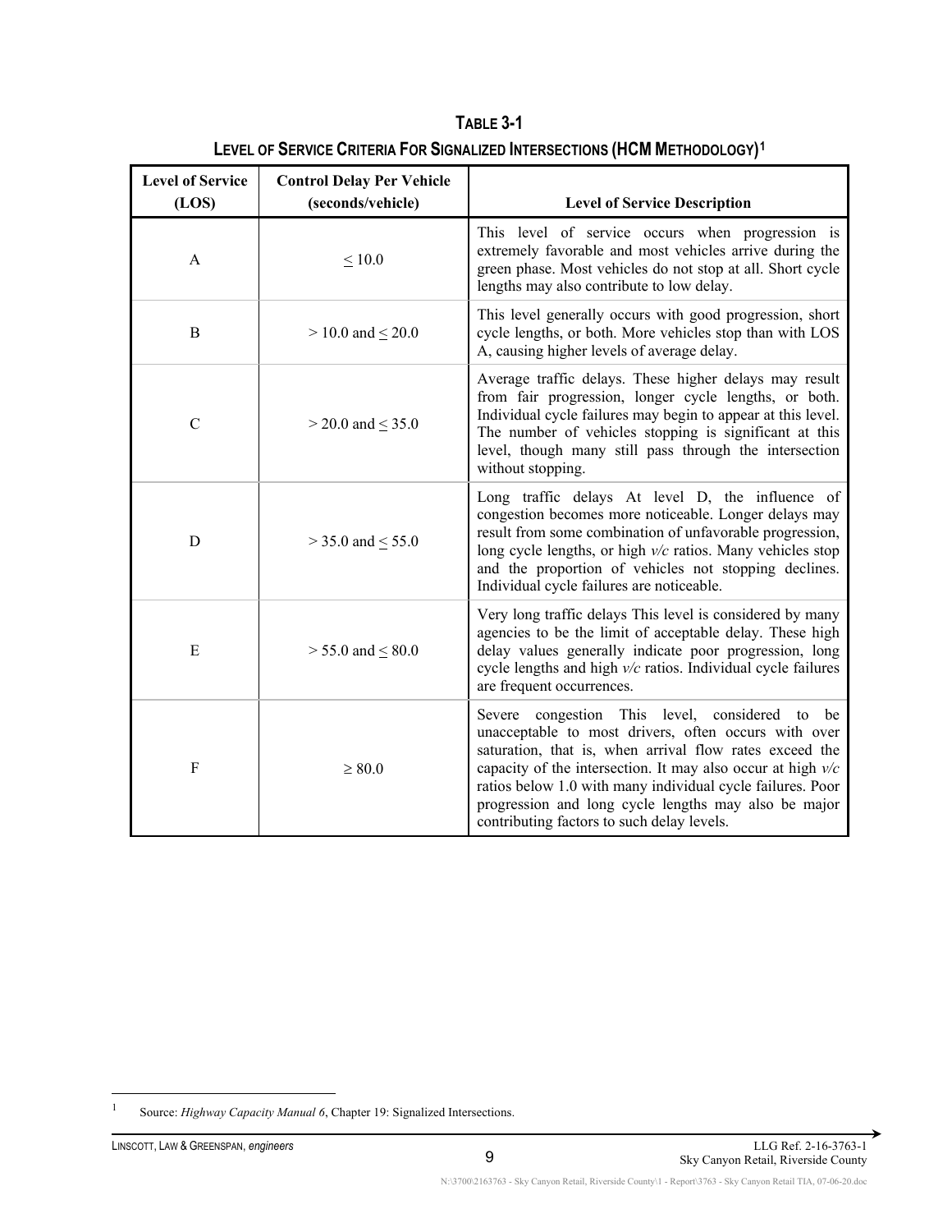**TABLE 3-1**

**LEVEL OF SERVICE CRITERIA FOR SIGNALIZED INTERSECTIONS (HCM METHODOLOGY)[1]**

| Level of Service (LOS) | Control Delay Per Vehicle (seconds/vehicle) | Level of Service Description |
|---|---|---|
| A | ≤ 10.0 | This level of service occurs when progression is extremely favorable and most vehicles arrive during the green phase. Most vehicles do not stop at all. Short cycle lengths may also contribute to low delay. |
| B | > 10.0 and ≤ 20.0 | This level generally occurs with good progression, short cycle lengths, or both. More vehicles stop than with LOS A, causing higher levels of average delay. |
| C | > 20.0 and ≤ 35.0 | Average traffic delays. These higher delays may result from fair progression, longer cycle lengths, or both. Individual cycle failures may begin to appear at this level. The number of vehicles stopping is significant at this level, though many still pass through the intersection without stopping. |
| D | > 35.0 and ≤ 55.0 | Long traffic delays At level D, the influence of congestion becomes more noticeable. Longer delays may result from some combination of unfavorable progression, long cycle lengths, or high *v/c* ratios. Many vehicles stop and the proportion of vehicles not stopping declines. Individual cycle failures are noticeable. |
| E | > 55.0 and ≤ 80.0 | Very long traffic delays This level is considered by many agencies to be the limit of acceptable delay. These high delay values generally indicate poor progression, long cycle lengths and high *v/c* ratios. Individual cycle failures are frequent occurrences. |
| F | ≥ 80.0 | Severe congestion This level, considered to be unacceptable to most drivers, often occurs with over saturation, that is, when arrival flow rates exceed the capacity of the intersection. It may also occur at high *v/c* ratios below 1.0 with many individual cycle failures. Poor progression and long cycle lengths may also be major contributing factors to such delay levels. |

[1] Source: *Highway Capacity Manual 6*, Chapter 19: Signalized Intersections.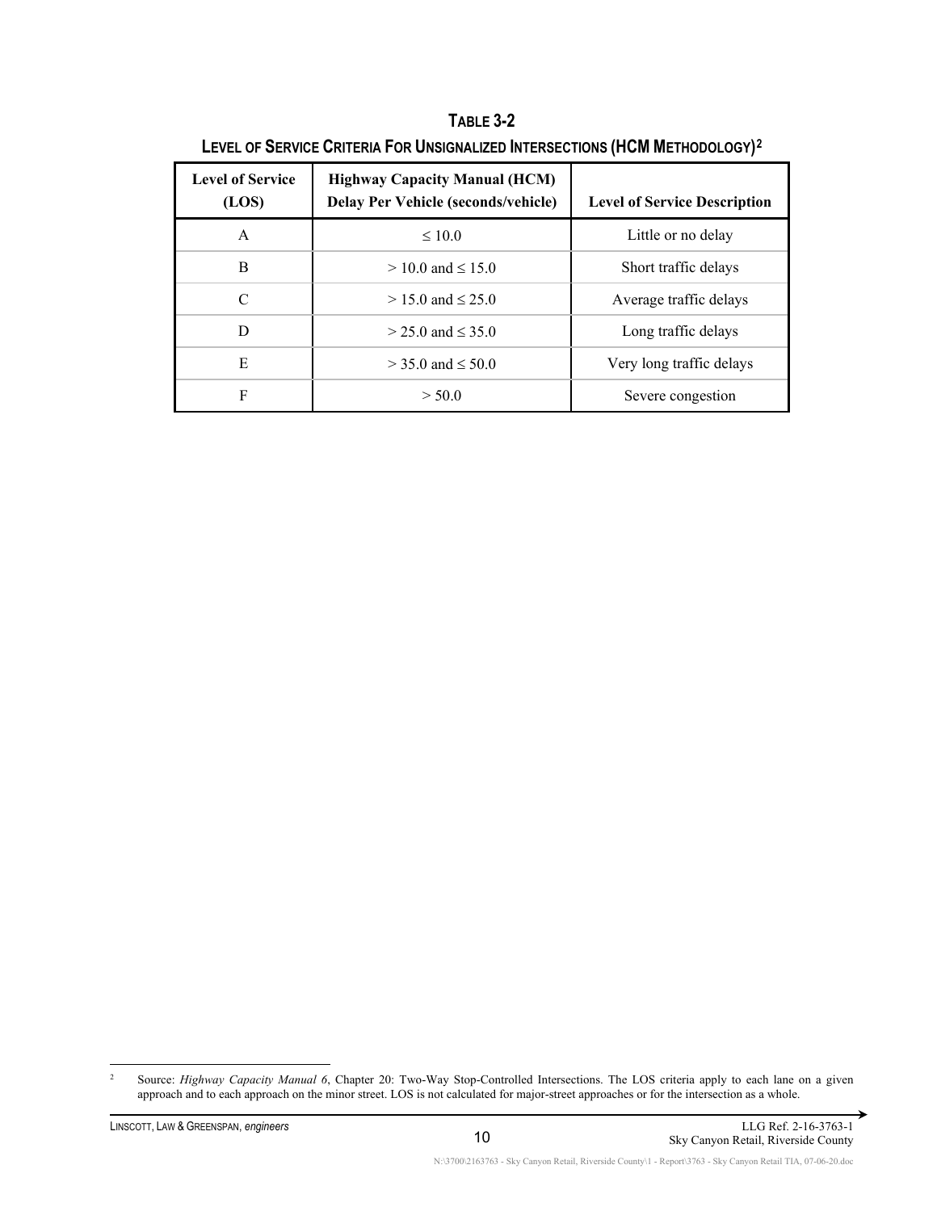**TABLE 3-2**

**LEVEL OF SERVICE CRITERIA FOR UNSIGNALIZED INTERSECTIONS (HCM METHODOLOGY)[2]**

| Level of Service (LOS) | Highway Capacity Manual (HCM) Delay Per Vehicle (seconds/vehicle) | Level of Service Description |
|---|---|---|
| A | ≤ 10.0 | Little or no delay |
| B | > 10.0 and ≤ 15.0 | Short traffic delays |
| C | > 15.0 and ≤ 25.0 | Average traffic delays |
| D | > 25.0 and ≤ 35.0 | Long traffic delays |
| E | > 35.0 and ≤ 50.0 | Very long traffic delays |
| F | > 50.0 | Severe congestion |

[2] Source: *Highway Capacity Manual 6*, Chapter 20: Two-Way Stop-Controlled Intersections. The LOS criteria apply to each lane on a given approach and to each approach on the minor street. LOS is not calculated for major-street approaches or for the intersection as a whole.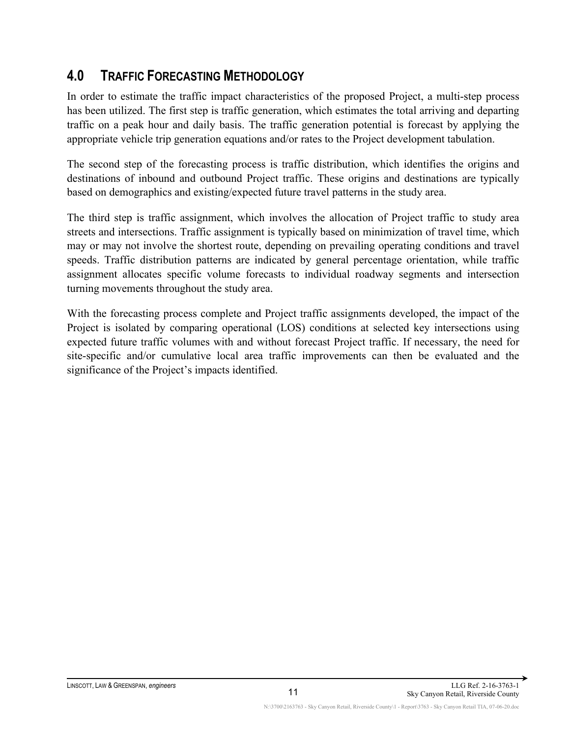## 4.0 TRAFFIC FORECASTING METHODOLOGY

In order to estimate the traffic impact characteristics of the proposed Project, a multi-step process has been utilized. The first step is traffic generation, which estimates the total arriving and departing traffic on a peak hour and daily basis. The traffic generation potential is forecast by applying the appropriate vehicle trip generation equations and/or rates to the Project development tabulation.

The second step of the forecasting process is traffic distribution, which identifies the origins and destinations of inbound and outbound Project traffic. These origins and destinations are typically based on demographics and existing/expected future travel patterns in the study area.

The third step is traffic assignment, which involves the allocation of Project traffic to study area streets and intersections. Traffic assignment is typically based on minimization of travel time, which may or may not involve the shortest route, depending on prevailing operating conditions and travel speeds. Traffic distribution patterns are indicated by general percentage orientation, while traffic assignment allocates specific volume forecasts to individual roadway segments and intersection turning movements throughout the study area.

With the forecasting process complete and Project traffic assignments developed, the impact of the Project is isolated by comparing operational (LOS) conditions at selected key intersections using expected future traffic volumes with and without forecast Project traffic. If necessary, the need for site-specific and/or cumulative local area traffic improvements can then be evaluated and the significance of the Project's impacts identified.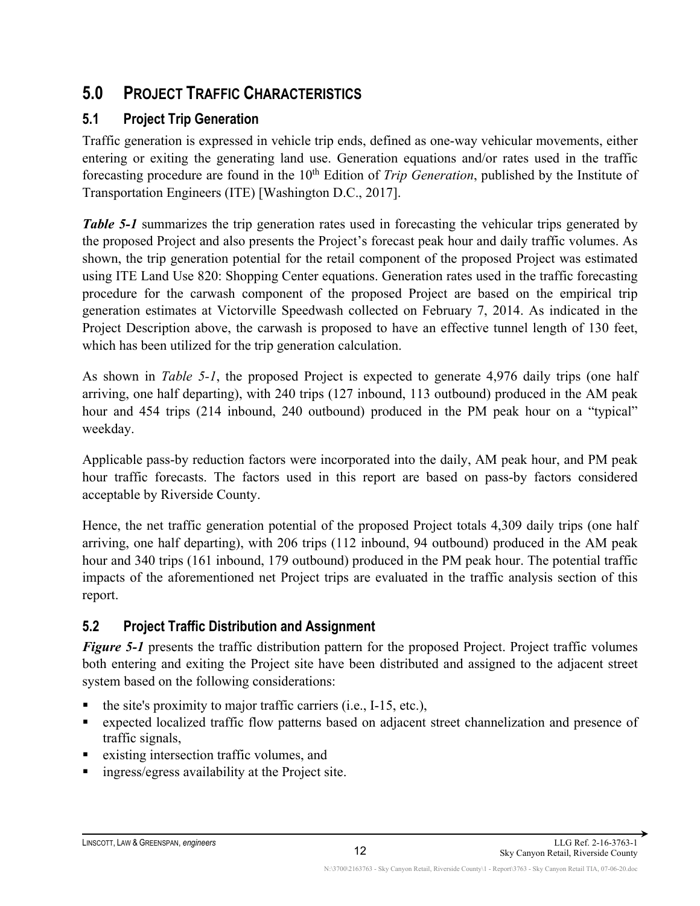# 5.0 PROJECT TRAFFIC CHARACTERISTICS

## 5.1 Project Trip Generation

Traffic generation is expressed in vehicle trip ends, defined as one-way vehicular movements, either entering or exiting the generating land use. Generation equations and/or rates used in the traffic forecasting procedure are found in the 10th Edition of *Trip Generation*, published by the Institute of Transportation Engineers (ITE) [Washington D.C., 2017].

***Table 5-1*** summarizes the trip generation rates used in forecasting the vehicular trips generated by the proposed Project and also presents the Project's forecast peak hour and daily traffic volumes. As shown, the trip generation potential for the retail component of the proposed Project was estimated using ITE Land Use 820: Shopping Center equations. Generation rates used in the traffic forecasting procedure for the carwash component of the proposed Project are based on the empirical trip generation estimates at Victorville Speedwash collected on February 7, 2014. As indicated in the Project Description above, the carwash is proposed to have an effective tunnel length of 130 feet, which has been utilized for the trip generation calculation.

As shown in *Table 5-1*, the proposed Project is expected to generate 4,976 daily trips (one half arriving, one half departing), with 240 trips (127 inbound, 113 outbound) produced in the AM peak hour and 454 trips (214 inbound, 240 outbound) produced in the PM peak hour on a "typical" weekday.

Applicable pass-by reduction factors were incorporated into the daily, AM peak hour, and PM peak hour traffic forecasts. The factors used in this report are based on pass-by factors considered acceptable by Riverside County.

Hence, the net traffic generation potential of the proposed Project totals 4,309 daily trips (one half arriving, one half departing), with 206 trips (112 inbound, 94 outbound) produced in the AM peak hour and 340 trips (161 inbound, 179 outbound) produced in the PM peak hour. The potential traffic impacts of the aforementioned net Project trips are evaluated in the traffic analysis section of this report.

## 5.2 Project Traffic Distribution and Assignment

***Figure 5-1*** presents the traffic distribution pattern for the proposed Project. Project traffic volumes both entering and exiting the Project site have been distributed and assigned to the adjacent street system based on the following considerations:

- the site's proximity to major traffic carriers (i.e., I-15, etc.),
- expected localized traffic flow patterns based on adjacent street channelization and presence of traffic signals,
- existing intersection traffic volumes, and
- ingress/egress availability at the Project site.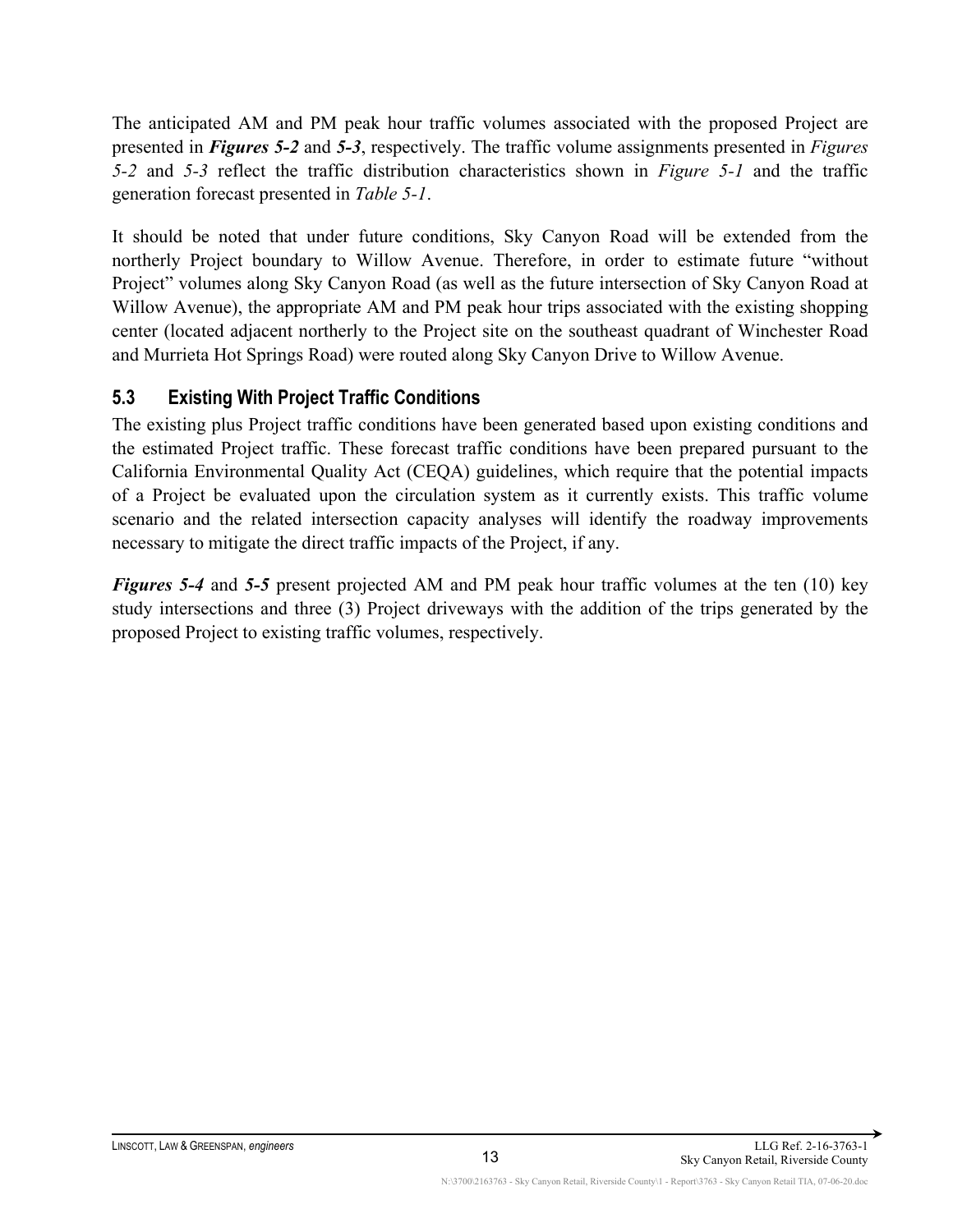The anticipated AM and PM peak hour traffic volumes associated with the proposed Project are presented in ***Figures 5-2*** and ***5-3***, respectively. The traffic volume assignments presented in *Figures 5-2* and *5-3* reflect the traffic distribution characteristics shown in *Figure 5-1* and the traffic generation forecast presented in *Table 5-1*.

It should be noted that under future conditions, Sky Canyon Road will be extended from the northerly Project boundary to Willow Avenue. Therefore, in order to estimate future "without Project" volumes along Sky Canyon Road (as well as the future intersection of Sky Canyon Road at Willow Avenue), the appropriate AM and PM peak hour trips associated with the existing shopping center (located adjacent northerly to the Project site on the southeast quadrant of Winchester Road and Murrieta Hot Springs Road) were routed along Sky Canyon Drive to Willow Avenue.

## 5.3 Existing With Project Traffic Conditions

The existing plus Project traffic conditions have been generated based upon existing conditions and the estimated Project traffic. These forecast traffic conditions have been prepared pursuant to the California Environmental Quality Act (CEQA) guidelines, which require that the potential impacts of a Project be evaluated upon the circulation system as it currently exists. This traffic volume scenario and the related intersection capacity analyses will identify the roadway improvements necessary to mitigate the direct traffic impacts of the Project, if any.

***Figures 5-4*** and ***5-5*** present projected AM and PM peak hour traffic volumes at the ten (10) key study intersections and three (3) Project driveways with the addition of the trips generated by the proposed Project to existing traffic volumes, respectively.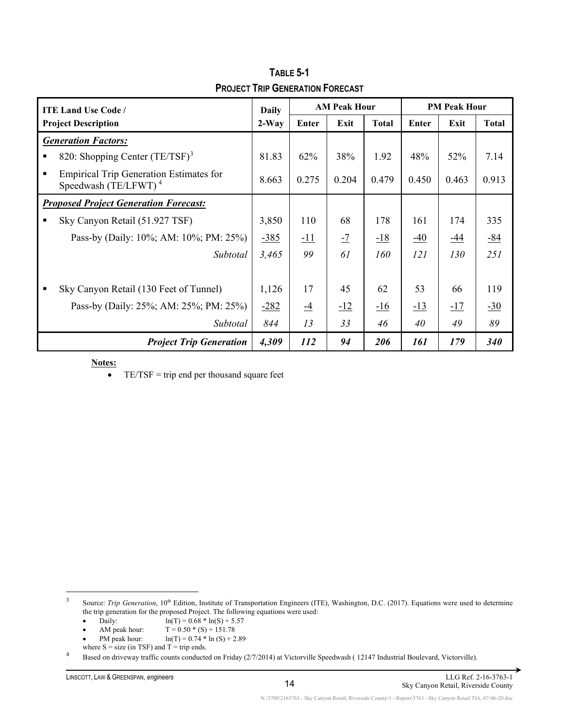**TABLE 5-1**
**PROJECT TRIP GENERATION FORECAST**

| ITE Land Use Code / Project Description | Daily 2-Way | AM Peak Hour | | | PM Peak Hour | | |
|---|---|---|---|---|---|---|---|
| | | Enter | Exit | Total | Enter | Exit | Total |
| ***Generation Factors:*** | | | | | | | |
| ▪ 820: Shopping Center (TE/TSF)[3] | 81.83 | 62% | 38% | 1.92 | 48% | 52% | 7.14 |
| ▪ Empirical Trip Generation Estimates for Speedwash (TE/LFWT)[4] | 8.663 | 0.275 | 0.204 | 0.479 | 0.450 | 0.463 | 0.913 |
| ***Proposed Project Generation Forecast:*** | | | | | | | |
| ▪ Sky Canyon Retail (51.927 TSF) | 3,850 | 110 | 68 | 178 | 161 | 174 | 335 |
| Pass-by (Daily: 10%; AM: 10%; PM: 25%) | -385 | -11 | -7 | -18 | -40 | -44 | -84 |
| *Subtotal* | *3,465* | *99* | *61* | *160* | *121* | *130* | *251* |
| ▪ Sky Canyon Retail (130 Feet of Tunnel) | 1,126 | 17 | 45 | 62 | 53 | 66 | 119 |
| Pass-by (Daily: 25%; AM: 25%; PM: 25%) | -282 | -4 | -12 | -16 | -13 | -17 | -30 |
| *Subtotal* | *844* | *13* | *33* | *46* | *40* | *49* | *89* |
| ***Project Trip Generation*** | ***4,309*** | ***112*** | ***94*** | ***206*** | ***161*** | ***179*** | ***340*** |

**Notes:**

- TE/TSF = trip end per thousand square feet

---

[3] Source: *Trip Generation*, 10th Edition, Institute of Transportation Engineers (ITE), Washington, D.C. (2017). Equations were used to determine the trip generation for the proposed Project. The following equations were used:

- Daily: $\ln(T) = 0.68 * \ln(S) + 5.57$
- AM peak hour: $T = 0.50 * (S) + 151.78$
- PM peak hour: $\ln(T) = 0.74 * \ln(S) + 2.89$

where S = size (in TSF) and T = trip ends.

[4] Based on driveway traffic counts conducted on Friday (2/7/2014) at Victorville Speedwash ( 12147 Industrial Boulevard, Victorville).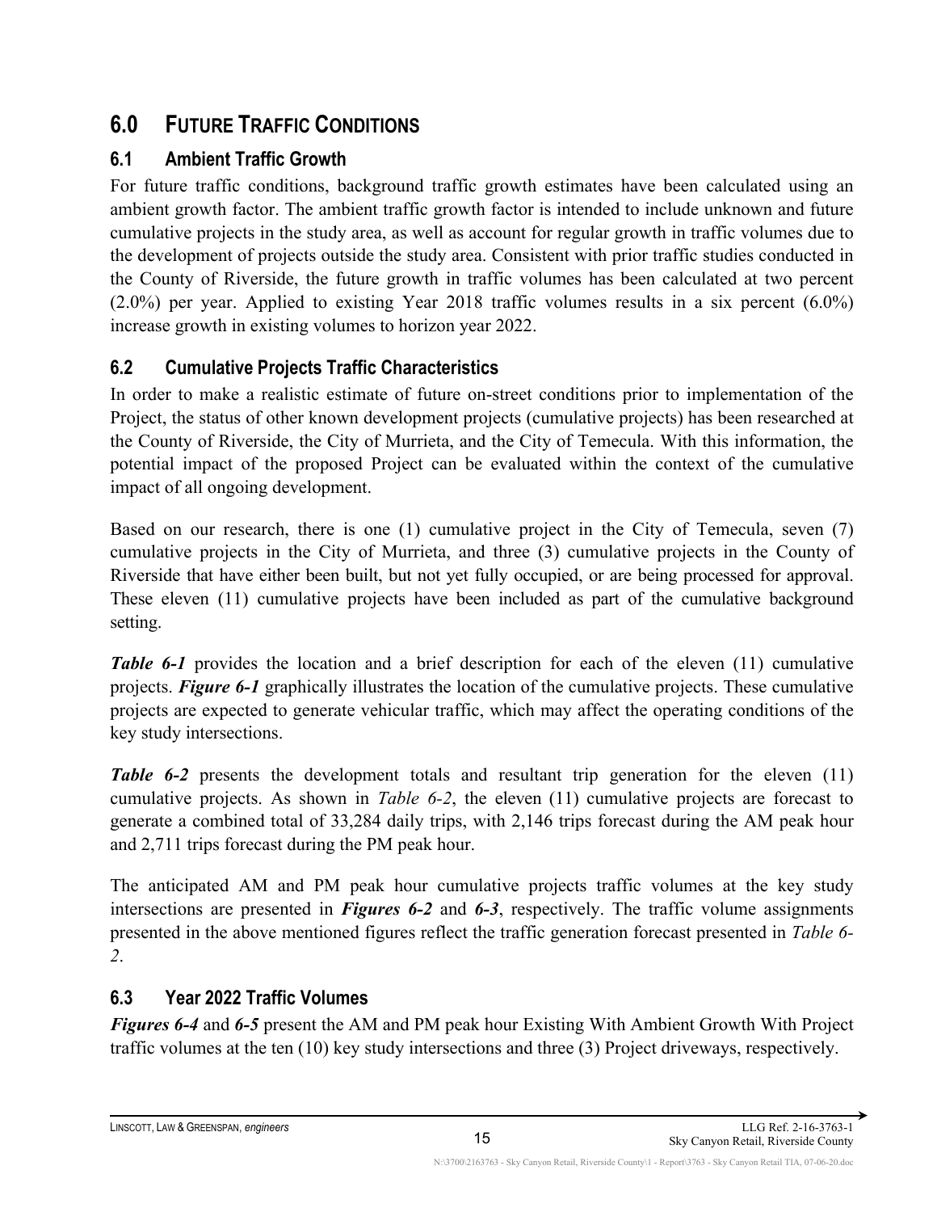# 6.0 FUTURE TRAFFIC CONDITIONS

## 6.1 Ambient Traffic Growth

For future traffic conditions, background traffic growth estimates have been calculated using an ambient growth factor. The ambient traffic growth factor is intended to include unknown and future cumulative projects in the study area, as well as account for regular growth in traffic volumes due to the development of projects outside the study area. Consistent with prior traffic studies conducted in the County of Riverside, the future growth in traffic volumes has been calculated at two percent (2.0%) per year. Applied to existing Year 2018 traffic volumes results in a six percent (6.0%) increase growth in existing volumes to horizon year 2022.

## 6.2 Cumulative Projects Traffic Characteristics

In order to make a realistic estimate of future on-street conditions prior to implementation of the Project, the status of other known development projects (cumulative projects) has been researched at the County of Riverside, the City of Murrieta, and the City of Temecula. With this information, the potential impact of the proposed Project can be evaluated within the context of the cumulative impact of all ongoing development.

Based on our research, there is one (1) cumulative project in the City of Temecula, seven (7) cumulative projects in the City of Murrieta, and three (3) cumulative projects in the County of Riverside that have either been built, but not yet fully occupied, or are being processed for approval. These eleven (11) cumulative projects have been included as part of the cumulative background setting.

***Table 6-1*** provides the location and a brief description for each of the eleven (11) cumulative projects. ***Figure 6-1*** graphically illustrates the location of the cumulative projects. These cumulative projects are expected to generate vehicular traffic, which may affect the operating conditions of the key study intersections.

***Table 6-2*** presents the development totals and resultant trip generation for the eleven (11) cumulative projects. As shown in *Table 6-2*, the eleven (11) cumulative projects are forecast to generate a combined total of 33,284 daily trips, with 2,146 trips forecast during the AM peak hour and 2,711 trips forecast during the PM peak hour.

The anticipated AM and PM peak hour cumulative projects traffic volumes at the key study intersections are presented in ***Figures 6-2*** and ***6-3***, respectively. The traffic volume assignments presented in the above mentioned figures reflect the traffic generation forecast presented in *Table 6-2*.

## 6.3 Year 2022 Traffic Volumes

***Figures 6-4*** and ***6-5*** present the AM and PM peak hour Existing With Ambient Growth With Project traffic volumes at the ten (10) key study intersections and three (3) Project driveways, respectively.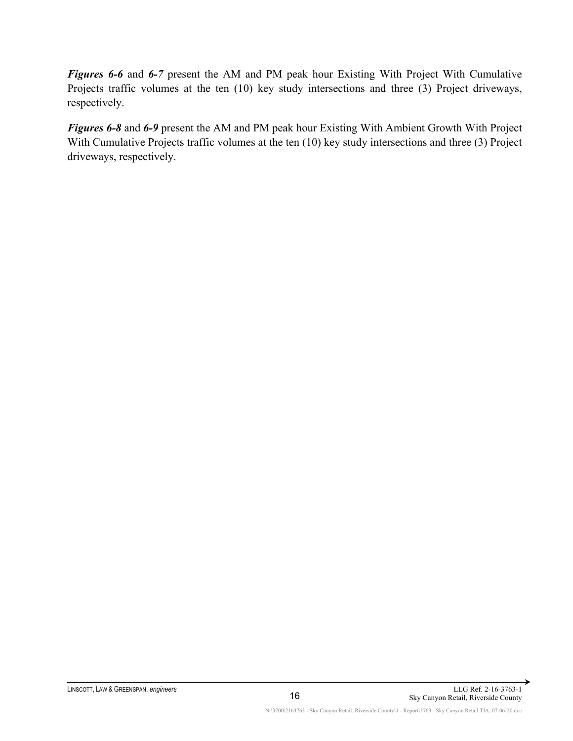***Figures 6-6*** and ***6-7*** present the AM and PM peak hour Existing With Project With Cumulative Projects traffic volumes at the ten (10) key study intersections and three (3) Project driveways, respectively.

***Figures 6-8*** and ***6-9*** present the AM and PM peak hour Existing With Ambient Growth With Project With Cumulative Projects traffic volumes at the ten (10) key study intersections and three (3) Project driveways, respectively.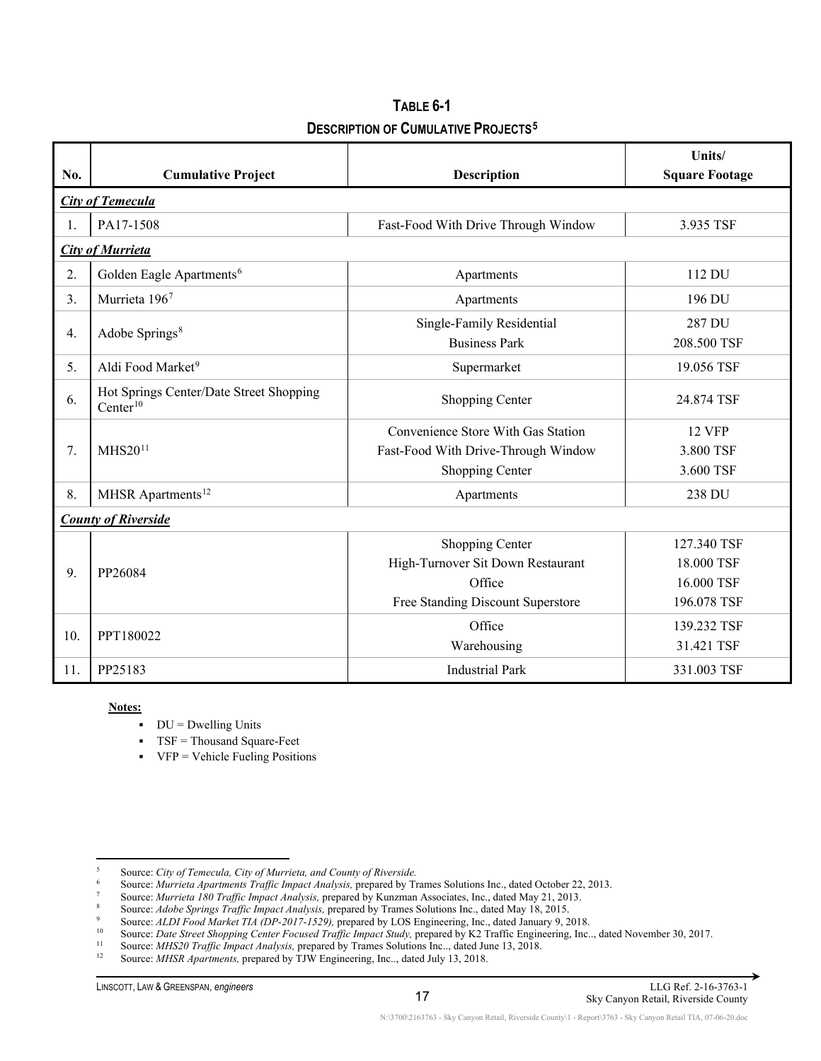# TABLE 6-1

## DESCRIPTION OF CUMULATIVE PROJECTS[5]

| No. | Cumulative Project | Description | Units/ Square Footage |
|---|---|---|---|
| ***City of Temecula*** | | | |
| 1. | PA17-1508 | Fast-Food With Drive Through Window | 3.935 TSF |
| ***City of Murrieta*** | | | |
| 2. | Golden Eagle Apartments[6] | Apartments | 112 DU |
| 3. | Murrieta 196[7] | Apartments | 196 DU |
| 4. | Adobe Springs[8] | Single-Family Residential<br>Business Park | 287 DU<br>208.500 TSF |
| 5. | Aldi Food Market[9] | Supermarket | 19.056 TSF |
| 6. | Hot Springs Center/Date Street Shopping Center[10] | Shopping Center | 24.874 TSF |
| 7. | MHS20[11] | Convenience Store With Gas Station<br>Fast-Food With Drive-Through Window<br>Shopping Center | 12 VFP<br>3.800 TSF<br>3.600 TSF |
| 8. | MHSR Apartments[12] | Apartments | 238 DU |
| ***County of Riverside*** | | | |
| 9. | PP26084 | Shopping Center<br>High-Turnover Sit Down Restaurant<br>Office<br>Free Standing Discount Superstore | 127.340 TSF<br>18.000 TSF<br>16.000 TSF<br>196.078 TSF |
| 10. | PPT180022 | Office<br>Warehousing | 139.232 TSF<br>31.421 TSF |
| 11. | PP25183 | Industrial Park | 331.003 TSF |

**Notes:**

- DU = Dwelling Units
- TSF = Thousand Square-Feet
- VFP = Vehicle Fueling Positions

---

[5] Source: *City of Temecula, City of Murrieta, and County of Riverside.*

[6] Source: *Murrieta Apartments Traffic Impact Analysis,* prepared by Trames Solutions Inc., dated October 22, 2013.

[7] Source: *Murrieta 180 Traffic Impact Analysis,* prepared by Kunzman Associates, Inc., dated May 21, 2013.

[8] Source: *Adobe Springs Traffic Impact Analysis,* prepared by Trames Solutions Inc., dated May 18, 2015.

[9] Source: *ALDI Food Market TIA (DP-2017-1529),* prepared by LOS Engineering, Inc., dated January 9, 2018.

[10] Source: *Date Street Shopping Center Focused Traffic Impact Study,* prepared by K2 Traffic Engineering, Inc.., dated November 30, 2017.

[11] Source: *MHS20 Traffic Impact Analysis,* prepared by Trames Solutions Inc.., dated June 13, 2018.

[12] Source: *MHSR Apartments,* prepared by TJW Engineering, Inc.., dated July 13, 2018.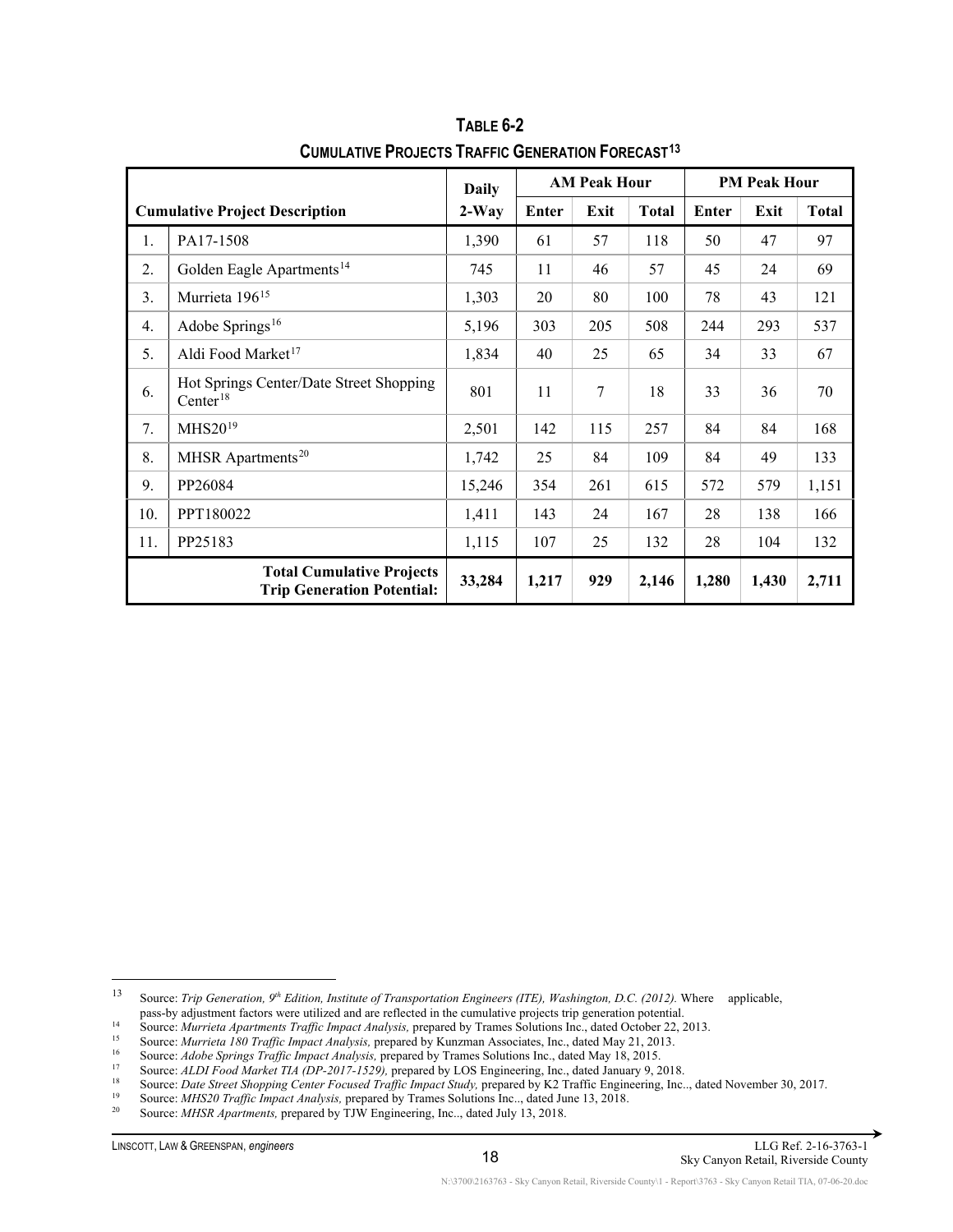## TABLE 6-2
## CUMULATIVE PROJECTS TRAFFIC GENERATION FORECAST[13]

| | Cumulative Project Description | Daily 2-Way | AM Peak Hour | | | PM Peak Hour | | |
|---|---|---|---|---|---|---|---|---|
| | | | Enter | Exit | Total | Enter | Exit | Total |
| 1. | PA17-1508 | 1,390 | 61 | 57 | 118 | 50 | 47 | 97 |
| 2. | Golden Eagle Apartments[14] | 745 | 11 | 46 | 57 | 45 | 24 | 69 |
| 3. | Murrieta 196[15] | 1,303 | 20 | 80 | 100 | 78 | 43 | 121 |
| 4. | Adobe Springs[16] | 5,196 | 303 | 205 | 508 | 244 | 293 | 537 |
| 5. | Aldi Food Market[17] | 1,834 | 40 | 25 | 65 | 34 | 33 | 67 |
| 6. | Hot Springs Center/Date Street Shopping Center[18] | 801 | 11 | 7 | 18 | 33 | 36 | 70 |
| 7. | MHS20[19] | 2,501 | 142 | 115 | 257 | 84 | 84 | 168 |
| 8. | MHSR Apartments[20] | 1,742 | 25 | 84 | 109 | 84 | 49 | 133 |
| 9. | PP26084 | 15,246 | 354 | 261 | 615 | 572 | 579 | 1,151 |
| 10. | PPT180022 | 1,411 | 143 | 24 | 167 | 28 | 138 | 166 |
| 11. | PP25183 | 1,115 | 107 | 25 | 132 | 28 | 104 | 132 |
| | **Total Cumulative Projects Trip Generation Potential:** | **33,284** | **1,217** | **929** | **2,146** | **1,280** | **1,430** | **2,711** |

---

[13] Source: *Trip Generation, 9th Edition, Institute of Transportation Engineers (ITE), Washington, D.C. (2012).* Where applicable, pass-by adjustment factors were utilized and are reflected in the cumulative projects trip generation potential.

[14] Source: *Murrieta Apartments Traffic Impact Analysis,* prepared by Trames Solutions Inc., dated October 22, 2013.

[15] Source: *Murrieta 180 Traffic Impact Analysis,* prepared by Kunzman Associates, Inc., dated May 21, 2013.

[16] Source: *Adobe Springs Traffic Impact Analysis,* prepared by Trames Solutions Inc., dated May 18, 2015.

[17] Source: *ALDI Food Market TIA (DP-2017-1529),* prepared by LOS Engineering, Inc., dated January 9, 2018.

[18] Source: *Date Street Shopping Center Focused Traffic Impact Study,* prepared by K2 Traffic Engineering, Inc.., dated November 30, 2017.

[19] Source: *MHS20 Traffic Impact Analysis,* prepared by Trames Solutions Inc.., dated June 13, 2018.

[20] Source: *MHSR Apartments,* prepared by TJW Engineering, Inc.., dated July 13, 2018.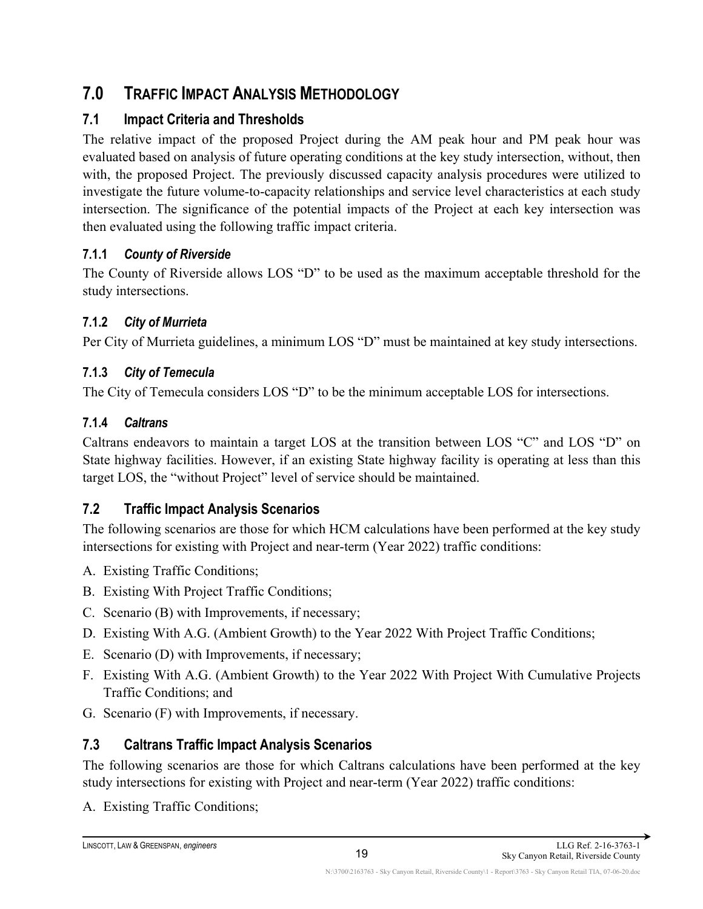# 7.0 TRAFFIC IMPACT ANALYSIS METHODOLOGY

## 7.1 Impact Criteria and Thresholds

The relative impact of the proposed Project during the AM peak hour and PM peak hour was evaluated based on analysis of future operating conditions at the key study intersection, without, then with, the proposed Project. The previously discussed capacity analysis procedures were utilized to investigate the future volume-to-capacity relationships and service level characteristics at each study intersection. The significance of the potential impacts of the Project at each key intersection was then evaluated using the following traffic impact criteria.

### 7.1.1 *County of Riverside*

The County of Riverside allows LOS "D" to be used as the maximum acceptable threshold for the study intersections.

### 7.1.2 *City of Murrieta*

Per City of Murrieta guidelines, a minimum LOS "D" must be maintained at key study intersections.

### 7.1.3 *City of Temecula*

The City of Temecula considers LOS "D" to be the minimum acceptable LOS for intersections.

### 7.1.4 *Caltrans*

Caltrans endeavors to maintain a target LOS at the transition between LOS "C" and LOS "D" on State highway facilities. However, if an existing State highway facility is operating at less than this target LOS, the "without Project" level of service should be maintained.

## 7.2 Traffic Impact Analysis Scenarios

The following scenarios are those for which HCM calculations have been performed at the key study intersections for existing with Project and near-term (Year 2022) traffic conditions:

A. Existing Traffic Conditions;
B. Existing With Project Traffic Conditions;
C. Scenario (B) with Improvements, if necessary;
D. Existing With A.G. (Ambient Growth) to the Year 2022 With Project Traffic Conditions;
E. Scenario (D) with Improvements, if necessary;
F. Existing With A.G. (Ambient Growth) to the Year 2022 With Project With Cumulative Projects Traffic Conditions; and
G. Scenario (F) with Improvements, if necessary.

## 7.3 Caltrans Traffic Impact Analysis Scenarios

The following scenarios are those for which Caltrans calculations have been performed at the key study intersections for existing with Project and near-term (Year 2022) traffic conditions:

A. Existing Traffic Conditions;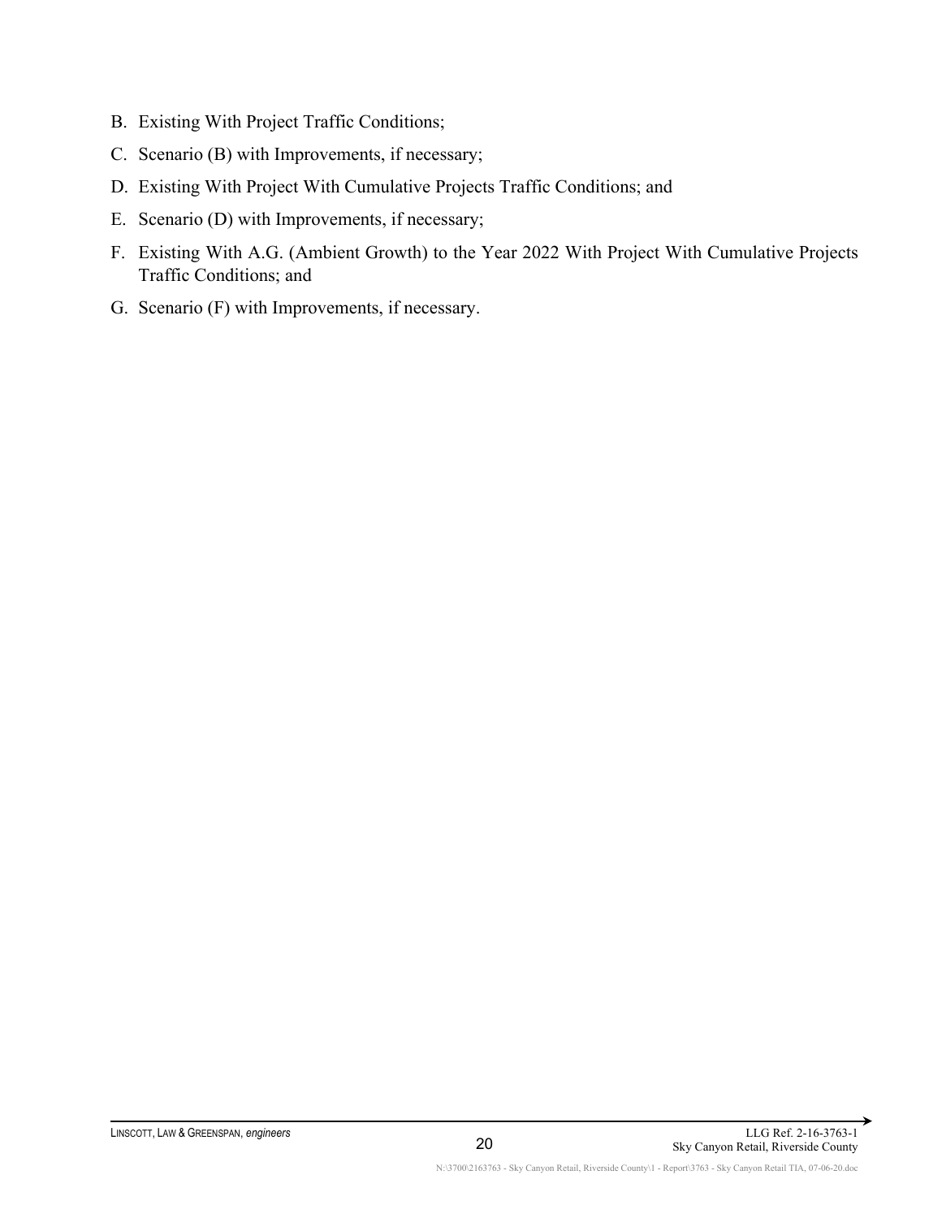B. Existing With Project Traffic Conditions;

C. Scenario (B) with Improvements, if necessary;

D. Existing With Project With Cumulative Projects Traffic Conditions; and

E. Scenario (D) with Improvements, if necessary;

F. Existing With A.G. (Ambient Growth) to the Year 2022 With Project With Cumulative Projects Traffic Conditions; and

G. Scenario (F) with Improvements, if necessary.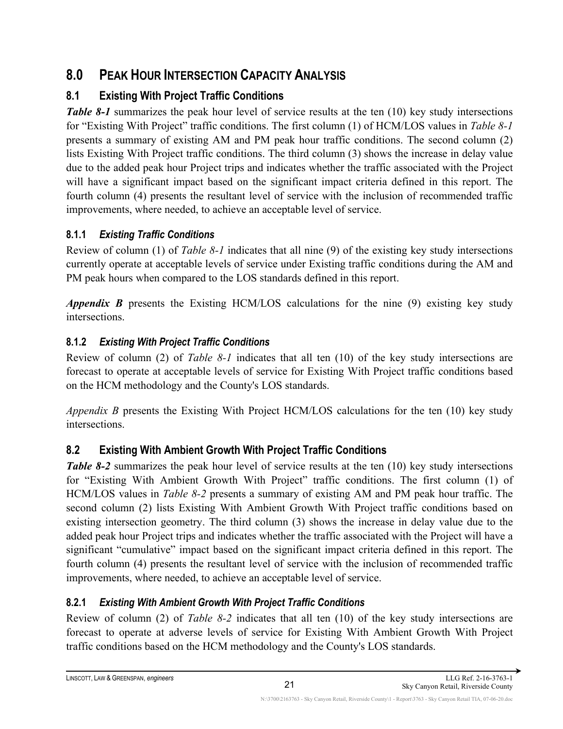# 8.0 PEAK HOUR INTERSECTION CAPACITY ANALYSIS

## 8.1 Existing With Project Traffic Conditions

***Table 8-1*** summarizes the peak hour level of service results at the ten (10) key study intersections for "Existing With Project" traffic conditions. The first column (1) of HCM/LOS values in *Table 8-1* presents a summary of existing AM and PM peak hour traffic conditions. The second column (2) lists Existing With Project traffic conditions. The third column (3) shows the increase in delay value due to the added peak hour Project trips and indicates whether the traffic associated with the Project will have a significant impact based on the significant impact criteria defined in this report. The fourth column (4) presents the resultant level of service with the inclusion of recommended traffic improvements, where needed, to achieve an acceptable level of service.

### 8.1.1 *Existing Traffic Conditions*

Review of column (1) of *Table 8-1* indicates that all nine (9) of the existing key study intersections currently operate at acceptable levels of service under Existing traffic conditions during the AM and PM peak hours when compared to the LOS standards defined in this report.

***Appendix B*** presents the Existing HCM/LOS calculations for the nine (9) existing key study intersections.

### 8.1.2 *Existing With Project Traffic Conditions*

Review of column (2) of *Table 8-1* indicates that all ten (10) of the key study intersections are forecast to operate at acceptable levels of service for Existing With Project traffic conditions based on the HCM methodology and the County's LOS standards.

*Appendix B* presents the Existing With Project HCM/LOS calculations for the ten (10) key study intersections.

## 8.2 Existing With Ambient Growth With Project Traffic Conditions

***Table 8-2*** summarizes the peak hour level of service results at the ten (10) key study intersections for "Existing With Ambient Growth With Project" traffic conditions. The first column (1) of HCM/LOS values in *Table 8-2* presents a summary of existing AM and PM peak hour traffic. The second column (2) lists Existing With Ambient Growth With Project traffic conditions based on existing intersection geometry. The third column (3) shows the increase in delay value due to the added peak hour Project trips and indicates whether the traffic associated with the Project will have a significant "cumulative" impact based on the significant impact criteria defined in this report. The fourth column (4) presents the resultant level of service with the inclusion of recommended traffic improvements, where needed, to achieve an acceptable level of service.

### 8.2.1 *Existing With Ambient Growth With Project Traffic Conditions*

Review of column (2) of *Table 8-2* indicates that all ten (10) of the key study intersections are forecast to operate at adverse levels of service for Existing With Ambient Growth With Project traffic conditions based on the HCM methodology and the County's LOS standards.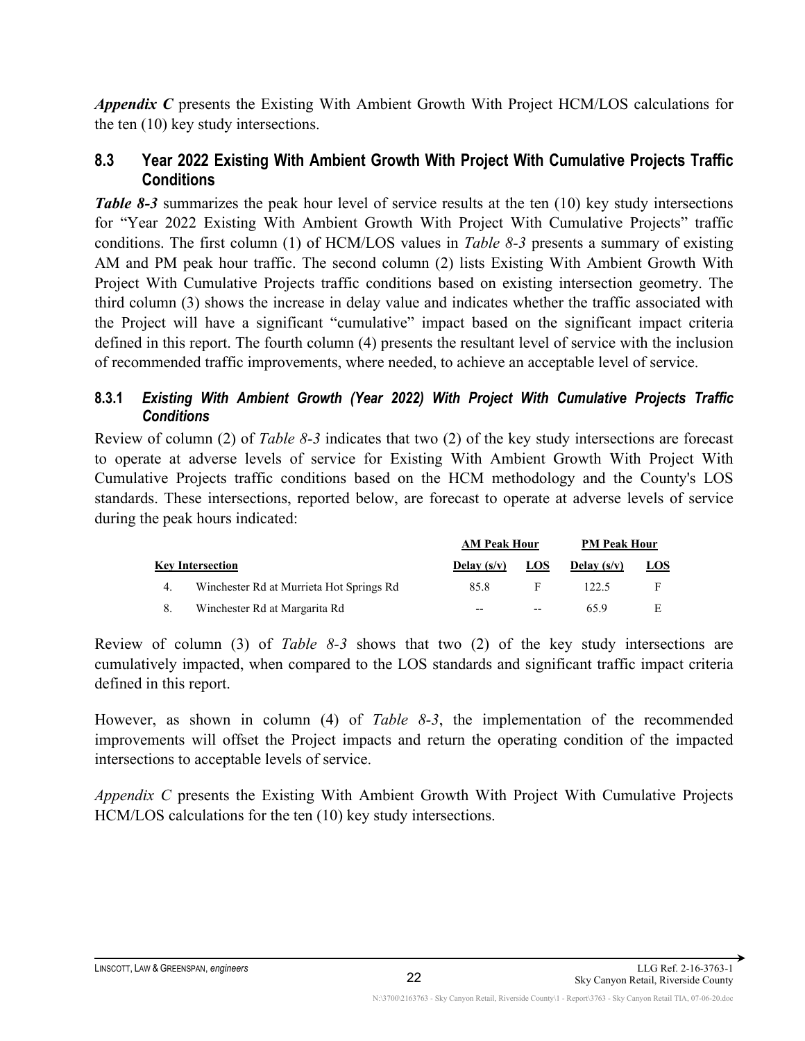***Appendix C*** presents the Existing With Ambient Growth With Project HCM/LOS calculations for the ten (10) key study intersections.

## 8.3 Year 2022 Existing With Ambient Growth With Project With Cumulative Projects Traffic Conditions

***Table 8-3*** summarizes the peak hour level of service results at the ten (10) key study intersections for "Year 2022 Existing With Ambient Growth With Project With Cumulative Projects" traffic conditions. The first column (1) of HCM/LOS values in *Table 8-3* presents a summary of existing AM and PM peak hour traffic. The second column (2) lists Existing With Ambient Growth With Project With Cumulative Projects traffic conditions based on existing intersection geometry. The third column (3) shows the increase in delay value and indicates whether the traffic associated with the Project will have a significant "cumulative" impact based on the significant impact criteria defined in this report. The fourth column (4) presents the resultant level of service with the inclusion of recommended traffic improvements, where needed, to achieve an acceptable level of service.

### 8.3.1 *Existing With Ambient Growth (Year 2022) With Project With Cumulative Projects Traffic Conditions*

Review of column (2) of *Table 8-3* indicates that two (2) of the key study intersections are forecast to operate at adverse levels of service for Existing With Ambient Growth With Project With Cumulative Projects traffic conditions based on the HCM methodology and the County's LOS standards. These intersections, reported below, are forecast to operate at adverse levels of service during the peak hours indicated:

| | | AM Peak Hour | | PM Peak Hour | |
|---|---|---|---|---|---|
| **Key Intersection** | | **Delay (s/v)** | **LOS** | **Delay (s/v)** | **LOS** |
| 4. | Winchester Rd at Murrieta Hot Springs Rd | 85.8 | F | 122.5 | F |
| 8. | Winchester Rd at Margarita Rd | -- | -- | 65.9 | E |

Review of column (3) of *Table 8-3* shows that two (2) of the key study intersections are cumulatively impacted, when compared to the LOS standards and significant traffic impact criteria defined in this report.

However, as shown in column (4) of *Table 8-3*, the implementation of the recommended improvements will offset the Project impacts and return the operating condition of the impacted intersections to acceptable levels of service.

*Appendix C* presents the Existing With Ambient Growth With Project With Cumulative Projects HCM/LOS calculations for the ten (10) key study intersections.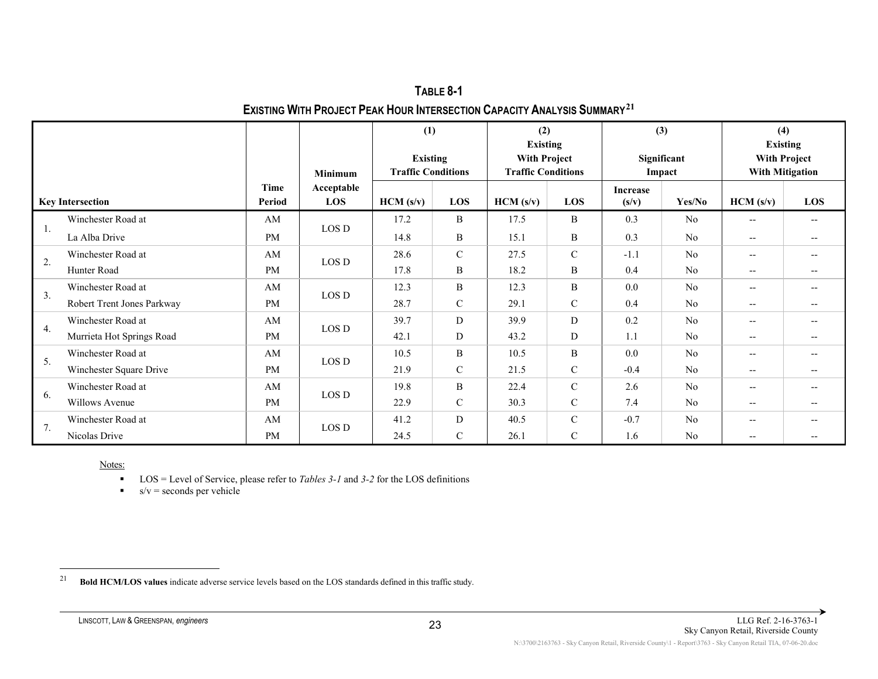**TABLE 8-1**

**EXISTING WITH PROJECT PEAK HOUR INTERSECTION CAPACITY ANALYSIS SUMMARY[21]**

| Key Intersection | Time Period | Minimum Acceptable LOS | (1) Existing Traffic Conditions | | (2) Existing With Project Traffic Conditions | | (3) Significant Impact | | (4) Existing With Project With Mitigation | |
|---|---|---|---|---|---|---|---|---|---|---|
| | | | HCM (s/v) | LOS | HCM (s/v) | LOS | Increase (s/v) | Yes/No | HCM (s/v) | LOS |
| 1. Winchester Road at La Alba Drive | AM | LOS D | 17.2 | B | 17.5 | B | 0.3 | No | -- | -- |
| | PM | | 14.8 | B | 15.1 | B | 0.3 | No | -- | -- |
| 2. Winchester Road at Hunter Road | AM | LOS D | 28.6 | C | 27.5 | C | -1.1 | No | -- | -- |
| | PM | | 17.8 | B | 18.2 | B | 0.4 | No | -- | -- |
| 3. Winchester Road at Robert Trent Jones Parkway | AM | LOS D | 12.3 | B | 12.3 | B | 0.0 | No | -- | -- |
| | PM | | 28.7 | C | 29.1 | C | 0.4 | No | -- | -- |
| 4. Winchester Road at Murrieta Hot Springs Road | AM | LOS D | 39.7 | D | 39.9 | D | 0.2 | No | -- | -- |
| | PM | | 42.1 | D | 43.2 | D | 1.1 | No | -- | -- |
| 5. Winchester Road at Winchester Square Drive | AM | LOS D | 10.5 | B | 10.5 | B | 0.0 | No | -- | -- |
| | PM | | 21.9 | C | 21.5 | C | -0.4 | No | -- | -- |
| 6. Winchester Road at Willows Avenue | AM | LOS D | 19.8 | B | 22.4 | C | 2.6 | No | -- | -- |
| | PM | | 22.9 | C | 30.3 | C | 7.4 | No | -- | -- |
| 7. Winchester Road at Nicolas Drive | AM | LOS D | 41.2 | D | 40.5 | C | -0.7 | No | -- | -- |
| | PM | | 24.5 | C | 26.1 | C | 1.6 | No | -- | -- |

Notes:

- LOS = Level of Service, please refer to *Tables 3-1* and *3-2* for the LOS definitions
- s/v = seconds per vehicle

[21] **Bold HCM/LOS values** indicate adverse service levels based on the LOS standards defined in this traffic study.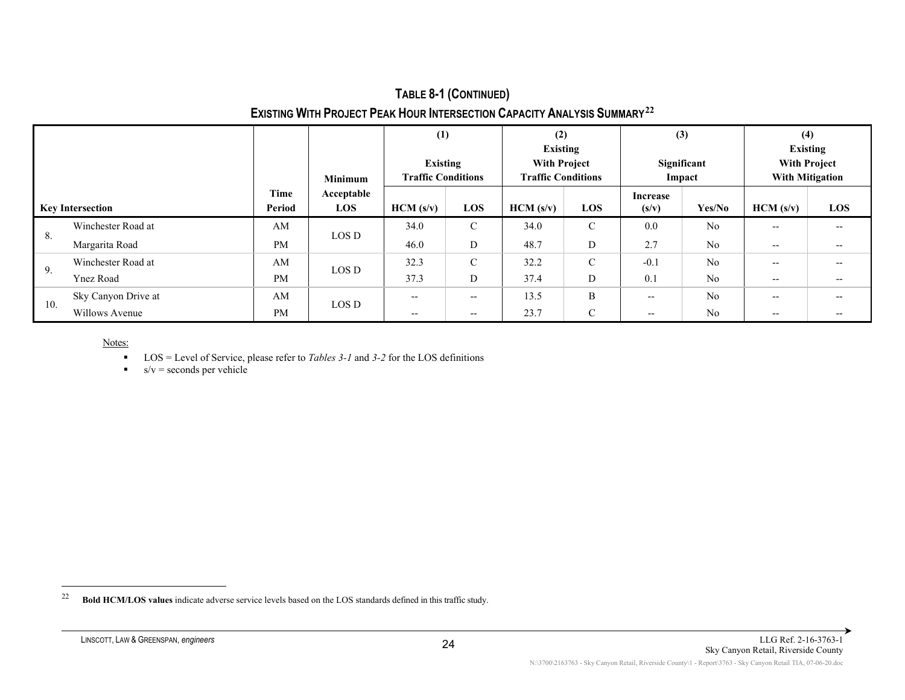## TABLE 8-1 (CONTINUED)

## EXISTING WITH PROJECT PEAK HOUR INTERSECTION CAPACITY ANALYSIS SUMMARY[22]

| Key Intersection | | Time Period | Minimum Acceptable LOS | (1) Existing Traffic Conditions | | (2) Existing With Project Traffic Conditions | | (3) Significant Impact | | (4) Existing With Project With Mitigation | |
|---|---|---|---|---|---|---|---|---|---|---|---|
| | | | | HCM (s/v) | LOS | HCM (s/v) | LOS | Increase (s/v) | Yes/No | HCM (s/v) | LOS |
| 8. | Winchester Road at | AM | LOS D | 34.0 | C | 34.0 | C | 0.0 | No | -- | -- |
| | Margarita Road | PM | | 46.0 | D | 48.7 | D | 2.7 | No | -- | -- |
| 9. | Winchester Road at | AM | LOS D | 32.3 | C | 32.2 | C | -0.1 | No | -- | -- |
| | Ynez Road | PM | | 37.3 | D | 37.4 | D | 0.1 | No | -- | -- |
| 10. | Sky Canyon Drive at | AM | LOS D | -- | -- | 13.5 | B | -- | No | -- | -- |
| | Willows Avenue | PM | | -- | -- | 23.7 | C | -- | No | -- | -- |

Notes:

- LOS = Level of Service, please refer to *Tables 3-1* and *3-2* for the LOS definitions
- s/v = seconds per vehicle

---

22 **Bold HCM/LOS values** indicate adverse service levels based on the LOS standards defined in this traffic study.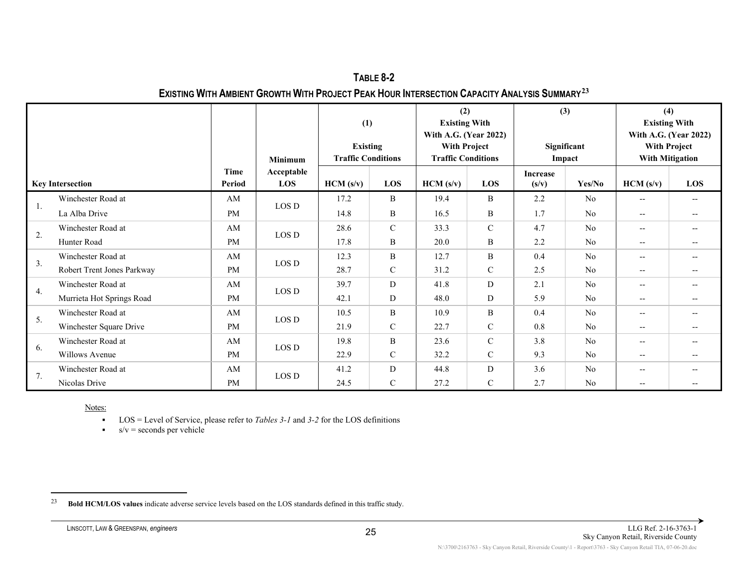## TABLE 8-2

### EXISTING WITH AMBIENT GROWTH WITH PROJECT PEAK HOUR INTERSECTION CAPACITY ANALYSIS SUMMARY[23]

| Key Intersection | Time Period | Minimum Acceptable LOS | (1) Existing Traffic Conditions | | (2) Existing With With A.G. (Year 2022) With Project Traffic Conditions | | (3) Significant Impact | | (4) Existing With With A.G. (Year 2022) With Project With Mitigation | |
|---|---|---|---|---|---|---|---|---|---|---|
| | | | HCM (s/v) | LOS | HCM (s/v) | LOS | Increase (s/v) | Yes/No | HCM (s/v) | LOS |
| 1. Winchester Road at La Alba Drive | AM | LOS D | 17.2 | B | 19.4 | B | 2.2 | No | -- | -- |
| | PM | | 14.8 | B | 16.5 | B | 1.7 | No | -- | -- |
| 2. Winchester Road at Hunter Road | AM | LOS D | 28.6 | C | 33.3 | C | 4.7 | No | -- | -- |
| | PM | | 17.8 | B | 20.0 | B | 2.2 | No | -- | -- |
| 3. Winchester Road at Robert Trent Jones Parkway | AM | LOS D | 12.3 | B | 12.7 | B | 0.4 | No | -- | -- |
| | PM | | 28.7 | C | 31.2 | C | 2.5 | No | -- | -- |
| 4. Winchester Road at Murrieta Hot Springs Road | AM | LOS D | 39.7 | D | 41.8 | D | 2.1 | No | -- | -- |
| | PM | | 42.1 | D | 48.0 | D | 5.9 | No | -- | -- |
| 5. Winchester Road at Winchester Square Drive | AM | LOS D | 10.5 | B | 10.9 | B | 0.4 | No | -- | -- |
| | PM | | 21.9 | C | 22.7 | C | 0.8 | No | -- | -- |
| 6. Winchester Road at Willows Avenue | AM | LOS D | 19.8 | B | 23.6 | C | 3.8 | No | -- | -- |
| | PM | | 22.9 | C | 32.2 | C | 9.3 | No | -- | -- |
| 7. Winchester Road at Nicolas Drive | AM | LOS D | 41.2 | D | 44.8 | D | 3.6 | No | -- | -- |
| | PM | | 24.5 | C | 27.2 | C | 2.7 | No | -- | -- |

Notes:

- LOS = Level of Service, please refer to *Tables 3-1* and *3-2* for the LOS definitions
- s/v = seconds per vehicle

[23] **Bold HCM/LOS values** indicate adverse service levels based on the LOS standards defined in this traffic study.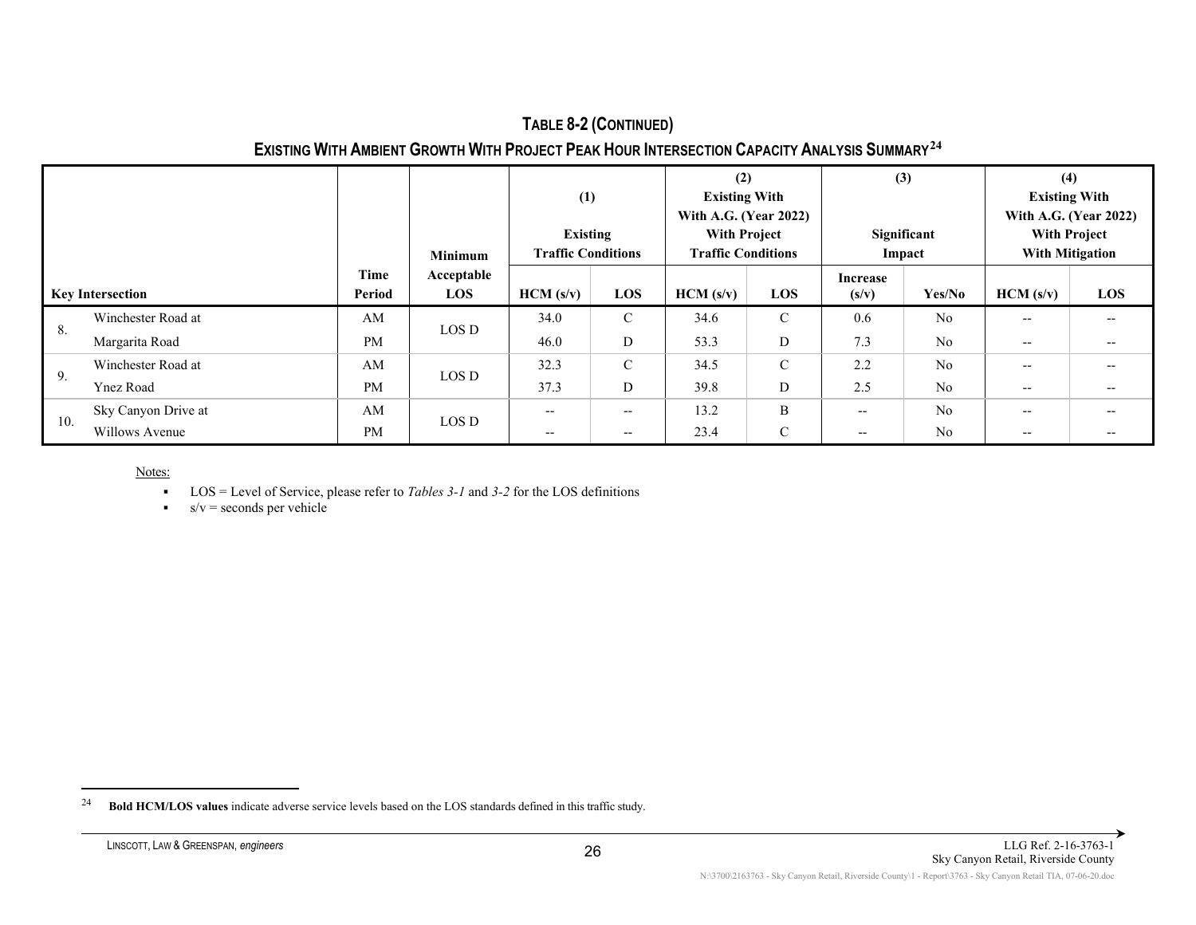**TABLE 8-2 (CONTINUED)**

**EXISTING WITH AMBIENT GROWTH WITH PROJECT PEAK HOUR INTERSECTION CAPACITY ANALYSIS SUMMARY[24]**

| Key Intersection | Time Period | Minimum Acceptable LOS | (1) Existing Traffic Conditions | | (2) Existing With With A.G. (Year 2022) With Project Traffic Conditions | | (3) Significant Impact | | (4) Existing With With A.G. (Year 2022) With Project With Mitigation | |
|---|---|---|---|---|---|---|---|---|---|---|
| | | | HCM (s/v) | LOS | HCM (s/v) | LOS | Increase (s/v) | Yes/No | HCM (s/v) | LOS |
| 8. Winchester Road at Margarita Road | AM | LOS D | 34.0 | C | 34.6 | C | 0.6 | No | -- | -- |
| | PM | | 46.0 | D | 53.3 | D | 7.3 | No | -- | -- |
| 9. Winchester Road at Ynez Road | AM | LOS D | 32.3 | C | 34.5 | C | 2.2 | No | -- | -- |
| | PM | | 37.3 | D | 39.8 | D | 2.5 | No | -- | -- |
| 10. Sky Canyon Drive at Willows Avenue | AM | LOS D | -- | -- | 13.2 | B | -- | No | -- | -- |
| | PM | | -- | -- | 23.4 | C | -- | No | -- | -- |

Notes:

- LOS = Level of Service, please refer to *Tables 3-1* and *3-2* for the LOS definitions
- s/v = seconds per vehicle

[24] **Bold HCM/LOS values** indicate adverse service levels based on the LOS standards defined in this traffic study.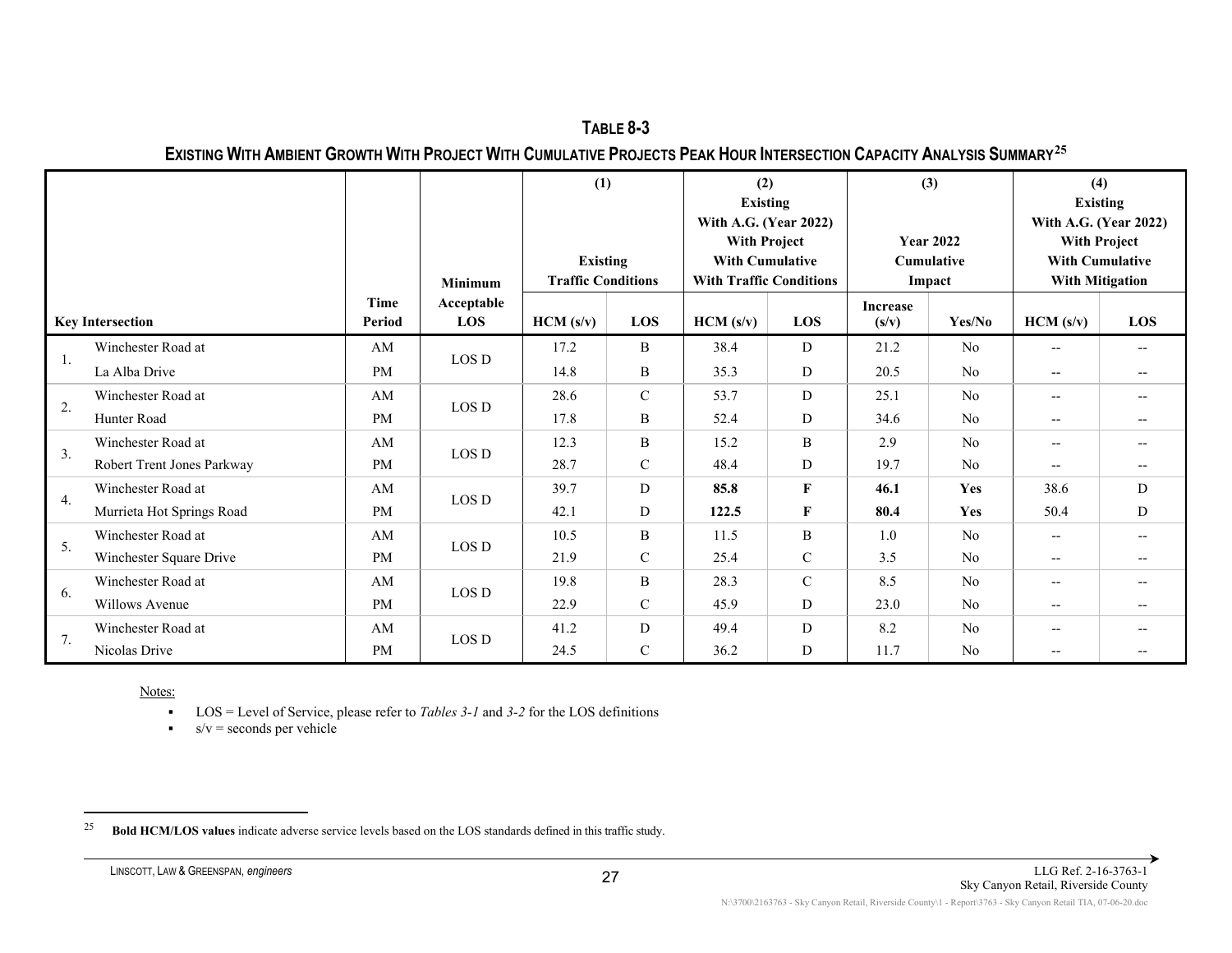# TABLE 8-3

## EXISTING WITH AMBIENT GROWTH WITH PROJECT WITH CUMULATIVE PROJECTS PEAK HOUR INTERSECTION CAPACITY ANALYSIS SUMMARY[25]

| Key Intersection | Time Period | Minimum Acceptable LOS | (1) Existing Traffic Conditions | | (2) Existing With A.G. (Year 2022) With Project With Cumulative With Traffic Conditions | | (3) Year 2022 Cumulative Impact | | (4) Existing With A.G. (Year 2022) With Project With Cumulative With Mitigation | |
|---|---|---|---|---|---|---|---|---|---|---|
| | | | HCM (s/v) | LOS | HCM (s/v) | LOS | Increase (s/v) | Yes/No | HCM (s/v) | LOS |
| 1. Winchester Road at La Alba Drive | AM | LOS D | 17.2 | B | 38.4 | D | 21.2 | No | -- | -- |
| | PM | | 14.8 | B | 35.3 | D | 20.5 | No | -- | -- |
| 2. Winchester Road at Hunter Road | AM | LOS D | 28.6 | C | 53.7 | D | 25.1 | No | -- | -- |
| | PM | | 17.8 | B | 52.4 | D | 34.6 | No | -- | -- |
| 3. Winchester Road at Robert Trent Jones Parkway | AM | LOS D | 12.3 | B | 15.2 | B | 2.9 | No | -- | -- |
| | PM | | 28.7 | C | 48.4 | D | 19.7 | No | -- | -- |
| 4. Winchester Road at Murrieta Hot Springs Road | AM | LOS D | 39.7 | D | **85.8** | **F** | **46.1** | **Yes** | 38.6 | D |
| | PM | | 42.1 | D | **122.5** | **F** | **80.4** | **Yes** | 50.4 | D |
| 5. Winchester Road at Winchester Square Drive | AM | LOS D | 10.5 | B | 11.5 | B | 1.0 | No | -- | -- |
| | PM | | 21.9 | C | 25.4 | C | 3.5 | No | -- | -- |
| 6. Winchester Road at Willows Avenue | AM | LOS D | 19.8 | B | 28.3 | C | 8.5 | No | -- | -- |
| | PM | | 22.9 | C | 45.9 | D | 23.0 | No | -- | -- |
| 7. Winchester Road at Nicolas Drive | AM | LOS D | 41.2 | D | 49.4 | D | 8.2 | No | -- | -- |
| | PM | | 24.5 | C | 36.2 | D | 11.7 | No | -- | -- |

Notes:

- LOS = Level of Service, please refer to *Tables 3-1* and *3-2* for the LOS definitions
- s/v = seconds per vehicle

[25] **Bold HCM/LOS values** indicate adverse service levels based on the LOS standards defined in this traffic study.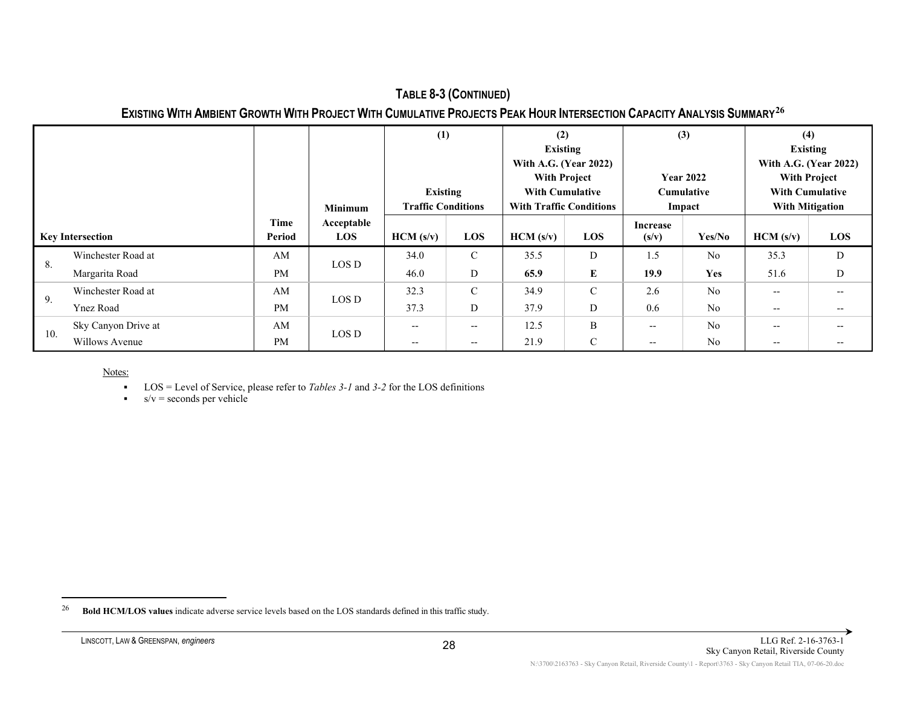### TABLE 8-3 (CONTINUED)

### EXISTING WITH AMBIENT GROWTH WITH PROJECT WITH CUMULATIVE PROJECTS PEAK HOUR INTERSECTION CAPACITY ANALYSIS SUMMARY[26]

| Key Intersection | Time Period | Minimum Acceptable LOS | (1) Existing Traffic Conditions | | (2) Existing With A.G. (Year 2022) With Project With Cumulative With Traffic Conditions | | (3) Year 2022 Cumulative Impact | | (4) Existing With A.G. (Year 2022) With Project With Cumulative With Mitigation | |
|---|---|---|---|---|---|---|---|---|---|---|
| | | | HCM (s/v) | LOS | HCM (s/v) | LOS | Increase (s/v) | Yes/No | HCM (s/v) | LOS |
| 8. Winchester Road at Margarita Road | AM | LOS D | 34.0 | C | 35.5 | D | 1.5 | No | 35.3 | D |
| | PM | | 46.0 | D | **65.9** | **E** | **19.9** | **Yes** | 51.6 | D |
| 9. Winchester Road at Ynez Road | AM | LOS D | 32.3 | C | 34.9 | C | 2.6 | No | -- | -- |
| | PM | | 37.3 | D | 37.9 | D | 0.6 | No | -- | -- |
| 10. Sky Canyon Drive at Willows Avenue | AM | LOS D | -- | -- | 12.5 | B | -- | No | -- | -- |
| | PM | | -- | -- | 21.9 | C | -- | No | -- | -- |

Notes:

- LOS = Level of Service, please refer to *Tables 3-1* and *3-2* for the LOS definitions
- s/v = seconds per vehicle

[26] **Bold HCM/LOS values** indicate adverse service levels based on the LOS standards defined in this traffic study.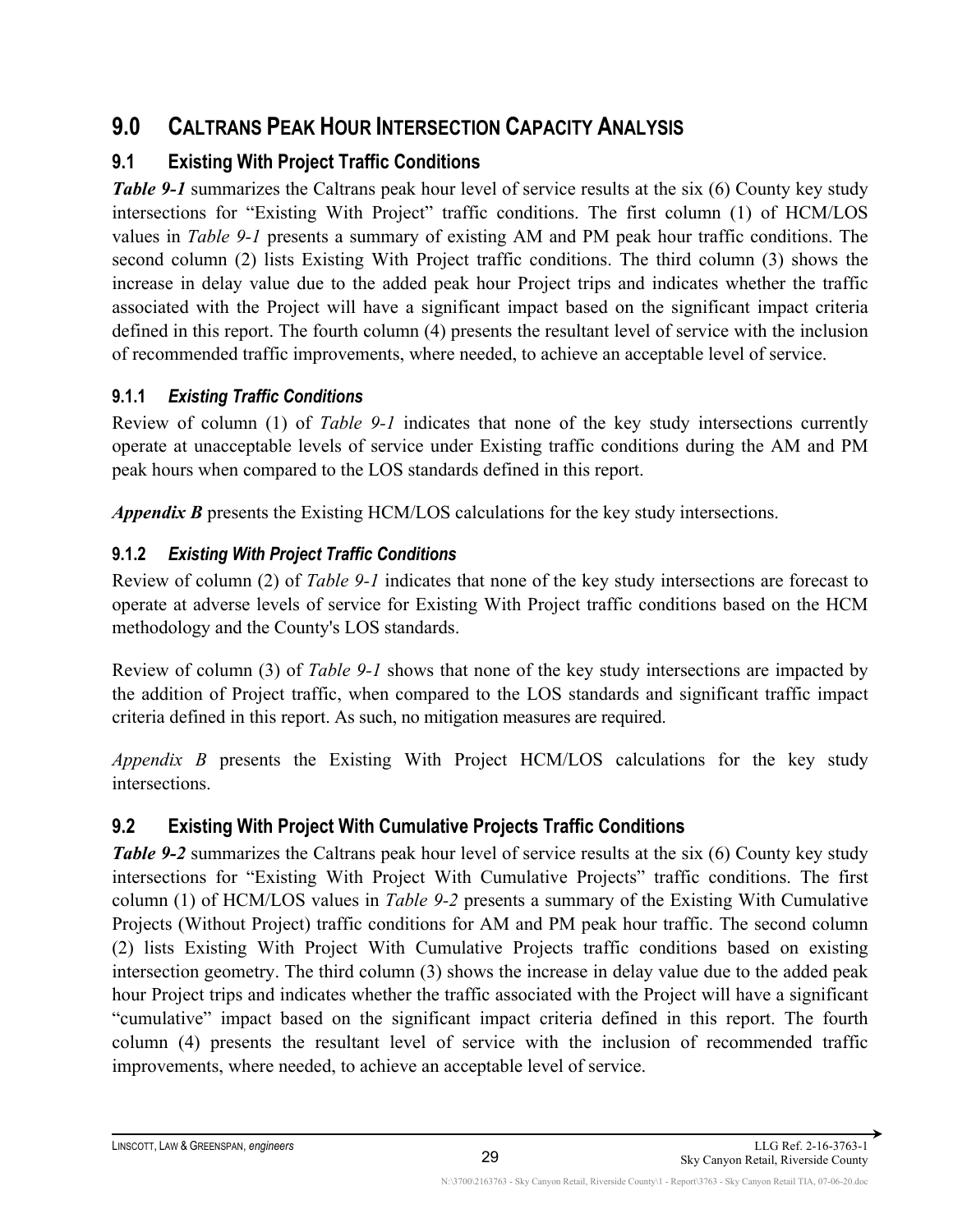# 9.0 CALTRANS PEAK HOUR INTERSECTION CAPACITY ANALYSIS

## 9.1 Existing With Project Traffic Conditions

***Table 9-1*** summarizes the Caltrans peak hour level of service results at the six (6) County key study intersections for "Existing With Project" traffic conditions. The first column (1) of HCM/LOS values in *Table 9-1* presents a summary of existing AM and PM peak hour traffic conditions. The second column (2) lists Existing With Project traffic conditions. The third column (3) shows the increase in delay value due to the added peak hour Project trips and indicates whether the traffic associated with the Project will have a significant impact based on the significant impact criteria defined in this report. The fourth column (4) presents the resultant level of service with the inclusion of recommended traffic improvements, where needed, to achieve an acceptable level of service.

### 9.1.1 *Existing Traffic Conditions*

Review of column (1) of *Table 9-1* indicates that none of the key study intersections currently operate at unacceptable levels of service under Existing traffic conditions during the AM and PM peak hours when compared to the LOS standards defined in this report.

***Appendix B*** presents the Existing HCM/LOS calculations for the key study intersections.

### 9.1.2 *Existing With Project Traffic Conditions*

Review of column (2) of *Table 9-1* indicates that none of the key study intersections are forecast to operate at adverse levels of service for Existing With Project traffic conditions based on the HCM methodology and the County's LOS standards.

Review of column (3) of *Table 9-1* shows that none of the key study intersections are impacted by the addition of Project traffic, when compared to the LOS standards and significant traffic impact criteria defined in this report. As such, no mitigation measures are required.

*Appendix B* presents the Existing With Project HCM/LOS calculations for the key study intersections.

## 9.2 Existing With Project With Cumulative Projects Traffic Conditions

***Table 9-2*** summarizes the Caltrans peak hour level of service results at the six (6) County key study intersections for "Existing With Project With Cumulative Projects" traffic conditions. The first column (1) of HCM/LOS values in *Table 9-2* presents a summary of the Existing With Cumulative Projects (Without Project) traffic conditions for AM and PM peak hour traffic. The second column (2) lists Existing With Project With Cumulative Projects traffic conditions based on existing intersection geometry. The third column (3) shows the increase in delay value due to the added peak hour Project trips and indicates whether the traffic associated with the Project will have a significant "cumulative" impact based on the significant impact criteria defined in this report. The fourth column (4) presents the resultant level of service with the inclusion of recommended traffic improvements, where needed, to achieve an acceptable level of service.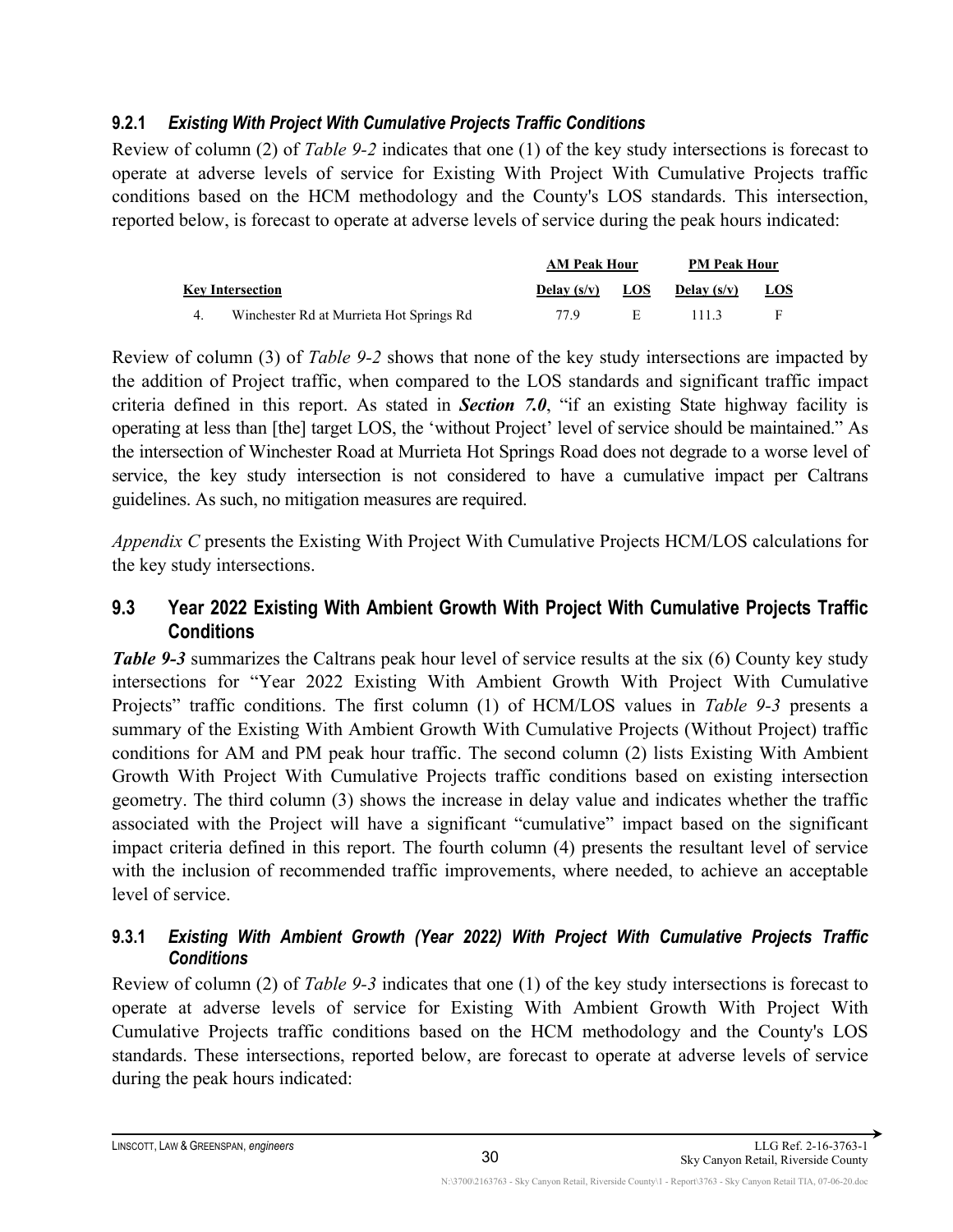### 9.2.1 *Existing With Project With Cumulative Projects Traffic Conditions*

Review of column (2) of *Table 9-2* indicates that one (1) of the key study intersections is forecast to operate at adverse levels of service for Existing With Project With Cumulative Projects traffic conditions based on the HCM methodology and the County's LOS standards. This intersection, reported below, is forecast to operate at adverse levels of service during the peak hours indicated:

| | | AM Peak Hour | | PM Peak Hour | |
|---|---|---|---|---|---|
| **Key Intersection** | | **Delay (s/v)** | **LOS** | **Delay (s/v)** | **LOS** |
| 4. | Winchester Rd at Murrieta Hot Springs Rd | 77.9 | E | 111.3 | F |

Review of column (3) of *Table 9-2* shows that none of the key study intersections are impacted by the addition of Project traffic, when compared to the LOS standards and significant traffic impact criteria defined in this report. As stated in ***Section 7.0***, "if an existing State highway facility is operating at less than [the] target LOS, the 'without Project' level of service should be maintained." As the intersection of Winchester Road at Murrieta Hot Springs Road does not degrade to a worse level of service, the key study intersection is not considered to have a cumulative impact per Caltrans guidelines. As such, no mitigation measures are required.

*Appendix C* presents the Existing With Project With Cumulative Projects HCM/LOS calculations for the key study intersections.

## 9.3 Year 2022 Existing With Ambient Growth With Project With Cumulative Projects Traffic Conditions

***Table 9-3*** summarizes the Caltrans peak hour level of service results at the six (6) County key study intersections for "Year 2022 Existing With Ambient Growth With Project With Cumulative Projects" traffic conditions. The first column (1) of HCM/LOS values in *Table 9-3* presents a summary of the Existing With Ambient Growth With Cumulative Projects (Without Project) traffic conditions for AM and PM peak hour traffic. The second column (2) lists Existing With Ambient Growth With Project With Cumulative Projects traffic conditions based on existing intersection geometry. The third column (3) shows the increase in delay value and indicates whether the traffic associated with the Project will have a significant "cumulative" impact based on the significant impact criteria defined in this report. The fourth column (4) presents the resultant level of service with the inclusion of recommended traffic improvements, where needed, to achieve an acceptable level of service.

### 9.3.1 *Existing With Ambient Growth (Year 2022) With Project With Cumulative Projects Traffic Conditions*

Review of column (2) of *Table 9-3* indicates that one (1) of the key study intersections is forecast to operate at adverse levels of service for Existing With Ambient Growth With Project With Cumulative Projects traffic conditions based on the HCM methodology and the County's LOS standards. These intersections, reported below, are forecast to operate at adverse levels of service during the peak hours indicated: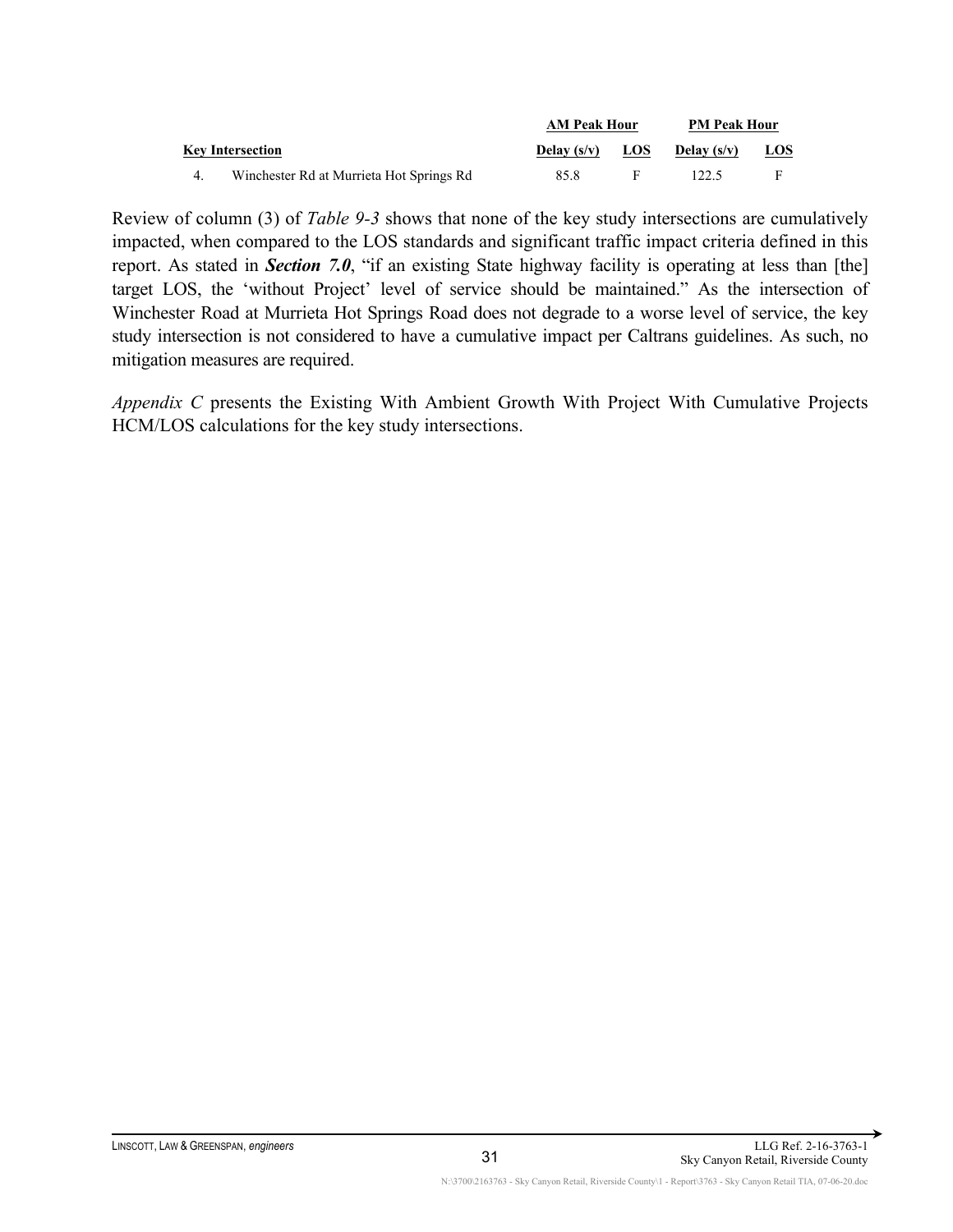| | Key Intersection | AM Peak Hour | | PM Peak Hour | |
|---|---|---|---|---|---|
| | | Delay (s/v) | LOS | Delay (s/v) | LOS |
| 4. | Winchester Rd at Murrieta Hot Springs Rd | 85.8 | F | 122.5 | F |

Review of column (3) of *Table 9-3* shows that none of the key study intersections are cumulatively impacted, when compared to the LOS standards and significant traffic impact criteria defined in this report. As stated in ***Section 7.0***, "if an existing State highway facility is operating at less than [the] target LOS, the 'without Project' level of service should be maintained." As the intersection of Winchester Road at Murrieta Hot Springs Road does not degrade to a worse level of service, the key study intersection is not considered to have a cumulative impact per Caltrans guidelines. As such, no mitigation measures are required.

*Appendix C* presents the Existing With Ambient Growth With Project With Cumulative Projects HCM/LOS calculations for the key study intersections.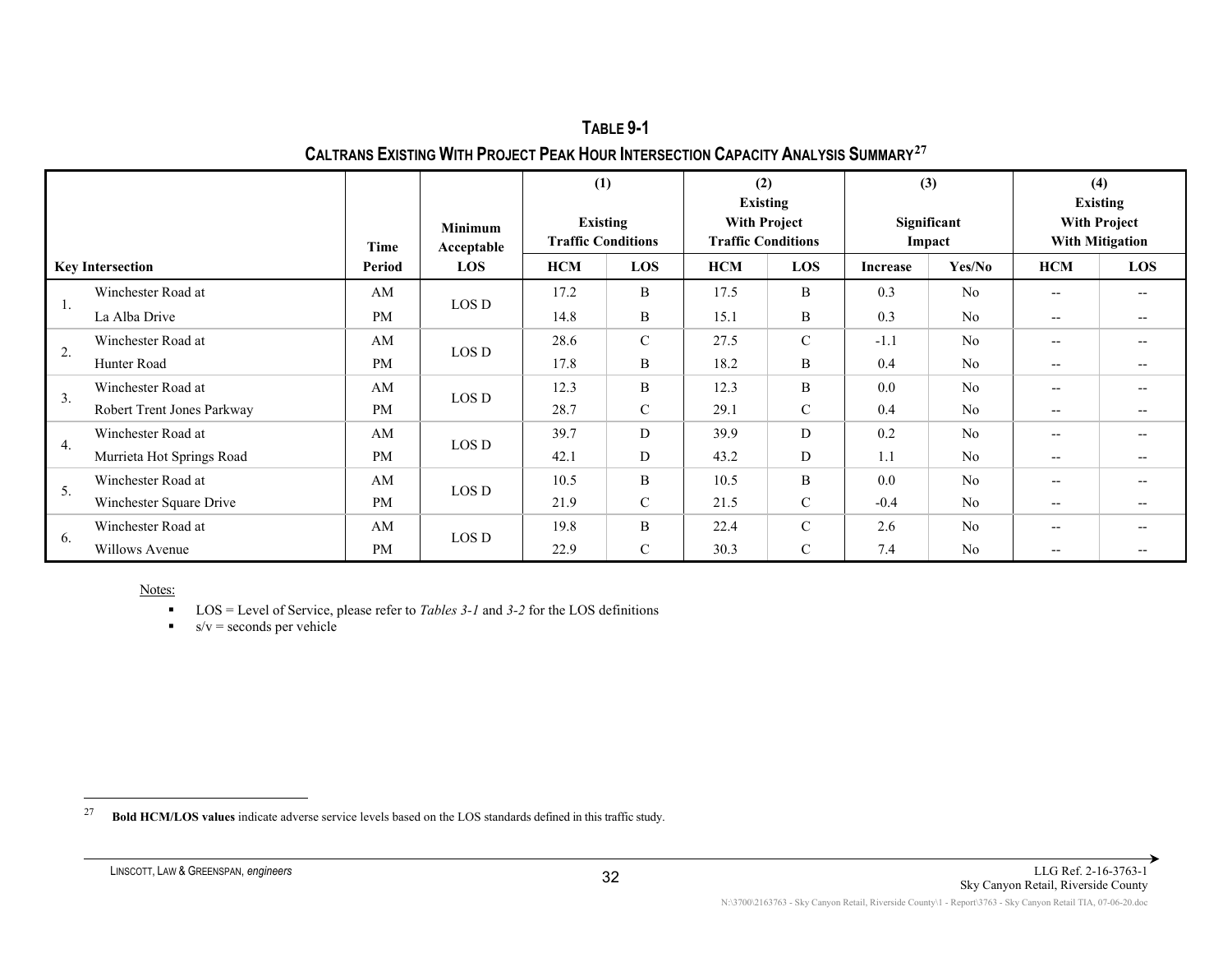**TABLE 9-1**

**CALTRANS EXISTING WITH PROJECT PEAK HOUR INTERSECTION CAPACITY ANALYSIS SUMMARY[27]**

| Key Intersection | | Time Period | Minimum Acceptable LOS | (1) Existing Traffic Conditions | | (2) Existing With Project Traffic Conditions | | (3) Significant Impact | | (4) Existing With Project With Mitigation | |
|---|---|---|---|---|---|---|---|---|---|---|---|
| | | | | HCM | LOS | HCM | LOS | Increase | Yes/No | HCM | LOS |
| 1. | Winchester Road at La Alba Drive | AM | LOS D | 17.2 | B | 17.5 | B | 0.3 | No | -- | -- |
| | | PM | | 14.8 | B | 15.1 | B | 0.3 | No | -- | -- |
| 2. | Winchester Road at Hunter Road | AM | LOS D | 28.6 | C | 27.5 | C | -1.1 | No | -- | -- |
| | | PM | | 17.8 | B | 18.2 | B | 0.4 | No | -- | -- |
| 3. | Winchester Road at Robert Trent Jones Parkway | AM | LOS D | 12.3 | B | 12.3 | B | 0.0 | No | -- | -- |
| | | PM | | 28.7 | C | 29.1 | C | 0.4 | No | -- | -- |
| 4. | Winchester Road at Murrieta Hot Springs Road | AM | LOS D | 39.7 | D | 39.9 | D | 0.2 | No | -- | -- |
| | | PM | | 42.1 | D | 43.2 | D | 1.1 | No | -- | -- |
| 5. | Winchester Road at Winchester Square Drive | AM | LOS D | 10.5 | B | 10.5 | B | 0.0 | No | -- | -- |
| | | PM | | 21.9 | C | 21.5 | C | -0.4 | No | -- | -- |
| 6. | Winchester Road at Willows Avenue | AM | LOS D | 19.8 | B | 22.4 | C | 2.6 | No | -- | -- |
| | | PM | | 22.9 | C | 30.3 | C | 7.4 | No | -- | -- |

Notes:

- LOS = Level of Service, please refer to *Tables 3-1* and *3-2* for the LOS definitions
- s/v = seconds per vehicle

---

[27] **Bold HCM/LOS values** indicate adverse service levels based on the LOS standards defined in this traffic study.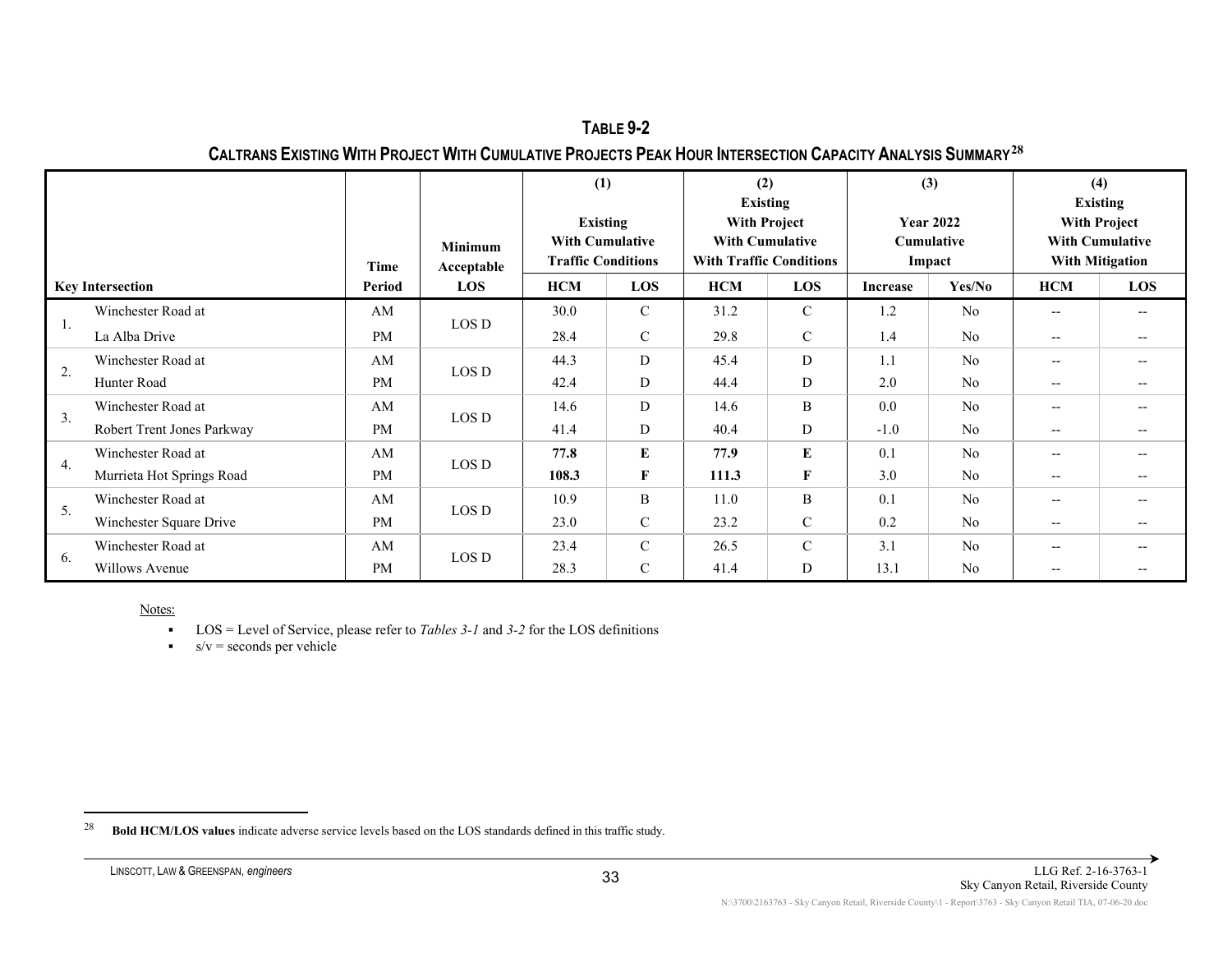## TABLE 9-2

## CALTRANS EXISTING WITH PROJECT WITH CUMULATIVE PROJECTS PEAK HOUR INTERSECTION CAPACITY ANALYSIS SUMMARY[28]

| Key Intersection | Time Period | Minimum Acceptable LOS | (1) Existing With Cumulative Traffic Conditions | | (2) Existing With Project With Cumulative With Traffic Conditions | | (3) Year 2022 Cumulative Impact | | (4) Existing With Project With Cumulative With Mitigation | |
|---|---|---|---|---|---|---|---|---|---|---|
| | | | HCM | LOS | HCM | LOS | Increase | Yes/No | HCM | LOS |
| 1. Winchester Road at La Alba Drive | AM | LOS D | 30.0 | C | 31.2 | C | 1.2 | No | -- | -- |
| | PM | | 28.4 | C | 29.8 | C | 1.4 | No | -- | -- |
| 2. Winchester Road at Hunter Road | AM | LOS D | 44.3 | D | 45.4 | D | 1.1 | No | -- | -- |
| | PM | | 42.4 | D | 44.4 | D | 2.0 | No | -- | -- |
| 3. Winchester Road at Robert Trent Jones Parkway | AM | LOS D | 14.6 | D | 14.6 | B | 0.0 | No | -- | -- |
| | PM | | 41.4 | D | 40.4 | D | -1.0 | No | -- | -- |
| 4. Winchester Road at Murrieta Hot Springs Road | AM | LOS D | **77.8** | **E** | **77.9** | **E** | 0.1 | No | -- | -- |
| | PM | | **108.3** | **F** | **111.3** | **F** | 3.0 | No | -- | -- |
| 5. Winchester Road at Winchester Square Drive | AM | LOS D | 10.9 | B | 11.0 | B | 0.1 | No | -- | -- |
| | PM | | 23.0 | C | 23.2 | C | 0.2 | No | -- | -- |
| 6. Winchester Road at Willows Avenue | AM | LOS D | 23.4 | C | 26.5 | C | 3.1 | No | -- | -- |
| | PM | | 28.3 | C | 41.4 | D | 13.1 | No | -- | -- |

Notes:

- LOS = Level of Service, please refer to *Tables 3-1* and *3-2* for the LOS definitions
- s/v = seconds per vehicle

[28] **Bold HCM/LOS values** indicate adverse service levels based on the LOS standards defined in this traffic study.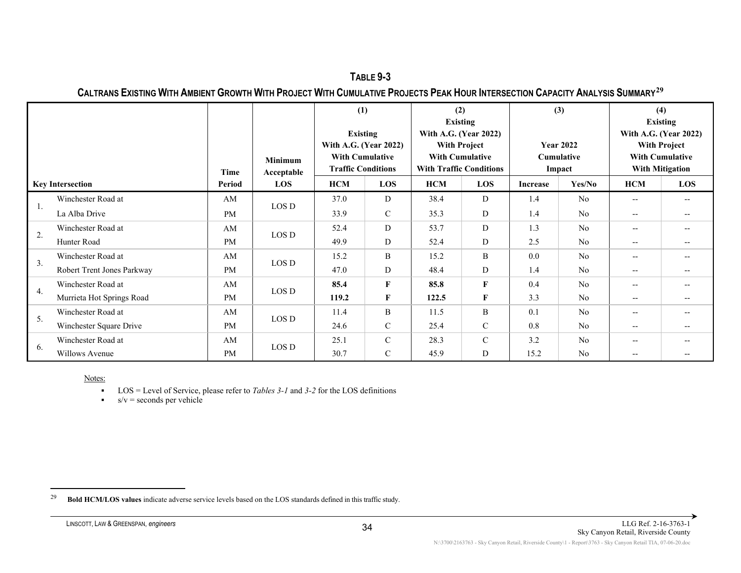## TABLE 9-3

## CALTRANS EXISTING WITH AMBIENT GROWTH WITH PROJECT WITH CUMULATIVE PROJECTS PEAK HOUR INTERSECTION CAPACITY ANALYSIS SUMMARY[29]

| Key Intersection | Time Period | Minimum Acceptable LOS | (1) Existing With A.G. (Year 2022) With Cumulative Traffic Conditions | | (2) Existing With A.G. (Year 2022) With Project With Cumulative With Traffic Conditions | | (3) Year 2022 Cumulative Impact | | (4) Existing With A.G. (Year 2022) With Project With Cumulative With Mitigation | |
|---|---|---|---|---|---|---|---|---|---|---|
| | | | HCM | LOS | HCM | LOS | Increase | Yes/No | HCM | LOS |
| 1. Winchester Road at La Alba Drive | AM | LOS D | 37.0 | D | 38.4 | D | 1.4 | No | -- | -- |
| | PM | | 33.9 | C | 35.3 | D | 1.4 | No | -- | -- |
| 2. Winchester Road at Hunter Road | AM | LOS D | 52.4 | D | 53.7 | D | 1.3 | No | -- | -- |
| | PM | | 49.9 | D | 52.4 | D | 2.5 | No | -- | -- |
| 3. Winchester Road at Robert Trent Jones Parkway | AM | LOS D | 15.2 | B | 15.2 | B | 0.0 | No | -- | -- |
| | PM | | 47.0 | D | 48.4 | D | 1.4 | No | -- | -- |
| 4. Winchester Road at Murrieta Hot Springs Road | AM | LOS D | **85.4** | **F** | **85.8** | **F** | 0.4 | No | -- | -- |
| | PM | | **119.2** | **F** | **122.5** | **F** | 3.3 | No | -- | -- |
| 5. Winchester Road at Winchester Square Drive | AM | LOS D | 11.4 | B | 11.5 | B | 0.1 | No | -- | -- |
| | PM | | 24.6 | C | 25.4 | C | 0.8 | No | -- | -- |
| 6. Winchester Road at Willows Avenue | AM | LOS D | 25.1 | C | 28.3 | C | 3.2 | No | -- | -- |
| | PM | | 30.7 | C | 45.9 | D | 15.2 | No | -- | -- |

Notes:

- LOS = Level of Service, please refer to *Tables 3-1* and *3-2* for the LOS definitions
- s/v = seconds per vehicle

---

[29] **Bold HCM/LOS values** indicate adverse service levels based on the LOS standards defined in this traffic study.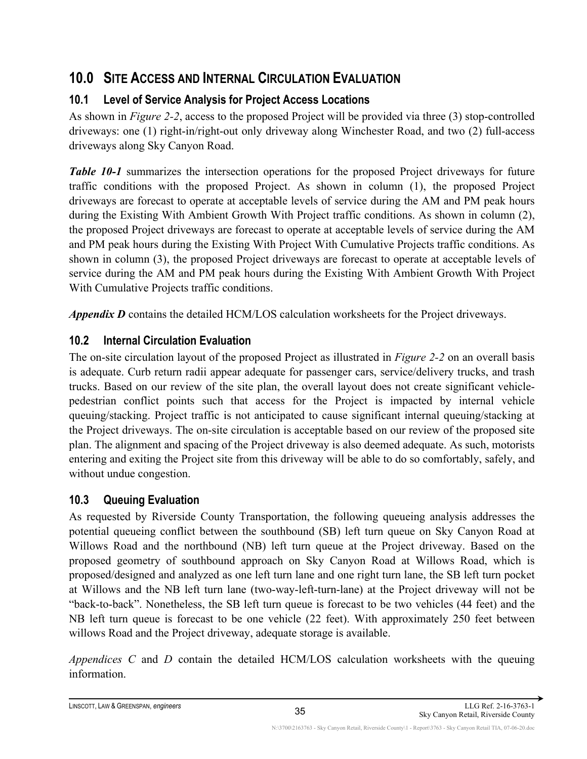# 10.0 Site Access and Internal Circulation Evaluation

## 10.1 Level of Service Analysis for Project Access Locations

As shown in *Figure 2-2*, access to the proposed Project will be provided via three (3) stop-controlled driveways: one (1) right-in/right-out only driveway along Winchester Road, and two (2) full-access driveways along Sky Canyon Road.

***Table 10-1*** summarizes the intersection operations for the proposed Project driveways for future traffic conditions with the proposed Project. As shown in column (1), the proposed Project driveways are forecast to operate at acceptable levels of service during the AM and PM peak hours during the Existing With Ambient Growth With Project traffic conditions. As shown in column (2), the proposed Project driveways are forecast to operate at acceptable levels of service during the AM and PM peak hours during the Existing With Project With Cumulative Projects traffic conditions. As shown in column (3), the proposed Project driveways are forecast to operate at acceptable levels of service during the AM and PM peak hours during the Existing With Ambient Growth With Project With Cumulative Projects traffic conditions.

***Appendix D*** contains the detailed HCM/LOS calculation worksheets for the Project driveways.

## 10.2 Internal Circulation Evaluation

The on-site circulation layout of the proposed Project as illustrated in *Figure 2-2* on an overall basis is adequate. Curb return radii appear adequate for passenger cars, service/delivery trucks, and trash trucks. Based on our review of the site plan, the overall layout does not create significant vehicle-pedestrian conflict points such that access for the Project is impacted by internal vehicle queuing/stacking. Project traffic is not anticipated to cause significant internal queuing/stacking at the Project driveways. The on-site circulation is acceptable based on our review of the proposed site plan. The alignment and spacing of the Project driveway is also deemed adequate. As such, motorists entering and exiting the Project site from this driveway will be able to do so comfortably, safely, and without undue congestion.

## 10.3 Queuing Evaluation

As requested by Riverside County Transportation, the following queueing analysis addresses the potential queueing conflict between the southbound (SB) left turn queue on Sky Canyon Road at Willows Road and the northbound (NB) left turn queue at the Project driveway. Based on the proposed geometry of southbound approach on Sky Canyon Road at Willows Road, which is proposed/designed and analyzed as one left turn lane and one right turn lane, the SB left turn pocket at Willows and the NB left turn lane (two-way-left-turn-lane) at the Project driveway will not be "back-to-back". Nonetheless, the SB left turn queue is forecast to be two vehicles (44 feet) and the NB left turn queue is forecast to be one vehicle (22 feet). With approximately 250 feet between willows Road and the Project driveway, adequate storage is available.

*Appendices C* and *D* contain the detailed HCM/LOS calculation worksheets with the queuing information.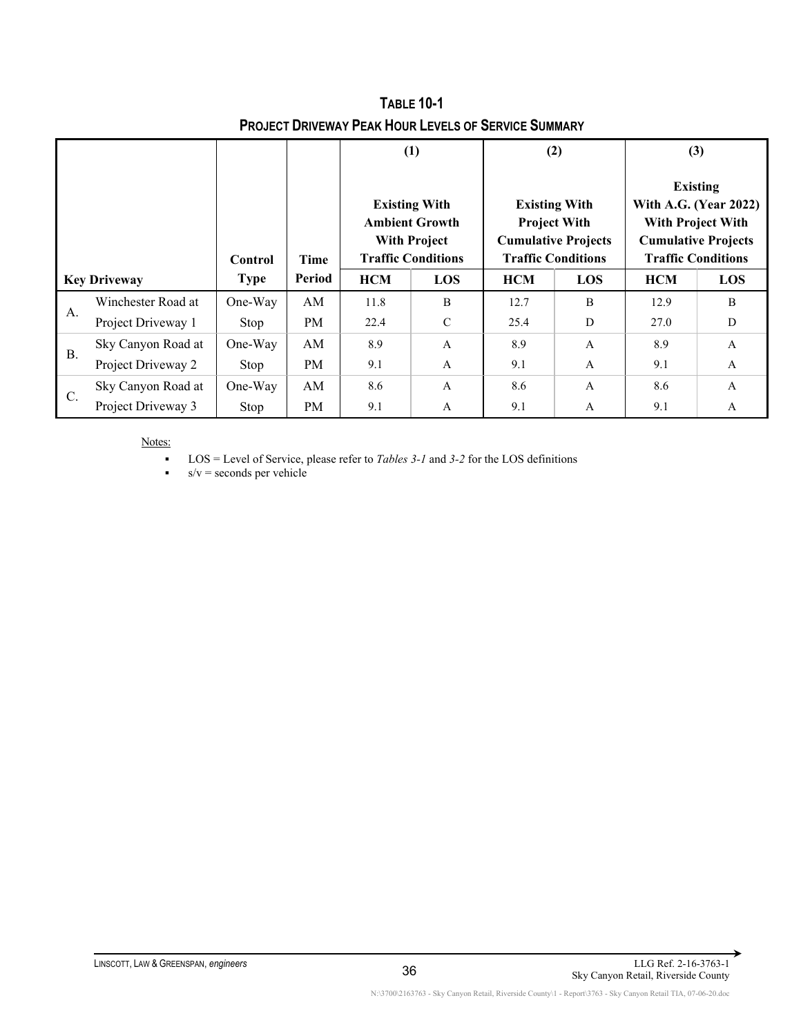**TABLE 10-1**

**PROJECT DRIVEWAY PEAK HOUR LEVELS OF SERVICE SUMMARY**

| Key Driveway | | Control Type | Time Period | (1) Existing With Ambient Growth With Project Traffic Conditions | | (2) Existing With Project With Cumulative Projects Traffic Conditions | | (3) Existing With A.G. (Year 2022) With Project With Cumulative Projects Traffic Conditions | |
|---|---|---|---|---|---|---|---|---|---|
| | | | | HCM | LOS | HCM | LOS | HCM | LOS |
| A. | Winchester Road at Project Driveway 1 | One-Way Stop | AM | 11.8 | B | 12.7 | B | 12.9 | B |
| | | | PM | 22.4 | C | 25.4 | D | 27.0 | D |
| B. | Sky Canyon Road at Project Driveway 2 | One-Way Stop | AM | 8.9 | A | 8.9 | A | 8.9 | A |
| | | | PM | 9.1 | A | 9.1 | A | 9.1 | A |
| C. | Sky Canyon Road at Project Driveway 3 | One-Way Stop | AM | 8.6 | A | 8.6 | A | 8.6 | A |
| | | | PM | 9.1 | A | 9.1 | A | 9.1 | A |

Notes:

- LOS = Level of Service, please refer to *Tables 3-1* and *3-2* for the LOS definitions
- s/v = seconds per vehicle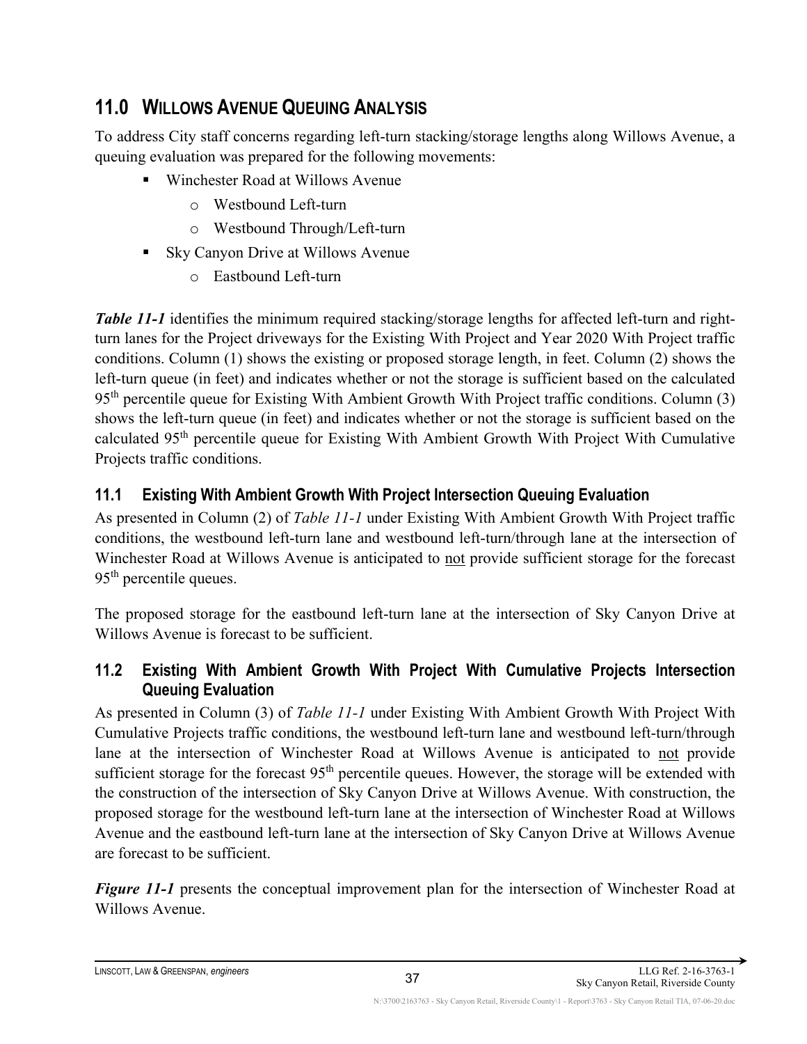## 11.0 WILLOWS AVENUE QUEUING ANALYSIS

To address City staff concerns regarding left-turn stacking/storage lengths along Willows Avenue, a queuing evaluation was prepared for the following movements:

- Winchester Road at Willows Avenue
  - Westbound Left-turn
  - Westbound Through/Left-turn
- Sky Canyon Drive at Willows Avenue
  - Eastbound Left-turn

***Table 11-1*** identifies the minimum required stacking/storage lengths for affected left-turn and right-turn lanes for the Project driveways for the Existing With Project and Year 2020 With Project traffic conditions. Column (1) shows the existing or proposed storage length, in feet. Column (2) shows the left-turn queue (in feet) and indicates whether or not the storage is sufficient based on the calculated 95th percentile queue for Existing With Ambient Growth With Project traffic conditions. Column (3) shows the left-turn queue (in feet) and indicates whether or not the storage is sufficient based on the calculated 95th percentile queue for Existing With Ambient Growth With Project With Cumulative Projects traffic conditions.

### 11.1 Existing With Ambient Growth With Project Intersection Queuing Evaluation

As presented in Column (2) of *Table 11-1* under Existing With Ambient Growth With Project traffic conditions, the westbound left-turn lane and westbound left-turn/through lane at the intersection of Winchester Road at Willows Avenue is anticipated to not provide sufficient storage for the forecast 95th percentile queues.

The proposed storage for the eastbound left-turn lane at the intersection of Sky Canyon Drive at Willows Avenue is forecast to be sufficient.

### 11.2 Existing With Ambient Growth With Project With Cumulative Projects Intersection Queuing Evaluation

As presented in Column (3) of *Table 11-1* under Existing With Ambient Growth With Project With Cumulative Projects traffic conditions, the westbound left-turn lane and westbound left-turn/through lane at the intersection of Winchester Road at Willows Avenue is anticipated to not provide sufficient storage for the forecast 95th percentile queues. However, the storage will be extended with the construction of the intersection of Sky Canyon Drive at Willows Avenue. With construction, the proposed storage for the westbound left-turn lane at the intersection of Winchester Road at Willows Avenue and the eastbound left-turn lane at the intersection of Sky Canyon Drive at Willows Avenue are forecast to be sufficient.

***Figure 11-1*** presents the conceptual improvement plan for the intersection of Winchester Road at Willows Avenue.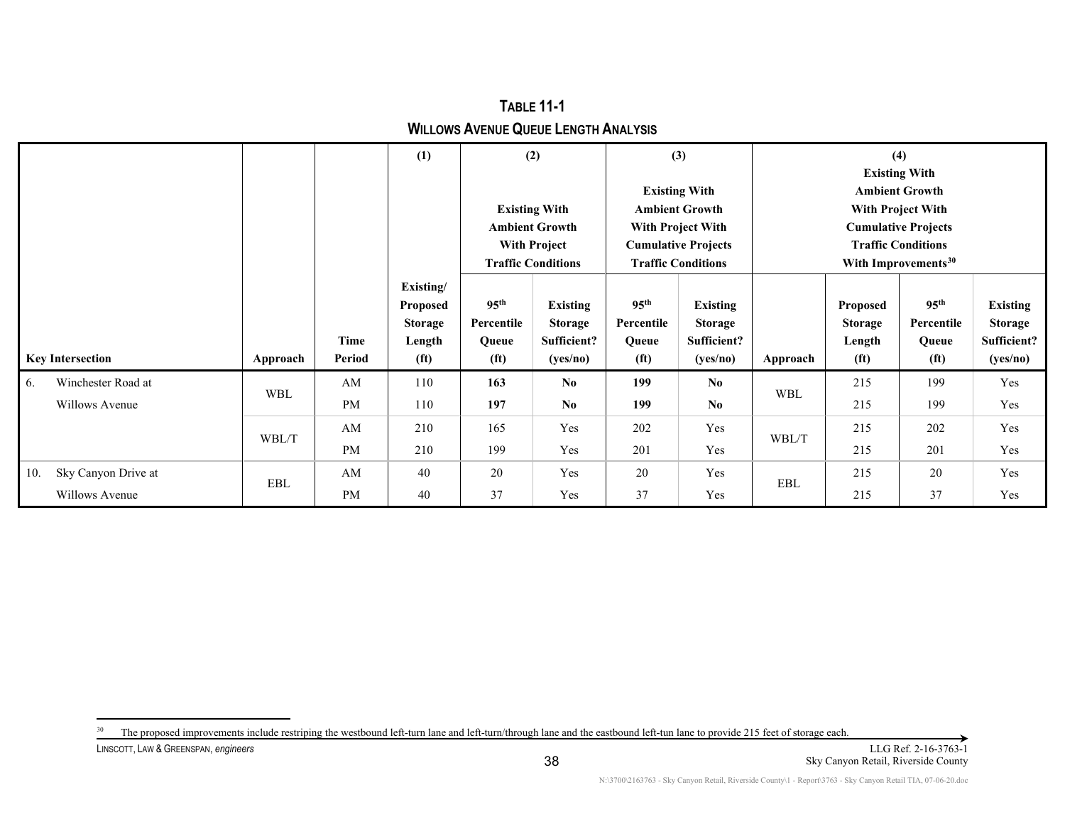## TABLE 11-1
## WILLOWS AVENUE QUEUE LENGTH ANALYSIS

| Key Intersection | Approach | Time Period | (1) Existing/ Proposed Storage Length (ft) | (2) Existing With Ambient Growth With Project Traffic Conditions | | (3) Existing With Ambient Growth With Project With Cumulative Projects Traffic Conditions | | (4) Existing With Ambient Growth With Project With Cumulative Projects Traffic Conditions With Improvements[30] | | | |
|---|---|---|---|---|---|---|---|---|---|---|---|
| | | | | 95th Percentile Queue (ft) | Existing Storage Sufficient? (yes/no) | 95th Percentile Queue (ft) | Existing Storage Sufficient? (yes/no) | Approach | Proposed Storage Length (ft) | 95th Percentile Queue (ft) | Existing Storage Sufficient? (yes/no) |
| 6. Winchester Road at Willows Avenue | WBL | AM | 110 | **163** | **No** | **199** | **No** | WBL | 215 | 199 | Yes |
| | | PM | 110 | **197** | **No** | **199** | **No** | | 215 | 199 | Yes |
| | WBL/T | AM | 210 | 165 | Yes | 202 | Yes | WBL/T | 215 | 202 | Yes |
| | | PM | 210 | 199 | Yes | 201 | Yes | | 215 | 201 | Yes |
| 10. Sky Canyon Drive at Willows Avenue | EBL | AM | 40 | 20 | Yes | 20 | Yes | EBL | 215 | 20 | Yes |
| | | PM | 40 | 37 | Yes | 37 | Yes | | 215 | 37 | Yes |

[30] The proposed improvements include restriping the westbound left-turn lane and left-turn/through lane and the eastbound left-tun lane to provide 215 feet of storage each.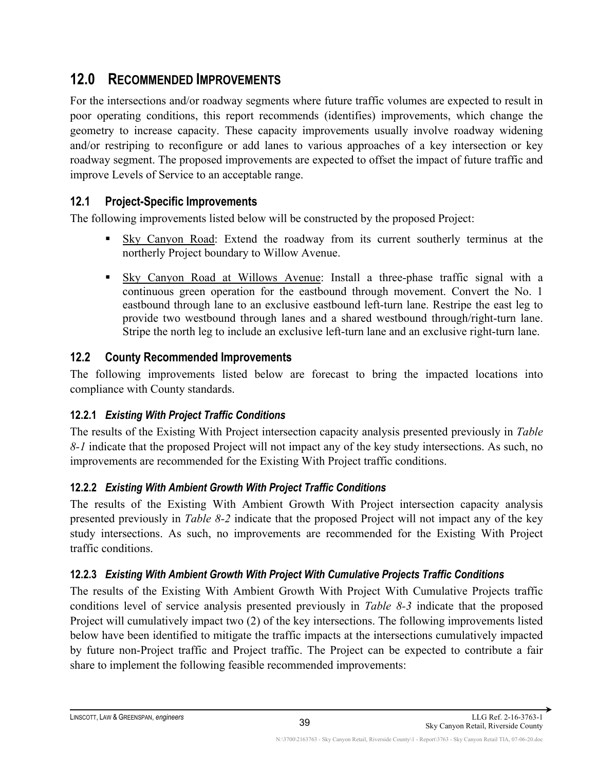## 12.0 RECOMMENDED IMPROVEMENTS

For the intersections and/or roadway segments where future traffic volumes are expected to result in poor operating conditions, this report recommends (identifies) improvements, which change the geometry to increase capacity. These capacity improvements usually involve roadway widening and/or restriping to reconfigure or add lanes to various approaches of a key intersection or key roadway segment. The proposed improvements are expected to offset the impact of future traffic and improve Levels of Service to an acceptable range.

### 12.1 Project-Specific Improvements

The following improvements listed below will be constructed by the proposed Project:

- Sky Canyon Road: Extend the roadway from its current southerly terminus at the northerly Project boundary to Willow Avenue.
- Sky Canyon Road at Willows Avenue: Install a three-phase traffic signal with a continuous green operation for the eastbound through movement. Convert the No. 1 eastbound through lane to an exclusive eastbound left-turn lane. Restripe the east leg to provide two westbound through lanes and a shared westbound through/right-turn lane. Stripe the north leg to include an exclusive left-turn lane and an exclusive right-turn lane.

### 12.2 County Recommended Improvements

The following improvements listed below are forecast to bring the impacted locations into compliance with County standards.

#### 12.2.1 *Existing With Project Traffic Conditions*

The results of the Existing With Project intersection capacity analysis presented previously in *Table 8-1* indicate that the proposed Project will not impact any of the key study intersections. As such, no improvements are recommended for the Existing With Project traffic conditions.

#### 12.2.2 *Existing With Ambient Growth With Project Traffic Conditions*

The results of the Existing With Ambient Growth With Project intersection capacity analysis presented previously in *Table 8-2* indicate that the proposed Project will not impact any of the key study intersections. As such, no improvements are recommended for the Existing With Project traffic conditions.

#### 12.2.3 *Existing With Ambient Growth With Project With Cumulative Projects Traffic Conditions*

The results of the Existing With Ambient Growth With Project With Cumulative Projects traffic conditions level of service analysis presented previously in *Table 8-3* indicate that the proposed Project will cumulatively impact two (2) of the key intersections. The following improvements listed below have been identified to mitigate the traffic impacts at the intersections cumulatively impacted by future non-Project traffic and Project traffic. The Project can be expected to contribute a fair share to implement the following feasible recommended improvements: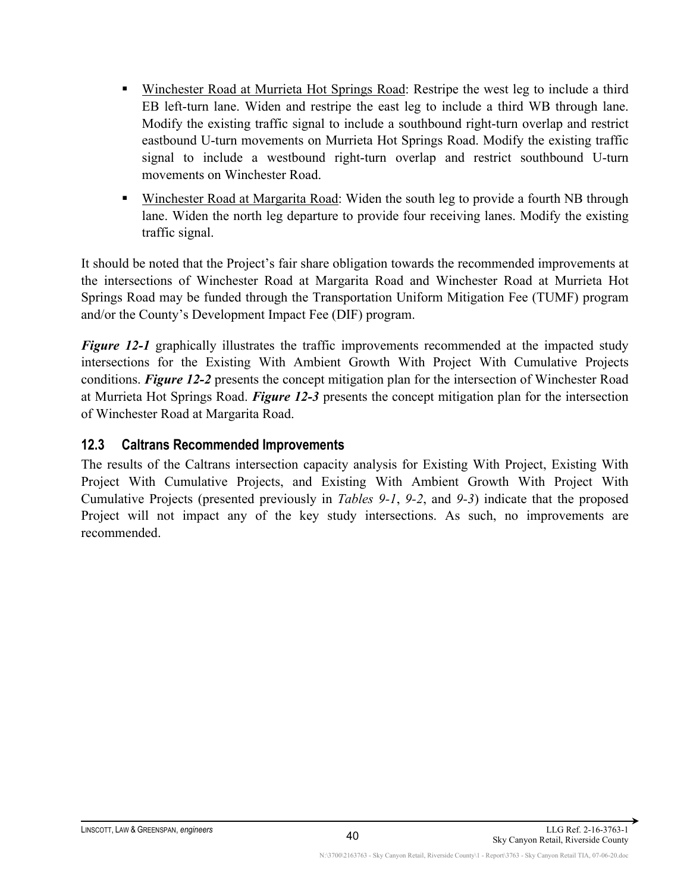- Winchester Road at Murrieta Hot Springs Road: Restripe the west leg to include a third EB left-turn lane. Widen and restripe the east leg to include a third WB through lane. Modify the existing traffic signal to include a southbound right-turn overlap and restrict eastbound U-turn movements on Murrieta Hot Springs Road. Modify the existing traffic signal to include a westbound right-turn overlap and restrict southbound U-turn movements on Winchester Road.
- Winchester Road at Margarita Road: Widen the south leg to provide a fourth NB through lane. Widen the north leg departure to provide four receiving lanes. Modify the existing traffic signal.

It should be noted that the Project's fair share obligation towards the recommended improvements at the intersections of Winchester Road at Margarita Road and Winchester Road at Murrieta Hot Springs Road may be funded through the Transportation Uniform Mitigation Fee (TUMF) program and/or the County's Development Impact Fee (DIF) program.

***Figure 12-1*** graphically illustrates the traffic improvements recommended at the impacted study intersections for the Existing With Ambient Growth With Project With Cumulative Projects conditions. ***Figure 12-2*** presents the concept mitigation plan for the intersection of Winchester Road at Murrieta Hot Springs Road. ***Figure 12-3*** presents the concept mitigation plan for the intersection of Winchester Road at Margarita Road.

## 12.3 Caltrans Recommended Improvements

The results of the Caltrans intersection capacity analysis for Existing With Project, Existing With Project With Cumulative Projects, and Existing With Ambient Growth With Project With Cumulative Projects (presented previously in *Tables 9-1*, *9-2*, and *9-3*) indicate that the proposed Project will not impact any of the key study intersections. As such, no improvements are recommended.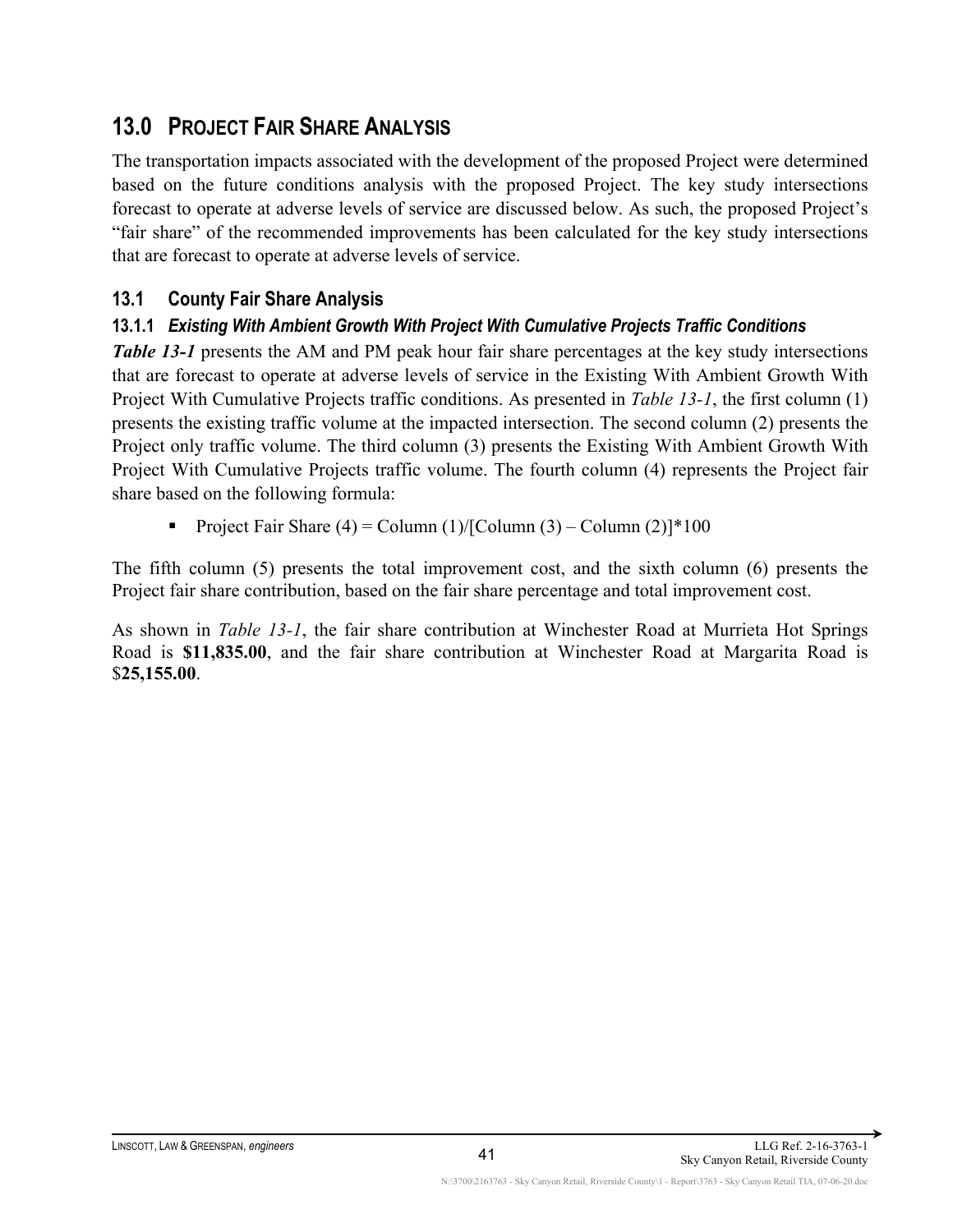# 13.0 PROJECT FAIR SHARE ANALYSIS

The transportation impacts associated with the development of the proposed Project were determined based on the future conditions analysis with the proposed Project. The key study intersections forecast to operate at adverse levels of service are discussed below. As such, the proposed Project's "fair share" of the recommended improvements has been calculated for the key study intersections that are forecast to operate at adverse levels of service.

## 13.1 County Fair Share Analysis

### 13.1.1 *Existing With Ambient Growth With Project With Cumulative Projects Traffic Conditions*

***Table 13-1*** presents the AM and PM peak hour fair share percentages at the key study intersections that are forecast to operate at adverse levels of service in the Existing With Ambient Growth With Project With Cumulative Projects traffic conditions. As presented in *Table 13-1*, the first column (1) presents the existing traffic volume at the impacted intersection. The second column (2) presents the Project only traffic volume. The third column (3) presents the Existing With Ambient Growth With Project With Cumulative Projects traffic volume. The fourth column (4) represents the Project fair share based on the following formula:

- Project Fair Share (4) = Column (1)/[Column (3) – Column (2)]*100

The fifth column (5) presents the total improvement cost, and the sixth column (6) presents the Project fair share contribution, based on the fair share percentage and total improvement cost.

As shown in *Table 13-1*, the fair share contribution at Winchester Road at Murrieta Hot Springs Road is **$11,835.00**, and the fair share contribution at Winchester Road at Margarita Road is $**25,155.00**.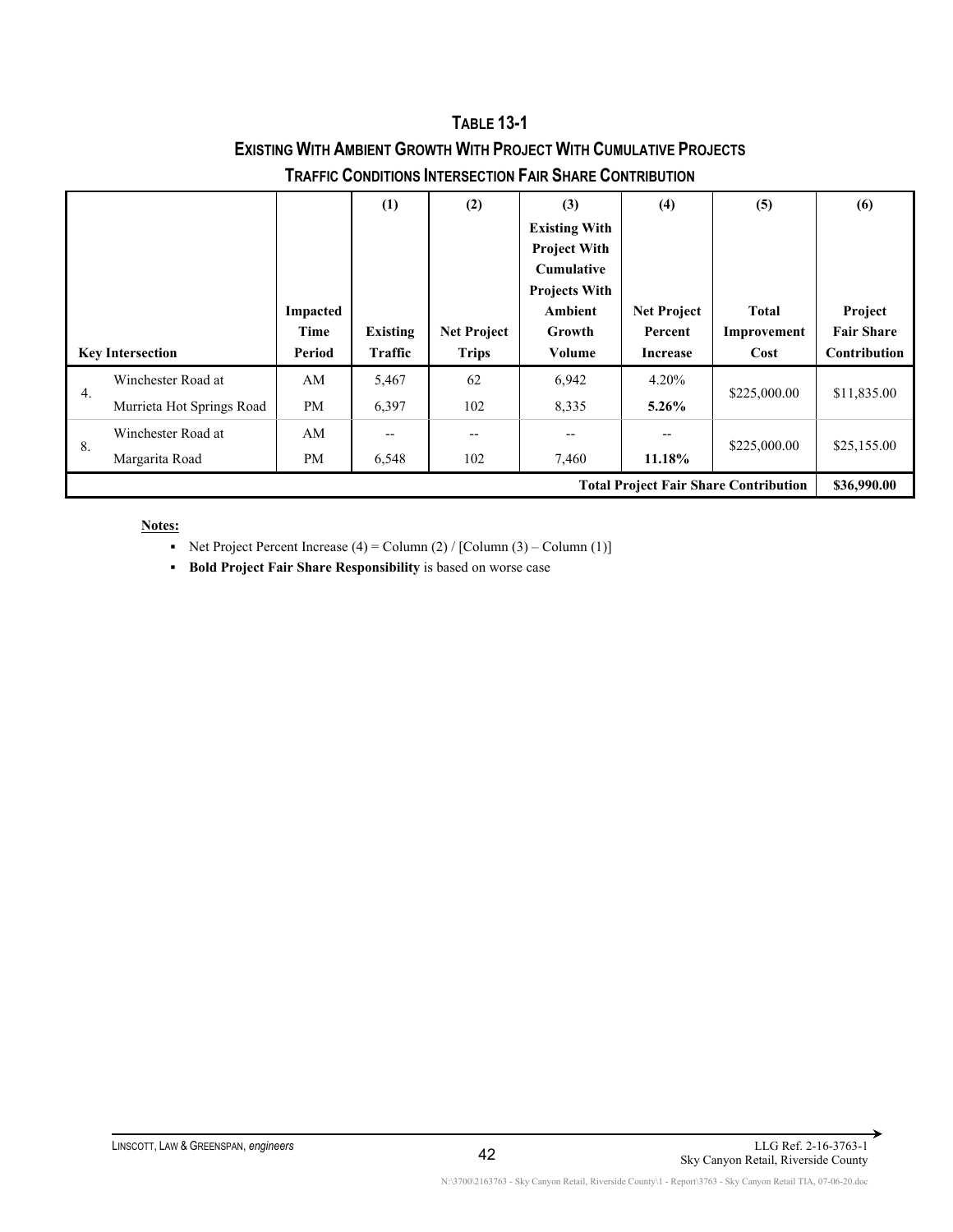## TABLE 13-1
## EXISTING WITH AMBIENT GROWTH WITH PROJECT WITH CUMULATIVE PROJECTS
## TRAFFIC CONDITIONS INTERSECTION FAIR SHARE CONTRIBUTION

| Key Intersection | | Impacted Time Period | (1) Existing Traffic | (2) Net Project Trips | (3) Existing With Project With Cumulative Projects With Ambient Growth Volume | (4) Net Project Percent Increase | (5) Total Improvement Cost | (6) Project Fair Share Contribution |
|---|---|---|---|---|---|---|---|---|
| 4. | Winchester Road at Murrieta Hot Springs Road | AM | 5,467 | 62 | 6,942 | 4.20% | $225,000.00 | $11,835.00 |
| | | PM | 6,397 | 102 | 8,335 | **5.26%** | | |
| 8. | Winchester Road at Margarita Road | AM | -- | -- | -- | -- | $225,000.00 | $25,155.00 |
| | | PM | 6,548 | 102 | 7,460 | **11.18%** | | |
| **Total Project Fair Share Contribution** | | | | | | | | **$36,990.00** |

**Notes:**

- Net Project Percent Increase (4) = Column (2) / [Column (3) – Column (1)]
- **Bold Project Fair Share Responsibility** is based on worse case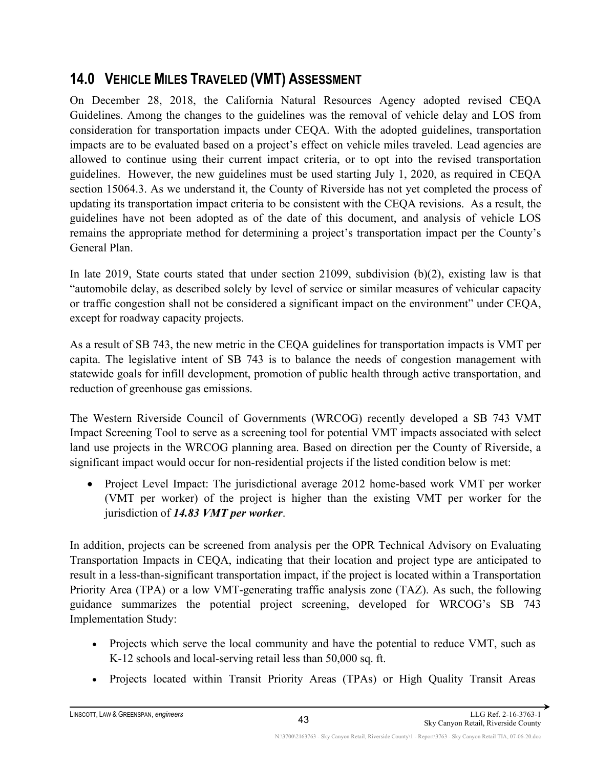## 14.0 VEHICLE MILES TRAVELED (VMT) ASSESSMENT

On December 28, 2018, the California Natural Resources Agency adopted revised CEQA Guidelines. Among the changes to the guidelines was the removal of vehicle delay and LOS from consideration for transportation impacts under CEQA. With the adopted guidelines, transportation impacts are to be evaluated based on a project's effect on vehicle miles traveled. Lead agencies are allowed to continue using their current impact criteria, or to opt into the revised transportation guidelines. However, the new guidelines must be used starting July 1, 2020, as required in CEQA section 15064.3. As we understand it, the County of Riverside has not yet completed the process of updating its transportation impact criteria to be consistent with the CEQA revisions. As a result, the guidelines have not been adopted as of the date of this document, and analysis of vehicle LOS remains the appropriate method for determining a project's transportation impact per the County's General Plan.

In late 2019, State courts stated that under section 21099, subdivision (b)(2), existing law is that "automobile delay, as described solely by level of service or similar measures of vehicular capacity or traffic congestion shall not be considered a significant impact on the environment" under CEQA, except for roadway capacity projects.

As a result of SB 743, the new metric in the CEQA guidelines for transportation impacts is VMT per capita. The legislative intent of SB 743 is to balance the needs of congestion management with statewide goals for infill development, promotion of public health through active transportation, and reduction of greenhouse gas emissions.

The Western Riverside Council of Governments (WRCOG) recently developed a SB 743 VMT Impact Screening Tool to serve as a screening tool for potential VMT impacts associated with select land use projects in the WRCOG planning area. Based on direction per the County of Riverside, a significant impact would occur for non-residential projects if the listed condition below is met:

- Project Level Impact: The jurisdictional average 2012 home-based work VMT per worker (VMT per worker) of the project is higher than the existing VMT per worker for the jurisdiction of ***14.83 VMT per worker***.

In addition, projects can be screened from analysis per the OPR Technical Advisory on Evaluating Transportation Impacts in CEQA, indicating that their location and project type are anticipated to result in a less-than-significant transportation impact, if the project is located within a Transportation Priority Area (TPA) or a low VMT-generating traffic analysis zone (TAZ). As such, the following guidance summarizes the potential project screening, developed for WRCOG's SB 743 Implementation Study:

- Projects which serve the local community and have the potential to reduce VMT, such as K-12 schools and local-serving retail less than 50,000 sq. ft.
- Projects located within Transit Priority Areas (TPAs) or High Quality Transit Areas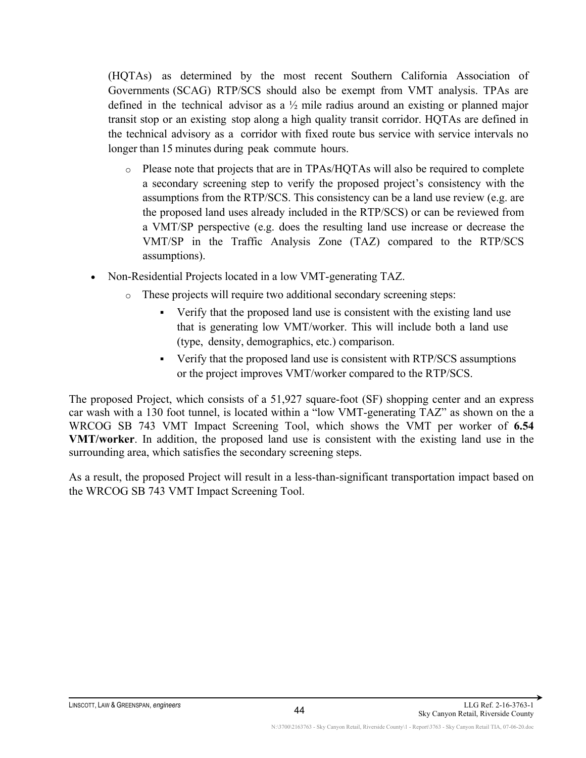(HQTAs) as determined by the most recent Southern California Association of Governments (SCAG) RTP/SCS should also be exempt from VMT analysis. TPAs are defined in the technical advisor as a ½ mile radius around an existing or planned major transit stop or an existing stop along a high quality transit corridor. HQTAs are defined in the technical advisory as a corridor with fixed route bus service with service intervals no longer than 15 minutes during peak commute hours.

- Please note that projects that are in TPAs/HQTAs will also be required to complete a secondary screening step to verify the proposed project's consistency with the assumptions from the RTP/SCS. This consistency can be a land use review (e.g. are the proposed land uses already included in the RTP/SCS) or can be reviewed from a VMT/SP perspective (e.g. does the resulting land use increase or decrease the VMT/SP in the Traffic Analysis Zone (TAZ) compared to the RTP/SCS assumptions).

- Non-Residential Projects located in a low VMT-generating TAZ.
  - These projects will require two additional secondary screening steps:
    - Verify that the proposed land use is consistent with the existing land use that is generating low VMT/worker. This will include both a land use (type, density, demographics, etc.) comparison.
    - Verify that the proposed land use is consistent with RTP/SCS assumptions or the project improves VMT/worker compared to the RTP/SCS.

The proposed Project, which consists of a 51,927 square-foot (SF) shopping center and an express car wash with a 130 foot tunnel, is located within a "low VMT-generating TAZ" as shown on the a WRCOG SB 743 VMT Impact Screening Tool, which shows the VMT per worker of **6.54 VMT/worker**. In addition, the proposed land use is consistent with the existing land use in the surrounding area, which satisfies the secondary screening steps.

As a result, the proposed Project will result in a less-than-significant transportation impact based on the WRCOG SB 743 VMT Impact Screening Tool.